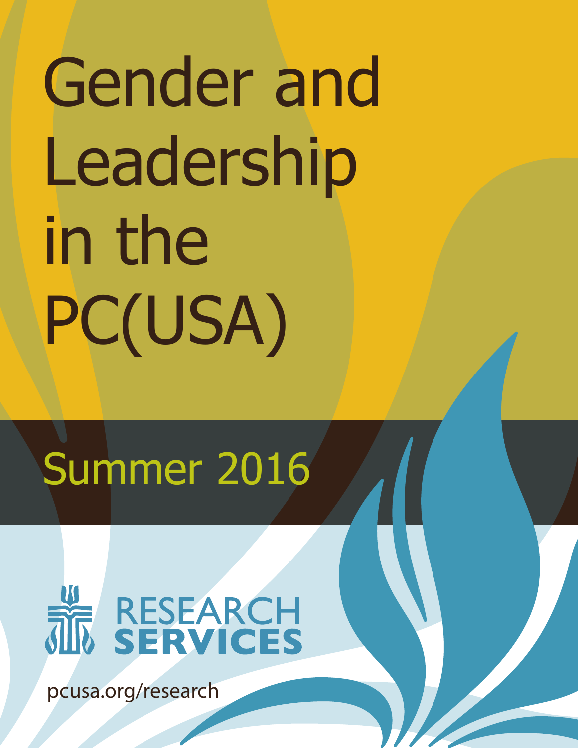# Gender and Leadership in the PC(USA)

## Summer 2016

RESEARCH SERVICES

pcusa.org/research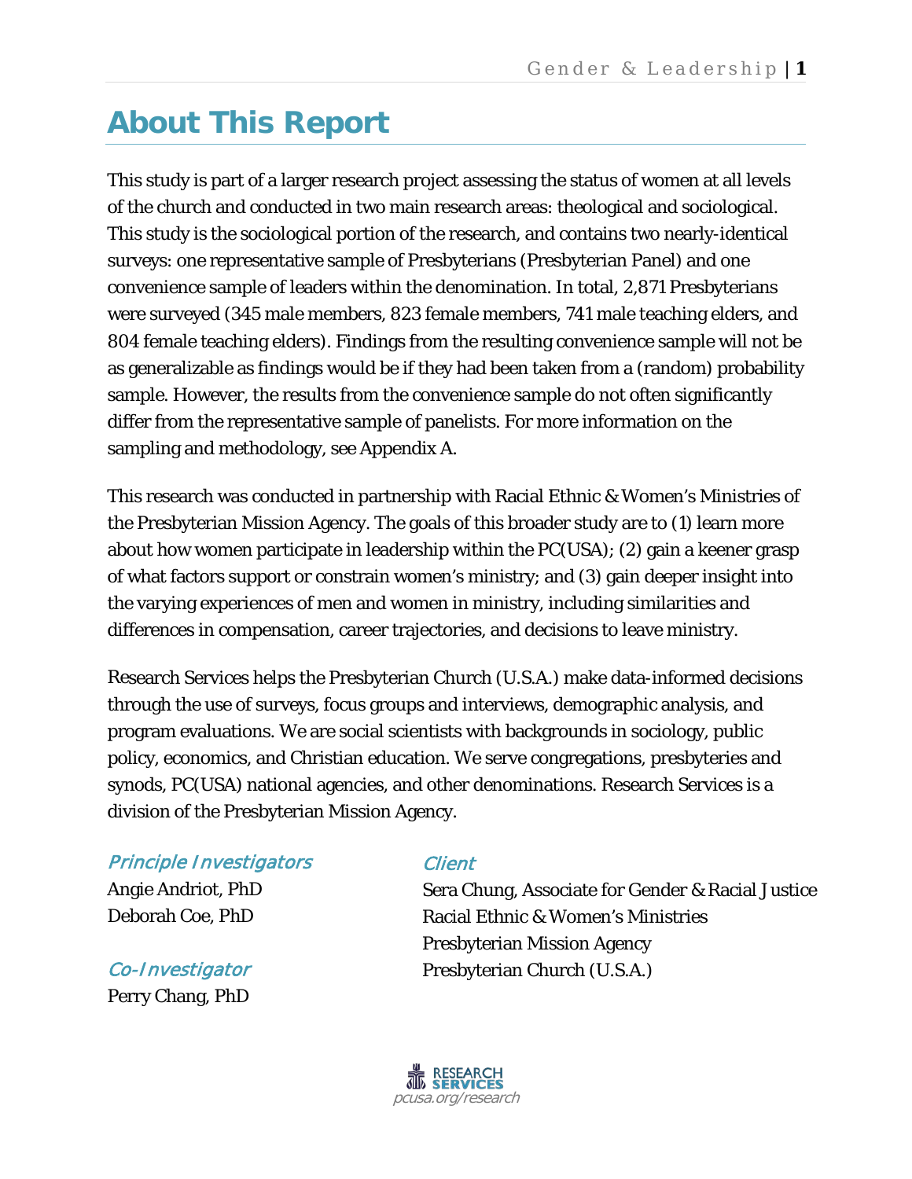# About This Report

This study is part of a larger research project assessing the status of women at all levels of the church and conducted in two main research areas: theological and sociological. This study is the sociological portion of the research, and contains two nearly-identical surveys: one representative sample of Presbyterians (Presbyterian Panel) and one convenience sample of leaders within the denomination. In total, 2,871 Presbyterians were surveyed (345 male members, 823 female members, 741 male teaching elders, and 804 female teaching elders). Findings from the resulting convenience sample will not be as generalizable as findings would be if they had been taken from a (random) probability sample. However, the results from the convenience sample do not often significantly differ from the representative sample of panelists. For more information on the sampling and methodology, see Appendix A.

This research was conducted in partnership with Racial Ethnic & Women's Ministries of the Presbyterian Mission Agency. The goals of this broader study are to (1) learn more about how women participate in leadership within the PC(USA); (2) gain a keener grasp of what factors support or constrain women's ministry; and (3) gain deeper insight into the varying experiences of men and women in ministry, including similarities and differences in compensation, career trajectories, and decisions to leave ministry.

Research Services helps the Presbyterian Church (U.S.A.) make data-informed decisions through the use of surveys, focus groups and interviews, demographic analysis, and program evaluations. We are social scientists with backgrounds in sociology, public policy, economics, and Christian education. We serve congregations, presbyteries and synods, PC(USA) national agencies, and other denominations. Research Services is a division of the Presbyterian Mission Agency.

*Principle Investigators*

Angie Andriot, PhD
Deborah Coe, PhD

*Co-Investigator*

Perry Chang, PhD

*Client*

Sera Chung, Associate for Gender & Racial Justice
Racial Ethnic & Women's Ministries
Presbyterian Mission Agency
Presbyterian Church (U.S.A.)

RESEARCH SERVICES
pcusa.org/research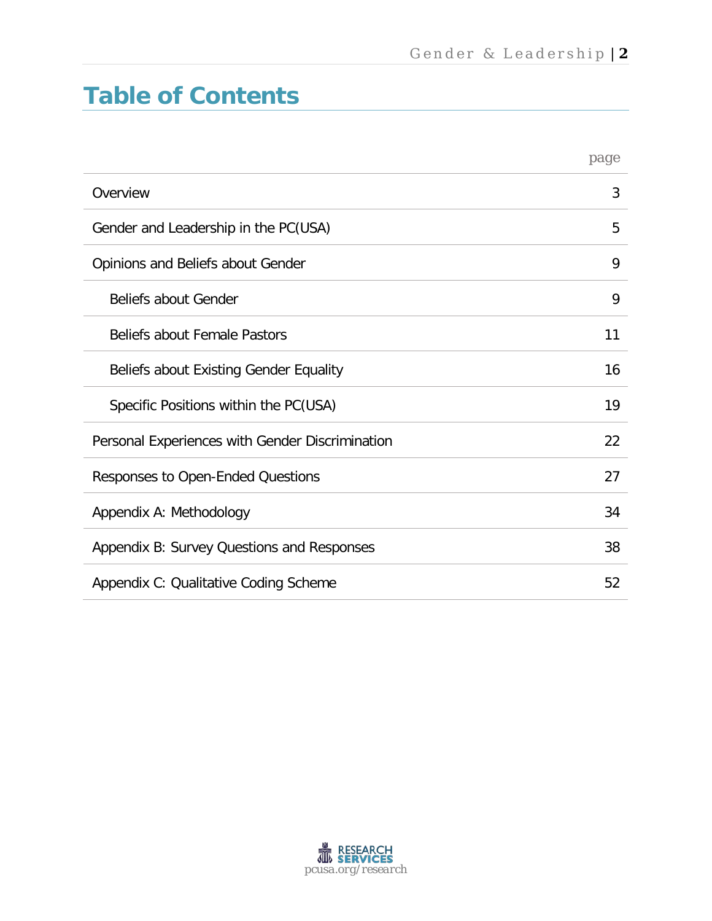# Table of Contents

| | page |
|---|---|
| Overview | 3 |
| Gender and Leadership in the PC(USA) | 5 |
| Opinions and Beliefs about Gender | 9 |
| Beliefs about Gender | 9 |
| Beliefs about Female Pastors | 11 |
| Beliefs about Existing Gender Equality | 16 |
| Specific Positions within the PC(USA) | 19 |
| Personal Experiences with Gender Discrimination | 22 |
| Responses to Open-Ended Questions | 27 |
| Appendix A: Methodology | 34 |
| Appendix B: Survey Questions and Responses | 38 |
| Appendix C: Qualitative Coding Scheme | 52 |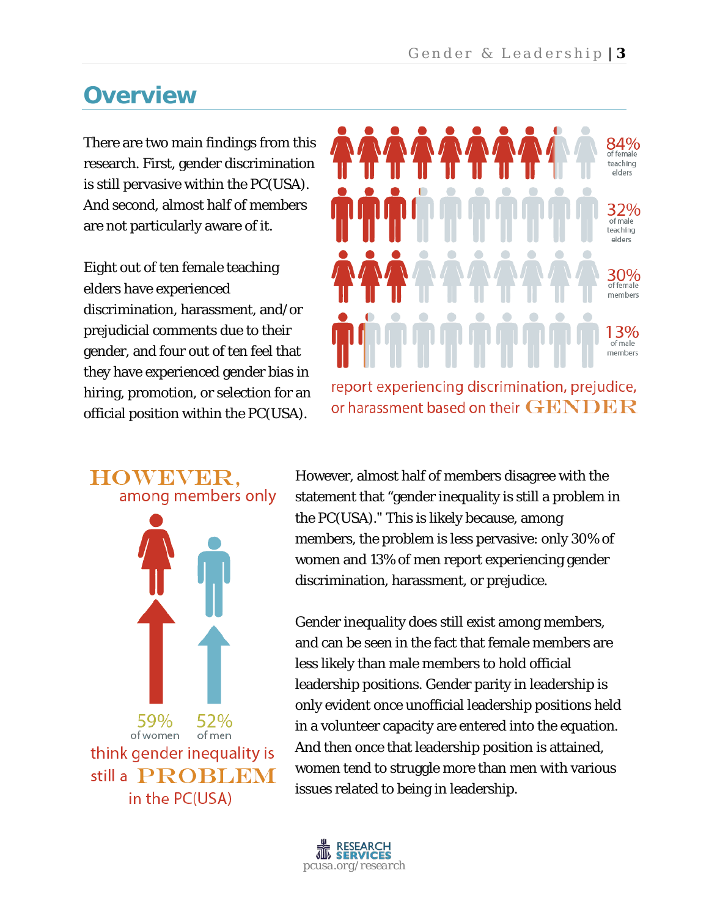## Overview

There are two main findings from this research. First, gender discrimination is still pervasive within the PC(USA). And second, almost half of members are not particularly aware of it.

Eight out of ten female teaching elders have experienced discrimination, harassment, and/or prejudicial comments due to their gender, and four out of ten feel that they have experienced gender bias in hiring, promotion, or selection for an official position within the PC(USA).

84% of female teaching elders

32% of male teaching elders

30% of female members

13% of male members

report experiencing discrimination, prejudice, or harassment based on their GENDER

HOWEVER, among members only

59% of women

52% of men

think gender inequality is still a PROBLEM in the PC(USA)

However, almost half of members disagree with the statement that "gender inequality is still a problem in the PC(USA)." This is likely because, among members, the problem is less pervasive: only 30% of women and 13% of men report experiencing gender discrimination, harassment, or prejudice.

Gender inequality does still exist among members, and can be seen in the fact that female members are less likely than male members to hold official leadership positions. Gender parity in leadership is only evident once unofficial leadership positions held in a volunteer capacity are entered into the equation. And then once that leadership position is attained, women tend to struggle more than men with various issues related to being in leadership.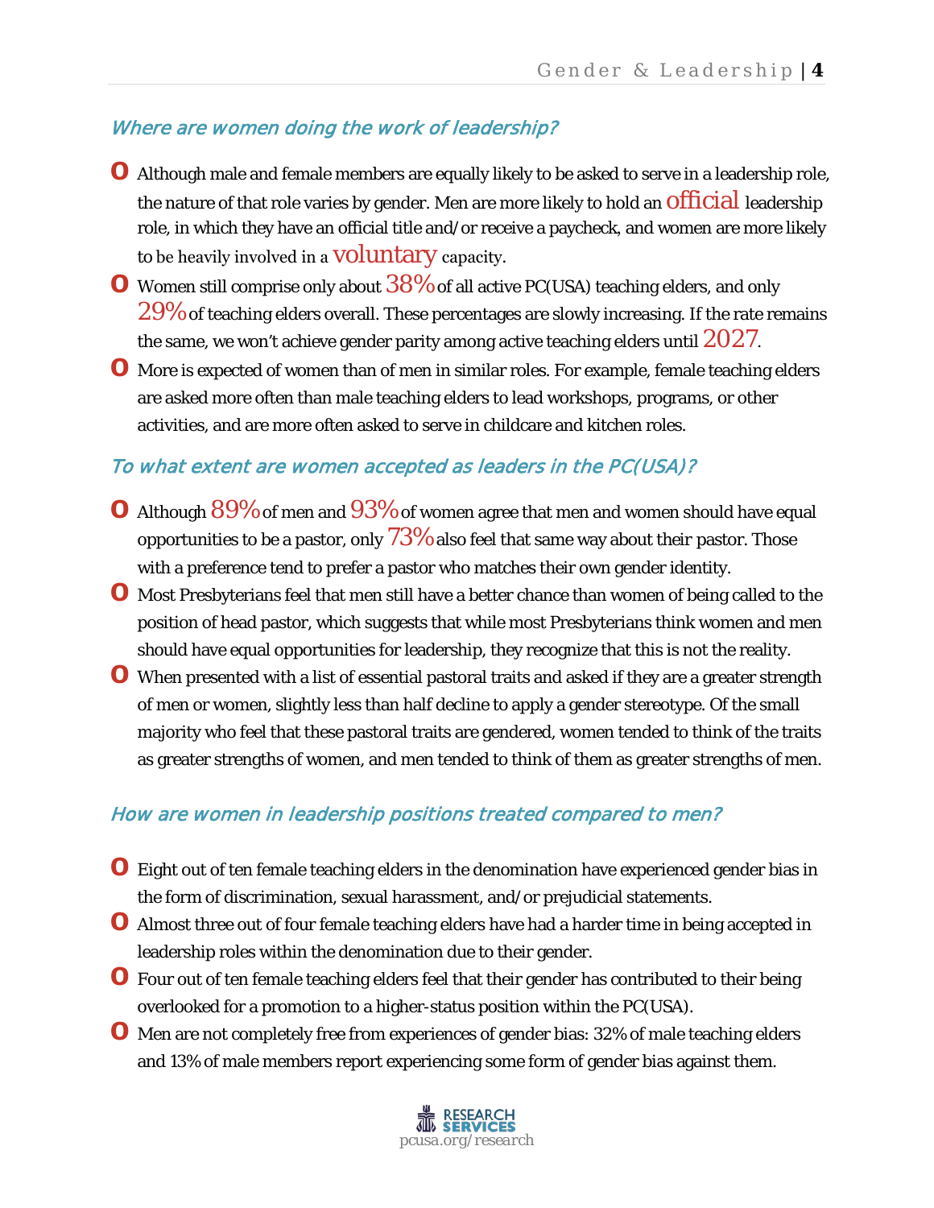## Where are women doing the work of leadership?

- Although male and female members are equally likely to be asked to serve in a leadership role, the nature of that role varies by gender. Men are more likely to hold an official leadership role, in which they have an official title and/or receive a paycheck, and women are more likely to be heavily involved in a voluntary capacity.
- Women still comprise only about 38% of all active PC(USA) teaching elders, and only 29% of teaching elders overall. These percentages are slowly increasing. If the rate remains the same, we won't achieve gender parity among active teaching elders until 2027.
- More is expected of women than of men in similar roles. For example, female teaching elders are asked more often than male teaching elders to lead workshops, programs, or other activities, and are more often asked to serve in childcare and kitchen roles.

## To what extent are women accepted as leaders in the PC(USA)?

- Although 89% of men and 93% of women agree that men and women should have equal opportunities to be a pastor, only 73% also feel that same way about their pastor. Those with a preference tend to prefer a pastor who matches their own gender identity.
- Most Presbyterians feel that men still have a better chance than women of being called to the position of head pastor, which suggests that while most Presbyterians think women and men should have equal opportunities for leadership, they recognize that this is not the reality.
- When presented with a list of essential pastoral traits and asked if they are a greater strength of men or women, slightly less than half decline to apply a gender stereotype. Of the small majority who feel that these pastoral traits are gendered, women tended to think of the traits as greater strengths of women, and men tended to think of them as greater strengths of men.

## How are women in leadership positions treated compared to men?

- Eight out of ten female teaching elders in the denomination have experienced gender bias in the form of discrimination, sexual harassment, and/or prejudicial statements.
- Almost three out of four female teaching elders have had a harder time in being accepted in leadership roles within the denomination due to their gender.
- Four out of ten female teaching elders feel that their gender has contributed to their being overlooked for a promotion to a higher-status position within the PC(USA).
- Men are not completely free from experiences of gender bias: 32% of male teaching elders and 13% of male members report experiencing some form of gender bias against them.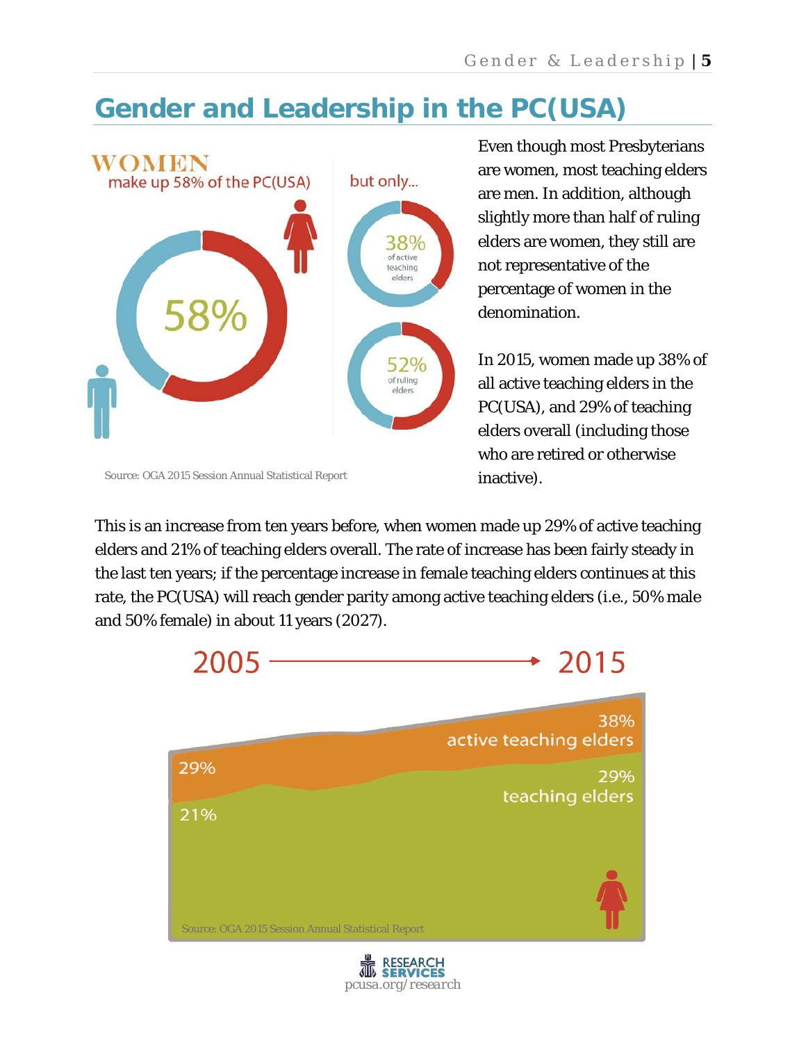# Gender and Leadership in the PC(USA)

WOMEN
make up 58% of the PC(USA)

58%

but only...

38%
of active teaching elders

52%
of ruling elders

Source: OGA 2015 Session Annual Statistical Report

Even though most Presbyterians are women, most teaching elders are men. In addition, although slightly more than half of ruling elders are women, they still are not representative of the percentage of women in the denomination.

In 2015, women made up 38% of all active teaching elders in the PC(USA), and 29% of teaching elders overall (including those who are retired or otherwise inactive).

This is an increase from ten years before, when women made up 29% of active teaching elders and 21% of teaching elders overall. The rate of increase has been fairly steady in the last ten years; if the percentage increase in female teaching elders continues at this rate, the PC(USA) will reach gender parity among active teaching elders (i.e., 50% male and 50% female) in about 11 years (2027).

2005 → 2015

29% → 38% active teaching elders

21% → 29% teaching elders

Source: OGA 2015 Session Annual Statistical Report

RESEARCH SERVICES
pcusa.org/research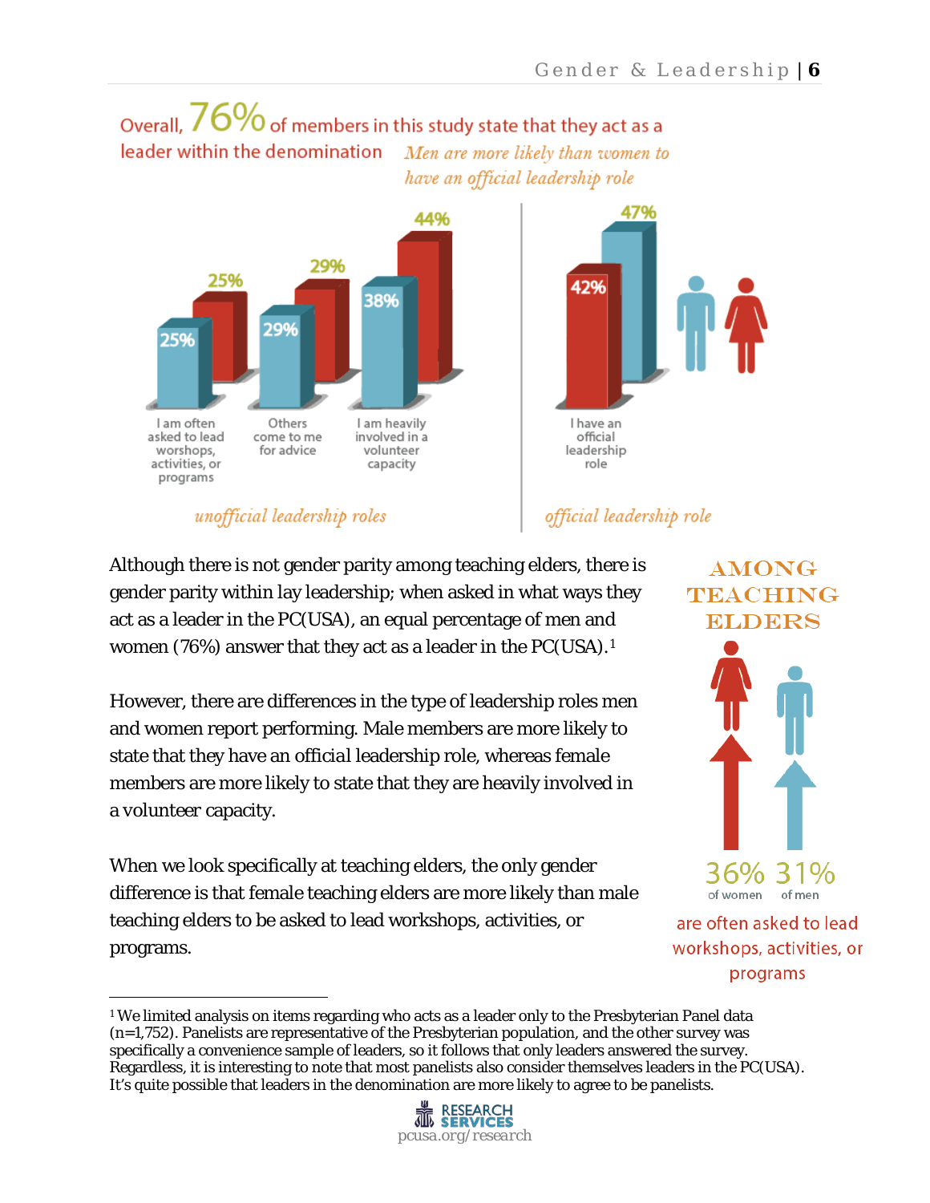Overall, 76% of members in this study state that they act as a leader within the denomination

*Men are more likely than women to have an official leadership role*

| | Men | Women |
|---|---|---|
| I am often asked to lead worshops, activities, or programs | 25% | 25% |
| Others come to me for advice | 29% | 29% |
| I am heavily involved in a volunteer capacity | 38% | 44% |
| I have an official leadership role | 47% | 42% |

*unofficial leadership roles* — *official leadership role*

Although there is not gender parity among teaching elders, there is gender parity within lay leadership; when asked in what ways they act as a leader in the PC(USA), an equal percentage of men and women (76%) answer that they act as a leader in the PC(USA).[1]

However, there are differences in the type of leadership roles men and women report performing. Male members are more likely to state that they have an official leadership role, whereas female members are more likely to state that they are heavily involved in a volunteer capacity.

When we look specifically at teaching elders, the only gender difference is that female teaching elders are more likely than male teaching elders to be asked to lead workshops, activities, or programs.

**AMONG TEACHING ELDERS**

36% of women, 31% of men are often asked to lead workshops, activities, or programs

---

[1] We limited analysis on items regarding who acts as a leader only to the Presbyterian Panel data (n=1,752). Panelists are representative of the Presbyterian population, and the other survey was specifically a convenience sample of leaders, so it follows that only leaders answered the survey. Regardless, it is interesting to note that most panelists also consider themselves leaders in the PC(USA). It's quite possible that leaders in the denomination are more likely to agree to be panelists.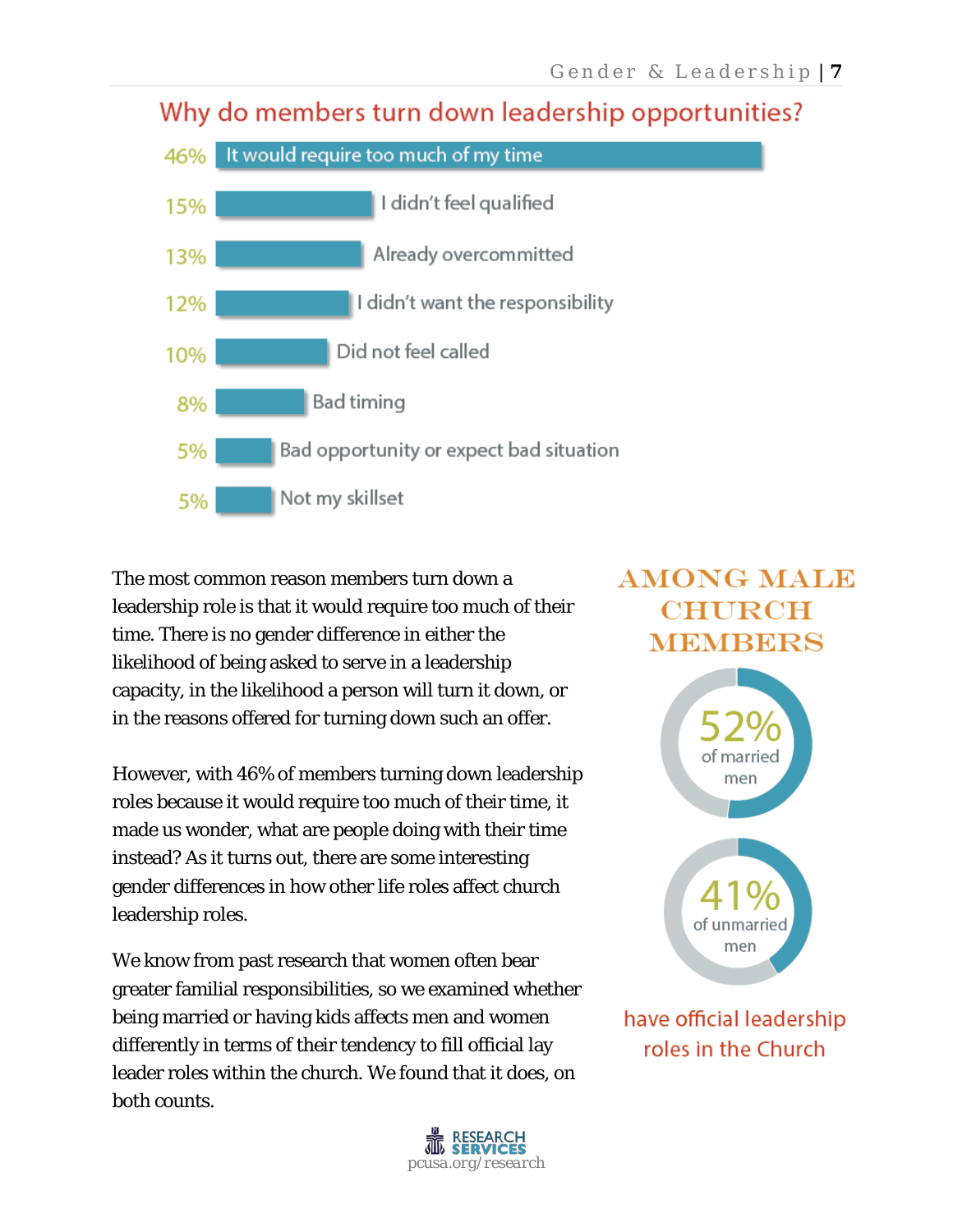## Why do members turn down leadership opportunities?

| Percent | Reason |
|---|---|
| 46% | It would require too much of my time |
| 15% | I didn't feel qualified |
| 13% | Already overcommitted |
| 12% | I didn't want the responsibility |
| 10% | Did not feel called |
| 8% | Bad timing |
| 5% | Bad opportunity or expect bad situation |
| 5% | Not my skillset |

The most common reason members turn down a leadership role is that it would require too much of their time. There is no gender difference in either the likelihood of being asked to serve in a leadership capacity, in the likelihood a person will turn it down, or in the reasons offered for turning down such an offer.

However, with 46% of members turning down leadership roles because it would require too much of their time, it made us wonder, what are people doing with their time instead? As it turns out, there are some interesting gender differences in how other life roles affect church leadership roles.

We know from past research that women often bear greater familial responsibilities, so we examined whether being married or having kids affects men and women differently in terms of their tendency to fill official lay leader roles within the church. We found that it does, on both counts.

### AMONG MALE CHURCH MEMBERS

**52%** of married men

**41%** of unmarried men

have official leadership roles in the Church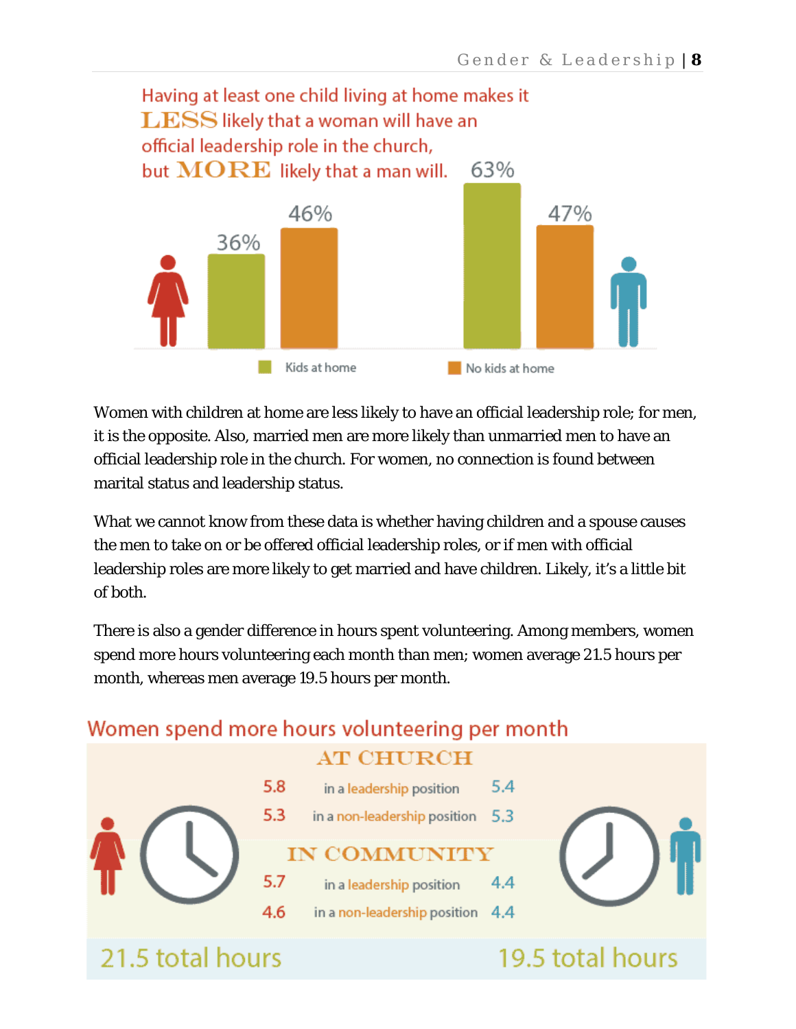Having at least one child living at home makes it **LESS** likely that a woman will have an official leadership role in the church, but **MORE** likely that a man will.

| | Kids at home | No kids at home |
|---|---|---|
| Women | 36% | 46% |
| Men | 63% | 47% |

Women with children at home are less likely to have an official leadership role; for men, it is the opposite. Also, married men are more likely than unmarried men to have an official leadership role in the church. For women, no connection is found between marital status and leadership status.

What we cannot know from these data is whether having children and a spouse causes the men to take on or be offered official leadership roles, or if men with official leadership roles are more likely to get married and have children. Likely, it's a little bit of both.

There is also a gender difference in hours spent volunteering. Among members, women spend more hours volunteering each month than men; women average 21.5 hours per month, whereas men average 19.5 hours per month.

Women spend more hours volunteering per month

| Women | | Men |
|---|---|---|
| **AT CHURCH** | | |
| 5.8 | in a leadership position | 5.4 |
| 5.3 | in a non-leadership position | 5.3 |
| **IN COMMUNITY** | | |
| 5.7 | in a leadership position | 4.4 |
| 4.6 | in a non-leadership position | 4.4 |
| 21.5 total hours | | 19.5 total hours |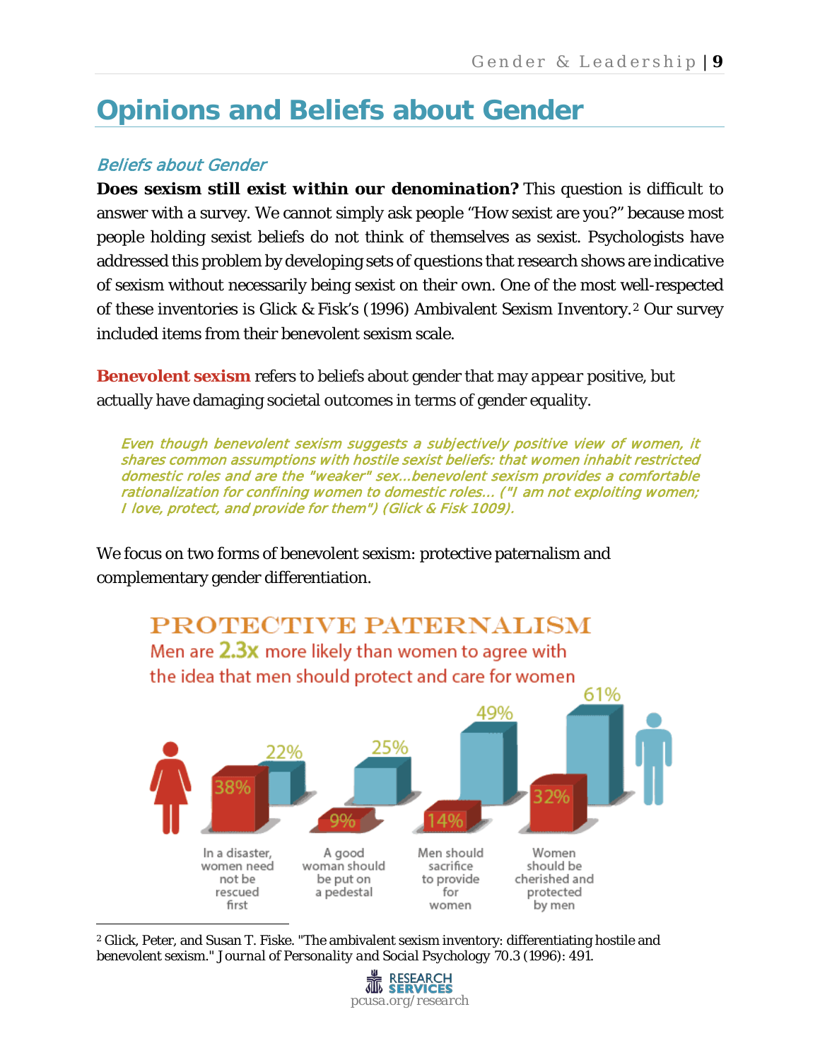# Opinions and Beliefs about Gender

## *Beliefs about Gender*

**Does sexism still exist within our denomination?** This question is difficult to answer with a survey. We cannot simply ask people "How sexist are you?" because most people holding sexist beliefs do not think of themselves as sexist. Psychologists have addressed this problem by developing sets of questions that research shows are indicative of sexism without necessarily being sexist on their own. One of the most well-respected of these inventories is Glick & Fisk's (1996) Ambivalent Sexism Inventory.[2] Our survey included items from their benevolent sexism scale.

**Benevolent sexism** refers to beliefs about gender that may *appear* positive, but actually have damaging societal outcomes in terms of gender equality.

> *Even though benevolent sexism suggests a subjectively positive view of women, it shares common assumptions with hostile sexist beliefs: that women inhabit restricted domestic roles and are the "weaker" sex…benevolent sexism provides a comfortable rationalization for confining women to domestic roles… ("I am not exploiting women; I love, protect, and provide for them") (Glick & Fisk 1009).*

We focus on two forms of benevolent sexism: protective paternalism and complementary gender differentiation.

**PROTECTIVE PATERNALISM**

Men are 2.3x more likely than women to agree with the idea that men should protect and care for women

| | Women | Men |
|---|---|---|
| In a disaster, women need not be rescued first | 38% | 22% |
| A good woman should be put on a pedestal | 9% | 25% |
| Men should sacrifice to provide for women | 14% | 49% |
| Women should be cherished and protected by men | 32% | 61% |

[2] Glick, Peter, and Susan T. Fiske. "The ambivalent sexism inventory: differentiating hostile and benevolent sexism." *Journal of Personality and Social Psychology* 70.3 (1996): 491.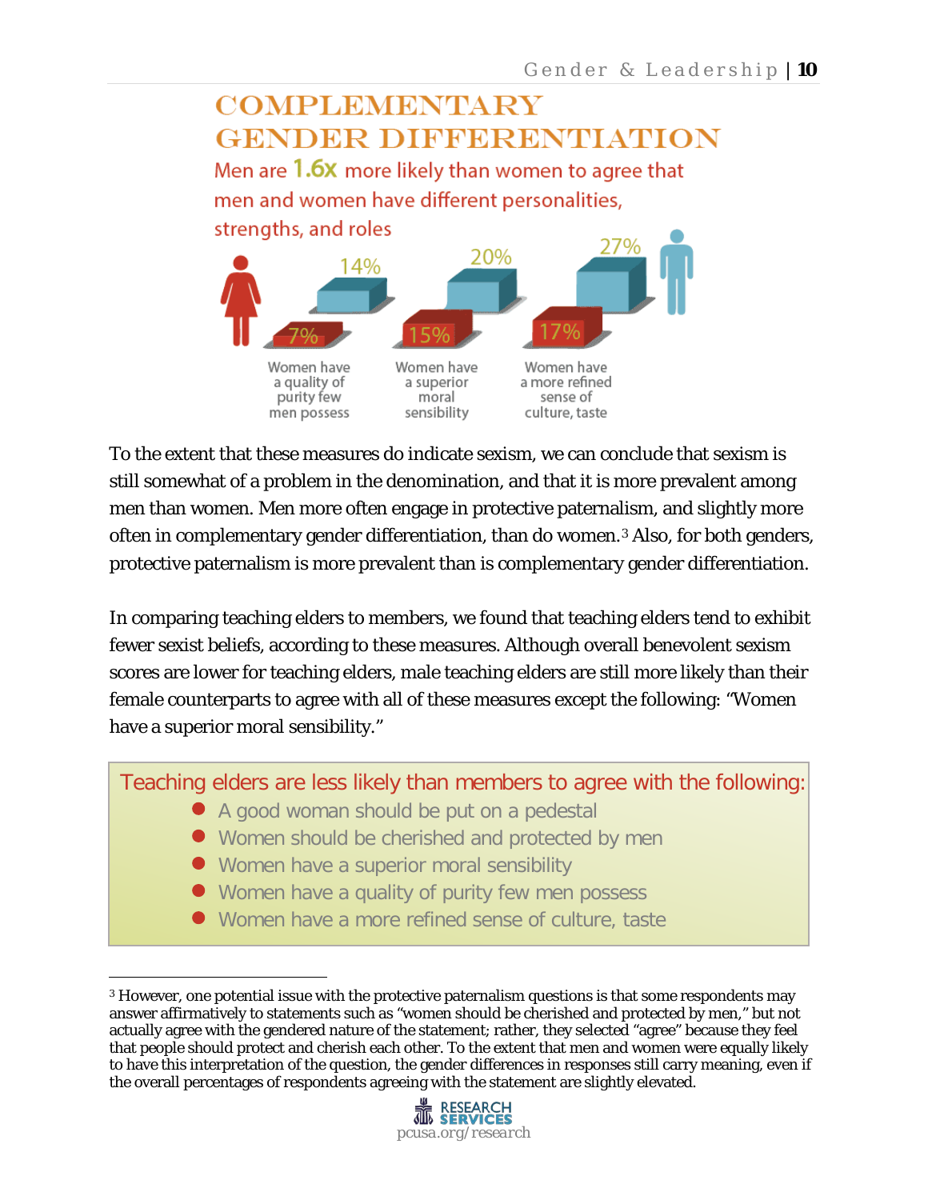## COMPLEMENTARY GENDER DIFFERENTIATION

Men are 1.6x more likely than women to agree that men and women have different personalities, strengths, and roles

| | Women | Men |
|---|---|---|
| Women have a quality of purity few men possess | 7% | 14% |
| Women have a superior moral sensibility | 15% | 20% |
| Women have a more refined sense of culture, taste | 17% | 27% |

To the extent that these measures do indicate sexism, we can conclude that sexism is still somewhat of a problem in the denomination, and that it is more prevalent among men than women. Men more often engage in protective paternalism, and slightly more often in complementary gender differentiation, than do women.[3] Also, for both genders, protective paternalism is more prevalent than is complementary gender differentiation.

In comparing teaching elders to members, we found that teaching elders tend to exhibit fewer sexist beliefs, according to these measures. Although overall benevolent sexism scores are lower for teaching elders, male teaching elders are still more likely than their female counterparts to agree with all of these measures except the following: "Women have a superior moral sensibility."

Teaching elders are less likely than members to agree with the following:

- A good woman should be put on a pedestal
- Women should be cherished and protected by men
- Women have a superior moral sensibility
- Women have a quality of purity few men possess
- Women have a more refined sense of culture, taste

[3] However, one potential issue with the protective paternalism questions is that some respondents may answer affirmatively to statements such as "women should be cherished and protected by men," but not actually agree with the gendered nature of the statement; rather, they selected "agree" because they feel that people should protect and cherish each other. To the extent that men and women were equally likely to have this interpretation of the question, the gender differences in responses still carry meaning, even if the overall percentages of respondents agreeing with the statement are slightly elevated.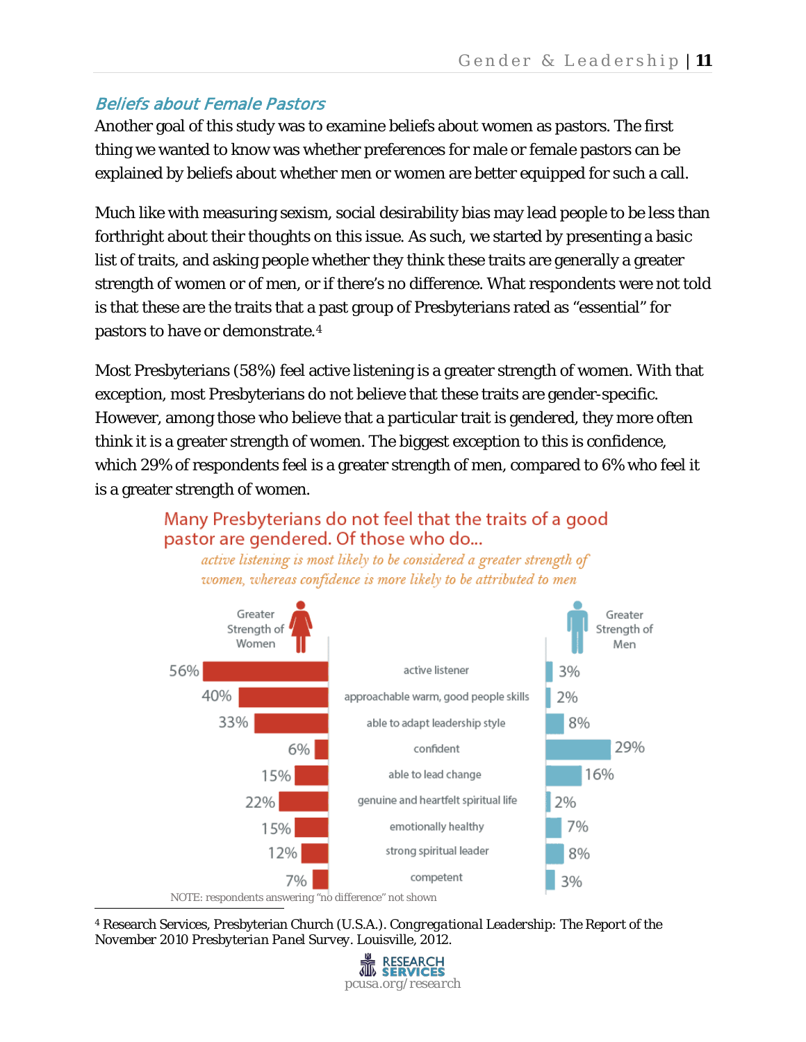## *Beliefs about Female Pastors*

Another goal of this study was to examine beliefs about women as pastors. The first thing we wanted to know was whether preferences for male or female pastors can be explained by beliefs about whether men or women are better equipped for such a call.

Much like with measuring sexism, social desirability bias may lead people to be less than forthright about their thoughts on this issue. As such, we started by presenting a basic list of traits, and asking people whether they think these traits are generally a greater strength of women or of men, or if there's no difference. What respondents were not told is that these are the traits that a past group of Presbyterians rated as "essential" for pastors to have or demonstrate.[4]

Most Presbyterians (58%) feel active listening is a greater strength of women. With that exception, most Presbyterians do not believe that these traits are gender-specific. However, among those who believe that a particular trait is gendered, they more often think it is a greater strength of women. The biggest exception to this is confidence, which 29% of respondents feel is a greater strength of men, compared to 6% who feel it is a greater strength of women.

**Many Presbyterians do not feel that the traits of a good pastor are gendered. Of those who do...**

*active listening is most likely to be considered a greater strength of women, whereas confidence is more likely to be attributed to men*

| Greater Strength of Women | Trait | Greater Strength of Men |
| --- | --- | --- |
| 56% | active listener | 3% |
| 40% | approachable warm, good people skills | 2% |
| 33% | able to adapt leadership style | 8% |
| 6% | confident | 29% |
| 15% | able to lead change | 16% |
| 22% | genuine and heartfelt spiritual life | 2% |
| 15% | emotionally healthy | 7% |
| 12% | strong spiritual leader | 8% |
| 7% | competent | 3% |

NOTE: respondents answering "no difference" not shown

[4] Research Services, Presbyterian Church (U.S.A.). *Congregational Leadership: The Report of the November 2010 Presbyterian Panel Survey*. Louisville, 2012.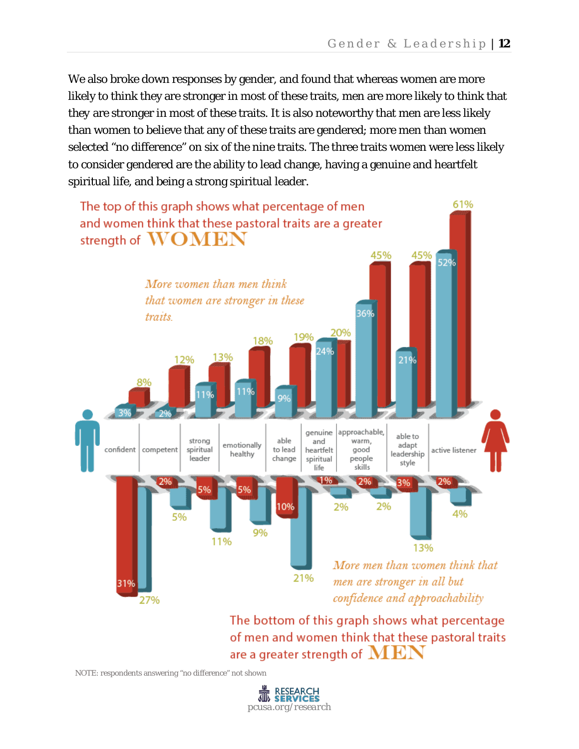We also broke down responses by gender, and found that whereas women are more likely to think they are stronger in most of these traits, men are more likely to think that they are stronger in most of these traits. It is also noteworthy that men are less likely than women to believe that any of these traits are gendered; more men than women selected "no difference" on six of the nine traits. The three traits women were less likely to consider gendered are the ability to lead change, having a genuine and heartfelt spiritual life, and being a strong spiritual leader.

The top of this graph shows what percentage of men and women think that these pastoral traits are a greater strength of **WOMEN**

*More women than men think that women are stronger in these traits.*

| Trait | Men | Women |
|---|---|---|
| confident | 3% | 8% |
| competent | 2% | 12% |
| strong spiritual leader | 11% | 13% |
| emotionally healthy | 11% | 18% |
| able to lead change | 9% | 19% |
| genuine and heartfelt spiritual life | 24% | 20% |
| approachable, warm, good people skills | 36% | 45% |
| able to adapt leadership style | 21% | 45% |
| active listener | 52% | 61% |

The bottom of this graph shows what percentage of men and women think that these pastoral traits are a greater strength of **MEN**

*More men than women think that men are stronger in all but confidence and approachability*

| Trait | Men | Women |
|---|---|---|
| confident | 27% | 31% |
| competent | 5% | 2% |
| strong spiritual leader | 11% | 5% |
| emotionally healthy | 9% | 5% |
| able to lead change | 21% | 10% |
| genuine and heartfelt spiritual life | 2% | 1% |
| approachable, warm, good people skills | 2% | 2% |
| able to adapt leadership style | 13% | 3% |
| active listener | 4% | 2% |

NOTE: respondents answering "no difference" not shown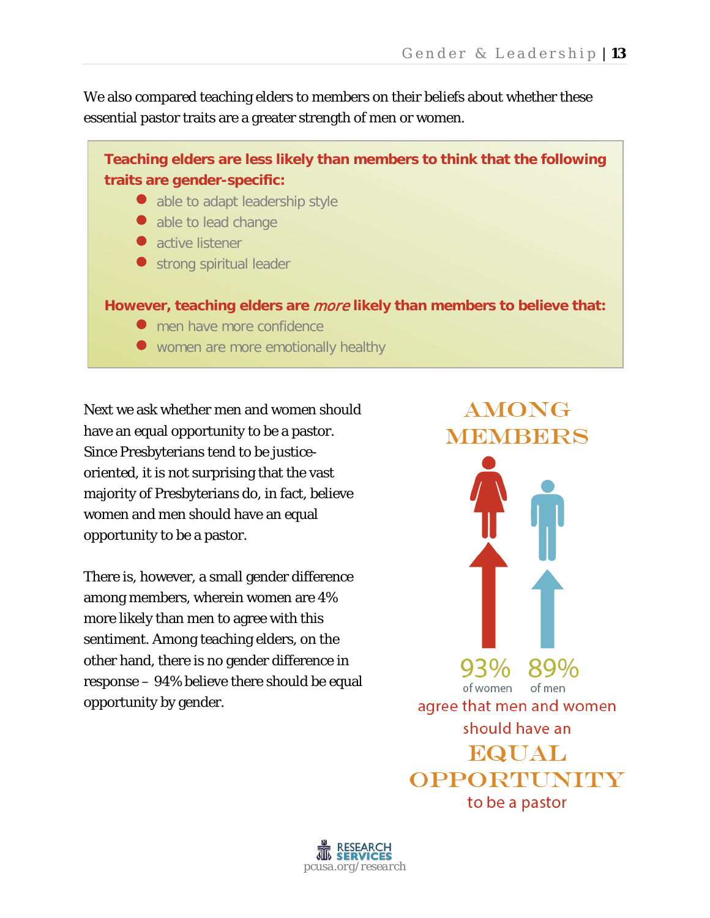We also compared teaching elders to members on their beliefs about whether these essential pastor traits are a greater strength of men or women.

**Teaching elders are less likely than members to think that the following traits are gender-specific:**

- able to adapt leadership style
- able to lead change
- active listener
- strong spiritual leader

**However, teaching elders are *more* likely than members to believe that:**

- men have more confidence
- women are more emotionally healthy

Next we ask whether men and women should have an equal opportunity to be a pastor. Since Presbyterians tend to be justice-oriented, it is not surprising that the vast majority of Presbyterians do, in fact, believe women and men should have an equal opportunity to be a pastor.

There is, however, a small gender difference among members, wherein women are 4% more likely than men to agree with this sentiment. Among teaching elders, on the other hand, there is no gender difference in response – 94% believe there should be equal opportunity by gender.

AMONG MEMBERS

93% of women | 89% of men

agree that men and women should have an EQUAL OPPORTUNITY to be a pastor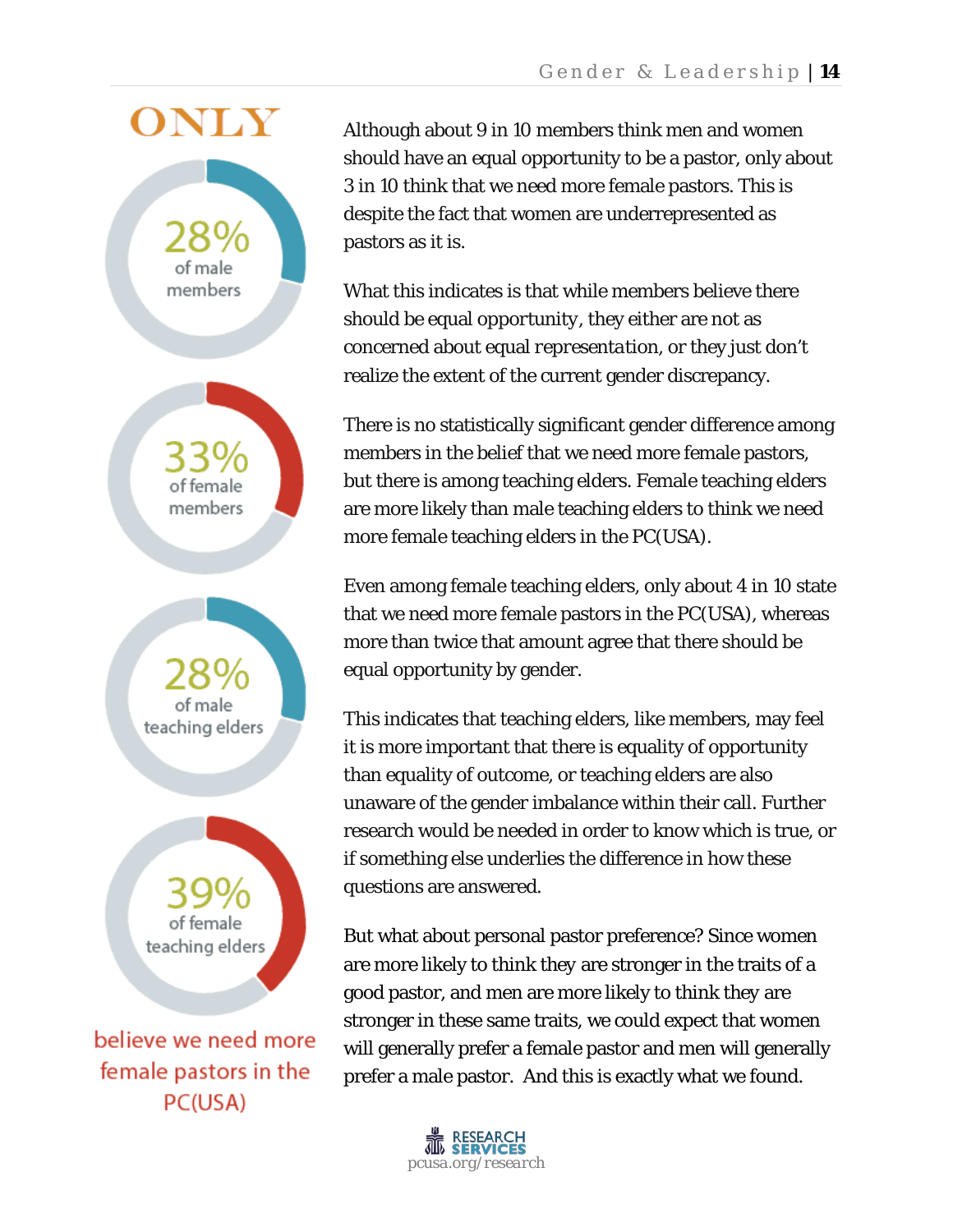ONLY

28% of male members

33% of female members

28% of male teaching elders

39% of female teaching elders

believe we need more female pastors in the PC(USA)

Although about 9 in 10 members think men and women should have an equal opportunity to be a pastor, only about 3 in 10 think that we need more female pastors. This is despite the fact that women are underrepresented as pastors as it is.

What this indicates is that while members believe there should be equal opportunity, they either are not as concerned about equal representation, or they just don't realize the extent of the current gender discrepancy.

There is no statistically significant gender difference among members in the belief that we need more female pastors, but there is among teaching elders. Female teaching elders are more likely than male teaching elders to think we need more female teaching elders in the PC(USA).

Even among female teaching elders, only about 4 in 10 state that we need more female pastors in the PC(USA), whereas more than twice that amount agree that there should be equal opportunity by gender.

This indicates that teaching elders, like members, may feel it is more important that there is equality of opportunity than equality of outcome, or teaching elders are also unaware of the gender imbalance within their call. Further research would be needed in order to know which is true, or if something else underlies the difference in how these questions are answered.

But what about personal pastor preference? Since women are more likely to think they are stronger in the traits of a good pastor, and men are more likely to think they are stronger in these same traits, we could expect that women will generally prefer a female pastor and men will generally prefer a male pastor. And this is exactly what we found.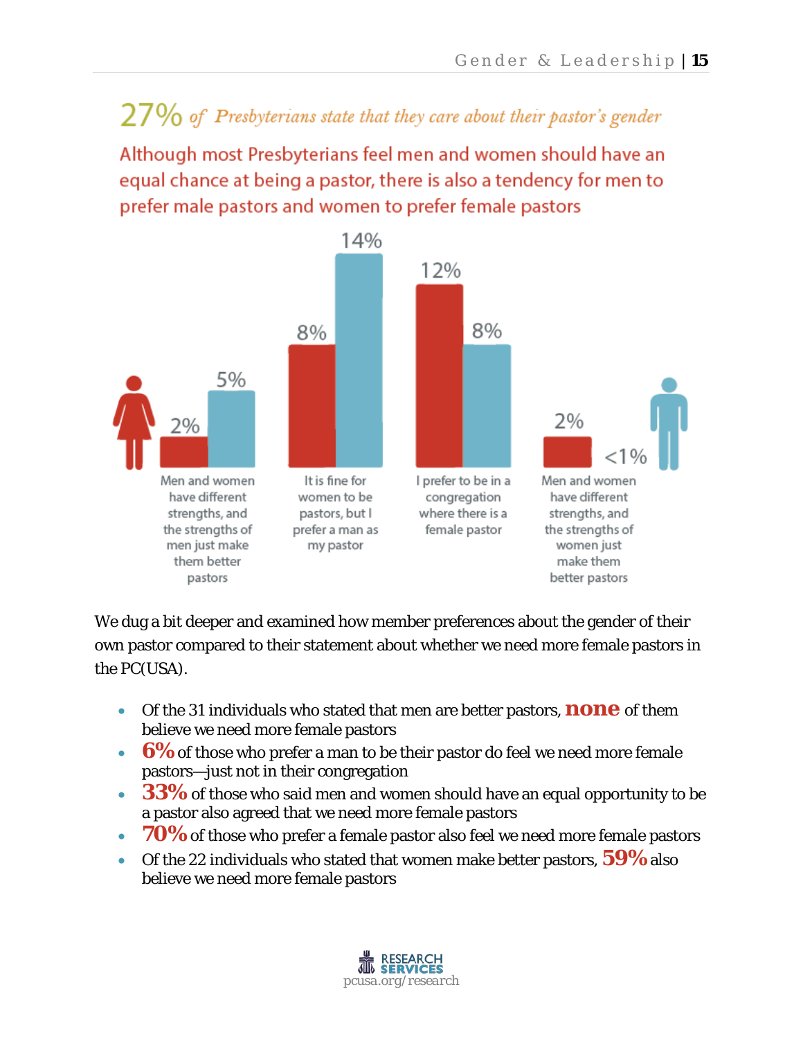## 27% of *Presbyterians state that they care about their pastor's gender*

### Although most Presbyterians feel men and women should have an equal chance at being a pastor, there is also a tendency for men to prefer male pastors and women to prefer female pastors

| | Women | Men |
|---|---|---|
| Men and women have different strengths, and the strengths of men just make them better pastors | 2% | 5% |
| It is fine for women to be pastors, but I prefer a man as my pastor | 8% | 14% |
| I prefer to be in a congregation where there is a female pastor | 12% | 8% |
| Men and women have different strengths, and the strengths of women just make them better pastors | 2% | <1% |

We dug a bit deeper and examined how member preferences about the gender of their own pastor compared to their statement about whether we need more female pastors in the PC(USA).

- Of the 31 individuals who stated that men are better pastors, **none** of them believe we need more female pastors
- **6%** of those who prefer a man to be their pastor do feel we need more female pastors—just not in their congregation
- **33%** of those who said men and women should have an equal opportunity to be a pastor also agreed that we need more female pastors
- **70%** of those who prefer a female pastor also feel we need more female pastors
- Of the 22 individuals who stated that women make better pastors, **59%** also believe we need more female pastors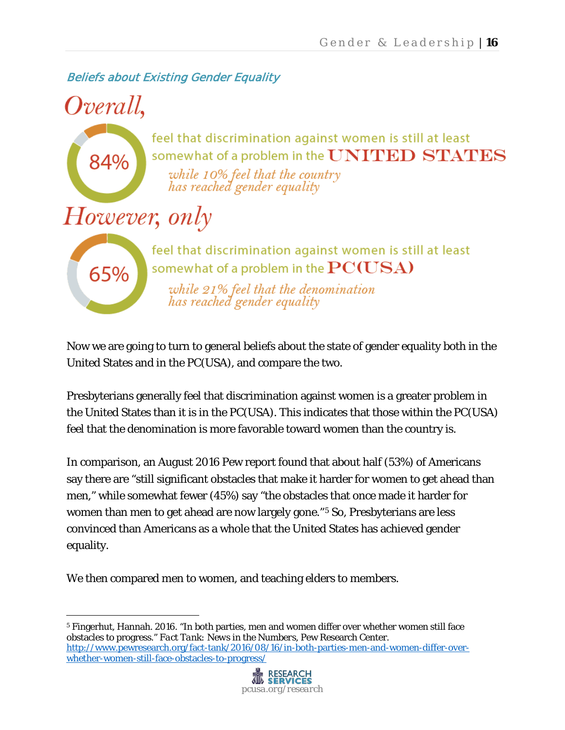### Beliefs about Existing Gender Equality

*Overall,*

84% feel that discrimination against women is still at least somewhat of a problem in the UNITED STATES

*while 10% feel that the country has reached gender equality*

*However, only*

65% feel that discrimination against women is still at least somewhat of a problem in the PC(USA)

*while 21% feel that the denomination has reached gender equality*

Now we are going to turn to general beliefs about the state of gender equality both in the United States and in the PC(USA), and compare the two.

Presbyterians generally feel that discrimination against women is a greater problem in the United States than it is in the PC(USA). This indicates that those within the PC(USA) feel that the denomination is more favorable toward women than the country is.

In comparison, an August 2016 Pew report found that about half (53%) of Americans say there are "still significant obstacles that make it harder for women to get ahead than men," while somewhat fewer (45%) say "the obstacles that once made it harder for women than men to get ahead are now largely gone."[5] So, Presbyterians are less convinced than Americans as a whole that the United States has achieved gender equality.

We then compared men to women, and teaching elders to members.

---

[5] Fingerhut, Hannah. 2016. "In both parties, men and women differ over whether women still face obstacles to progress." *Fact Tank: News in the Numbers*, Pew Research Center. http://www.pewresearch.org/fact-tank/2016/08/16/in-both-parties-men-and-women-differ-over-whether-women-still-face-obstacles-to-progress/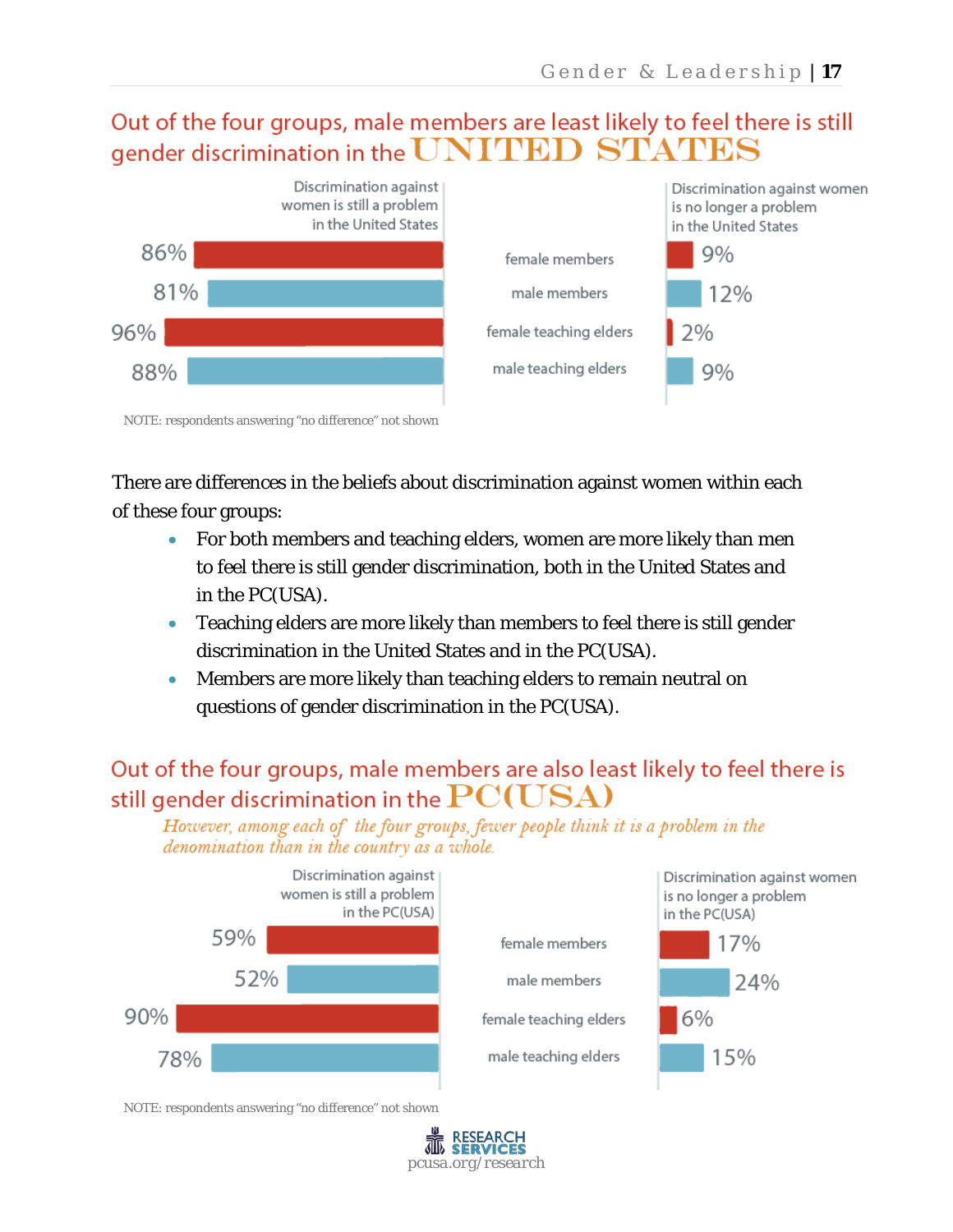## Out of the four groups, male members are least likely to feel there is still gender discrimination in the UNITED STATES

| Discrimination against women is still a problem in the United States | | Discrimination against women is no longer a problem in the United States |
|---|---|---|
| 86% | female members | 9% |
| 81% | male members | 12% |
| 96% | female teaching elders | 2% |
| 88% | male teaching elders | 9% |

NOTE: respondents answering "no difference" not shown

There are differences in the beliefs about discrimination against women within each of these four groups:

- For both members and teaching elders, women are more likely than men to feel there is still gender discrimination, both in the United States and in the PC(USA).
- Teaching elders are more likely than members to feel there is still gender discrimination in the United States and in the PC(USA).
- Members are more likely than teaching elders to remain neutral on questions of gender discrimination in the PC(USA).

## Out of the four groups, male members are also least likely to feel there is still gender discrimination in the PC(USA)

*However, among each of the four groups, fewer people think it is a problem in the denomination than in the country as a whole.*

| Discrimination against women is still a problem in the PC(USA) | | Discrimination against women is no longer a problem in the PC(USA) |
|---|---|---|
| 59% | female members | 17% |
| 52% | male members | 24% |
| 90% | female teaching elders | 6% |
| 78% | male teaching elders | 15% |

NOTE: respondents answering "no difference" not shown

RESEARCH SERVICES
pcusa.org/research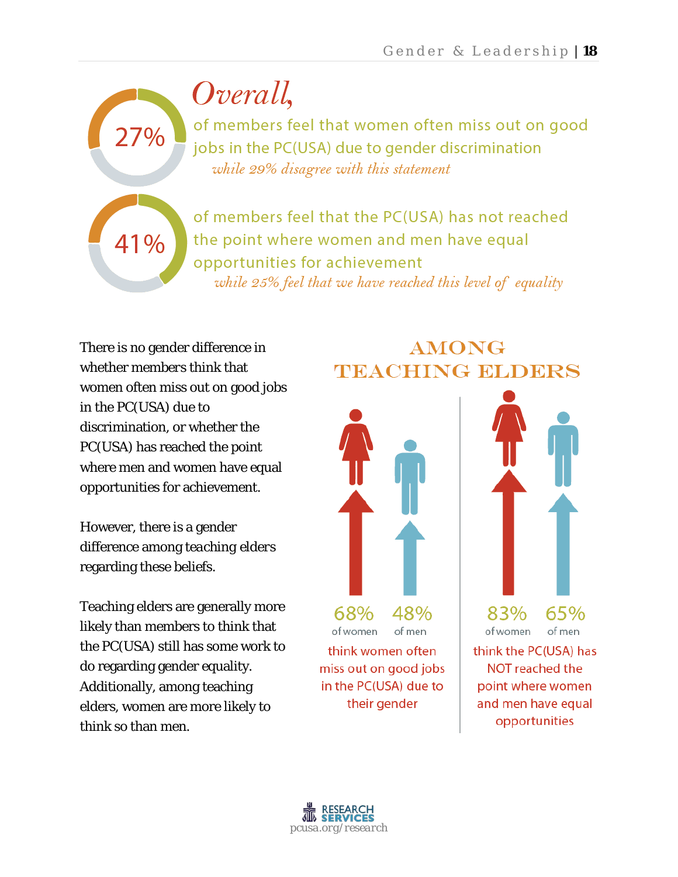# Overall,

27% of members feel that women often miss out on good jobs in the PC(USA) due to gender discrimination

*while 29% disagree with this statement*

41% of members feel that the PC(USA) has not reached the point where women and men have equal opportunities for achievement

*while 25% feel that we have reached this level of equality*

There is no gender difference in whether members think that women often miss out on good jobs in the PC(USA) due to discrimination, or whether the PC(USA) has reached the point where men and women have equal opportunities for achievement.

However, there is a gender difference among teaching elders regarding these beliefs.

Teaching elders are generally more likely than members to think that the PC(USA) still has some work to do regarding gender equality. Additionally, among teaching elders, women are more likely to think so than men.

## AMONG TEACHING ELDERS

68% of women, 48% of men think women often miss out on good jobs in the PC(USA) due to their gender

83% of women, 65% of men think the PC(USA) has NOT reached the point where women and men have equal opportunities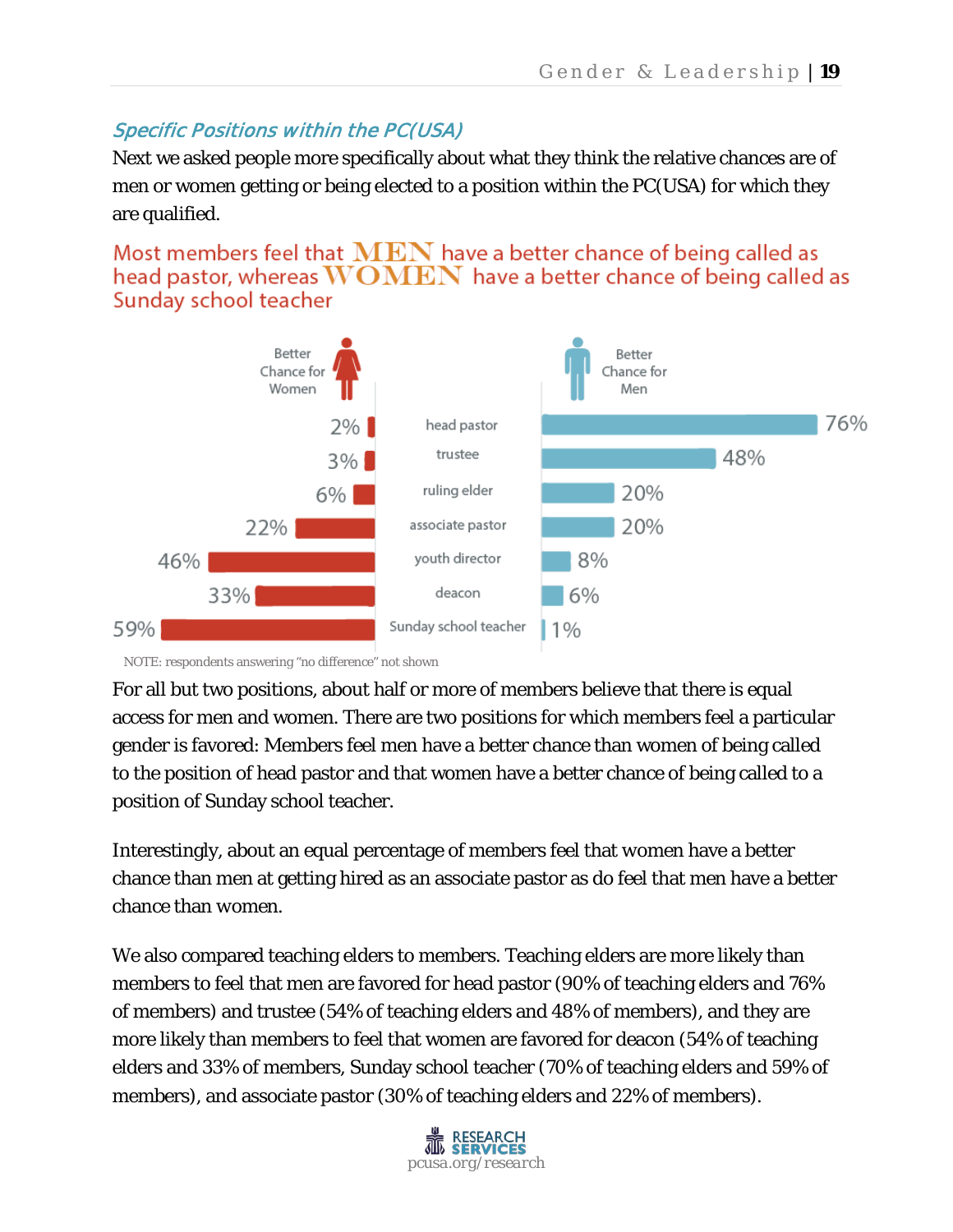### *Specific Positions within the PC(USA)*

Next we asked people more specifically about what they think the relative chances are of men or women getting or being elected to a position within the PC(USA) for which they are qualified.

**Most members feel that MEN have a better chance of being called as head pastor, whereas WOMEN have a better chance of being called as Sunday school teacher**

| Better Chance for Women | Position | Better Chance for Men |
|---|---|---|
| 2% | head pastor | 76% |
| 3% | trustee | 48% |
| 6% | ruling elder | 20% |
| 22% | associate pastor | 20% |
| 46% | youth director | 8% |
| 33% | deacon | 6% |
| 59% | Sunday school teacher | 1% |

NOTE: respondents answering "no difference" not shown

For all but two positions, about half or more of members believe that there is equal access for men and women. There are two positions for which members feel a particular gender is favored: Members feel men have a better chance than women of being called to the position of head pastor and that women have a better chance of being called to a position of Sunday school teacher.

Interestingly, about an equal percentage of members feel that women have a better chance than men at getting hired as an associate pastor as do feel that men have a better chance than women.

We also compared teaching elders to members. Teaching elders are more likely than members to feel that men are favored for head pastor (90% of teaching elders and 76% of members) and trustee (54% of teaching elders and 48% of members), and they are more likely than members to feel that women are favored for deacon (54% of teaching elders and 33% of members, Sunday school teacher (70% of teaching elders and 59% of members), and associate pastor (30% of teaching elders and 22% of members).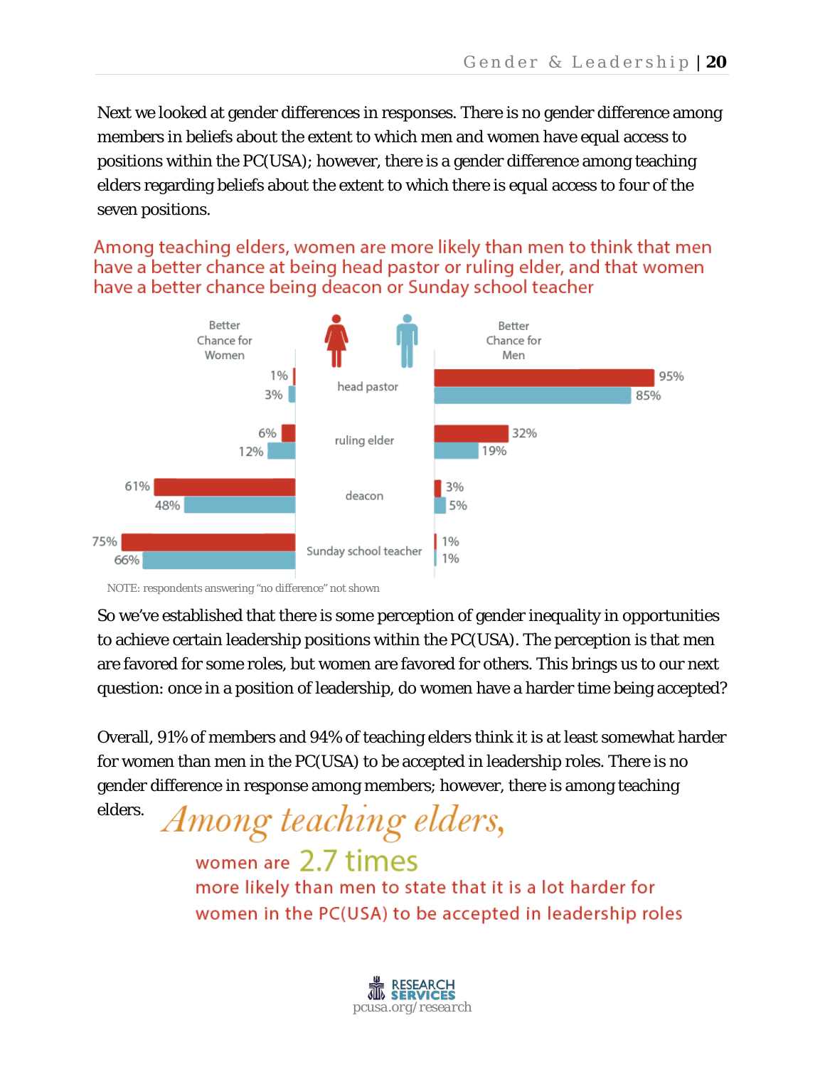Next we looked at gender differences in responses. There is no gender difference among members in beliefs about the extent to which men and women have equal access to positions within the PC(USA); however, there is a gender difference among teaching elders regarding beliefs about the extent to which there is equal access to four of the seven positions.

## Among teaching elders, women are more likely than men to think that men have a better chance at being head pastor or ruling elder, and that women have a better chance being deacon or Sunday school teacher

| Position | Better Chance for Women (women) | Better Chance for Women (men) | Better Chance for Men (women) | Better Chance for Men (men) |
|---|---|---|---|---|
| head pastor | 1% | 3% | 95% | 85% |
| ruling elder | 6% | 12% | 32% | 19% |
| deacon | 61% | 48% | 3% | 5% |
| Sunday school teacher | 75% | 66% | 1% | 1% |

NOTE: respondents answering "no difference" not shown

So we've established that there is some perception of gender inequality in opportunities to achieve certain leadership positions within the PC(USA). The perception is that men are favored for some roles, but women are favored for others. This brings us to our next question: once in a position of leadership, do women have a harder time being accepted?

Overall, 91% of members and 94% of teaching elders think it is at least somewhat harder for women than men in the PC(USA) to be accepted in leadership roles. There is no gender difference in response among members; however, there is among teaching elders.

*Among teaching elders,* women are 2.7 times more likely than men to state that it is a lot harder for women in the PC(USA) to be accepted in leadership roles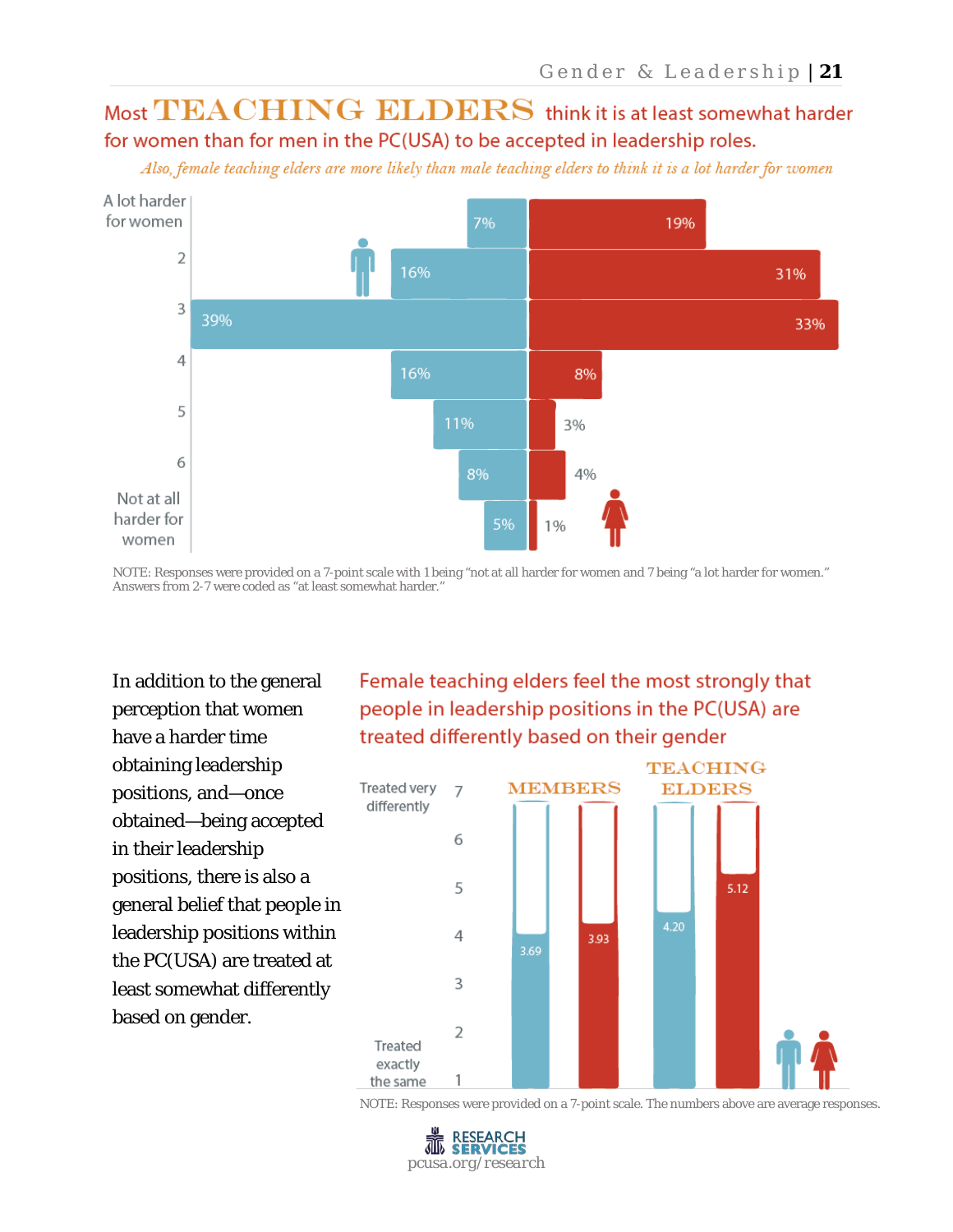## Most TEACHING ELDERS think it is at least somewhat harder for women than for men in the PC(USA) to be accepted in leadership roles.

*Also, female teaching elders are more likely than male teaching elders to think it is a lot harder for women*

| | Male | Female |
|---|---|---|
| A lot harder for women | 7% | 19% |
| 2 | 16% | 31% |
| 3 | 39% | 33% |
| 4 | 16% | 8% |
| 5 | 11% | 3% |
| 6 | 8% | 4% |
| Not at all harder for women | 5% | 1% |

NOTE: Responses were provided on a 7-point scale with 1 being "not at all harder for women and 7 being "a lot harder for women." Answers from 2-7 were coded as "at least somewhat harder."

In addition to the general perception that women have a harder time obtaining leadership positions, and—once obtained—being accepted in their leadership positions, there is also a general belief that people in leadership positions within the PC(USA) are treated at least somewhat differently based on gender.

## Female teaching elders feel the most strongly that people in leadership positions in the PC(USA) are treated differently based on their gender

Scale: 1 = Treated exactly the same; 7 = Treated very differently

| | Male | Female |
|---|---|---|
| MEMBERS | 3.69 | 3.93 |
| TEACHING ELDERS | 4.20 | 5.12 |

NOTE: Responses were provided on a 7-point scale. The numbers above are average responses.

RESEARCH SERVICES
pcusa.org/research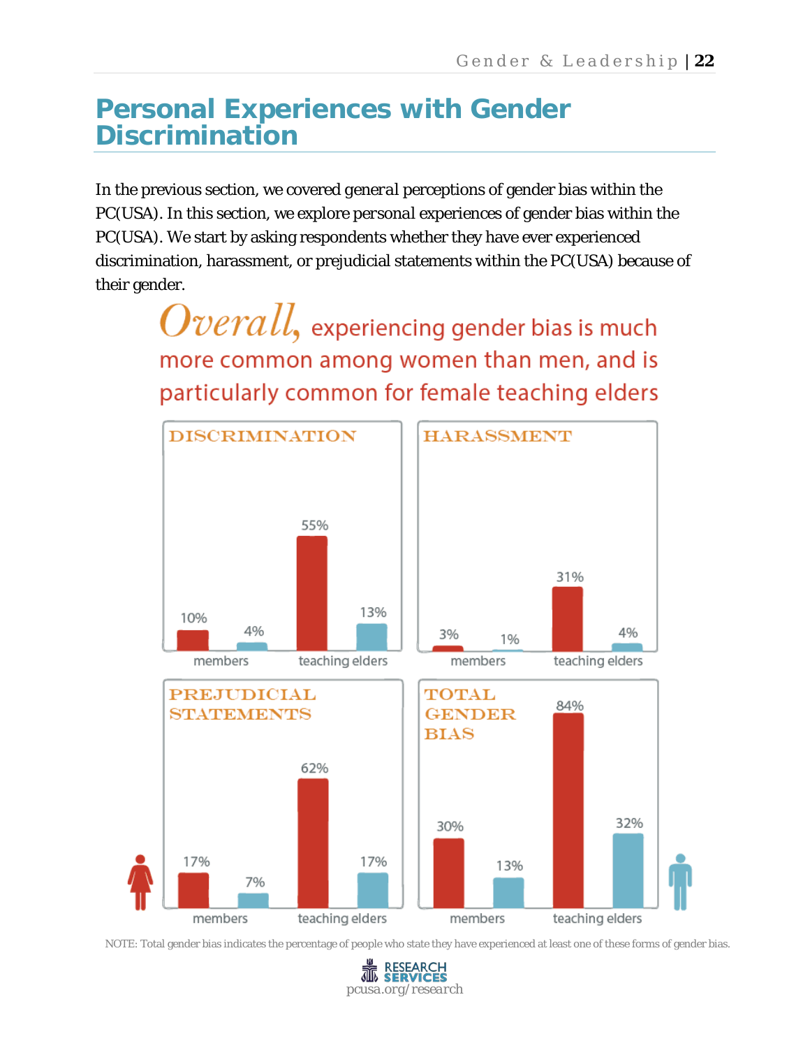## Personal Experiences with Gender Discrimination

In the previous section, we covered general perceptions of gender bias within the PC(USA). In this section, we explore personal experiences of gender bias within the PC(USA). We start by asking respondents whether they have ever experienced discrimination, harassment, or prejudicial statements within the PC(USA) because of their gender.

*Overall,* experiencing gender bias is much more common among women than men, and is particularly common for female teaching elders

| | Members (Female) | Members (Male) | Teaching elders (Female) | Teaching elders (Male) |
|---|---|---|---|---|
| DISCRIMINATION | 10% | 4% | 55% | 13% |
| HARASSMENT | 3% | 1% | 31% | 4% |
| PREJUDICIAL STATEMENTS | 17% | 7% | 62% | 17% |
| TOTAL GENDER BIAS | 30% | 13% | 84% | 32% |

NOTE: Total gender bias indicates the percentage of people who state they have experienced at least one of these forms of gender bias.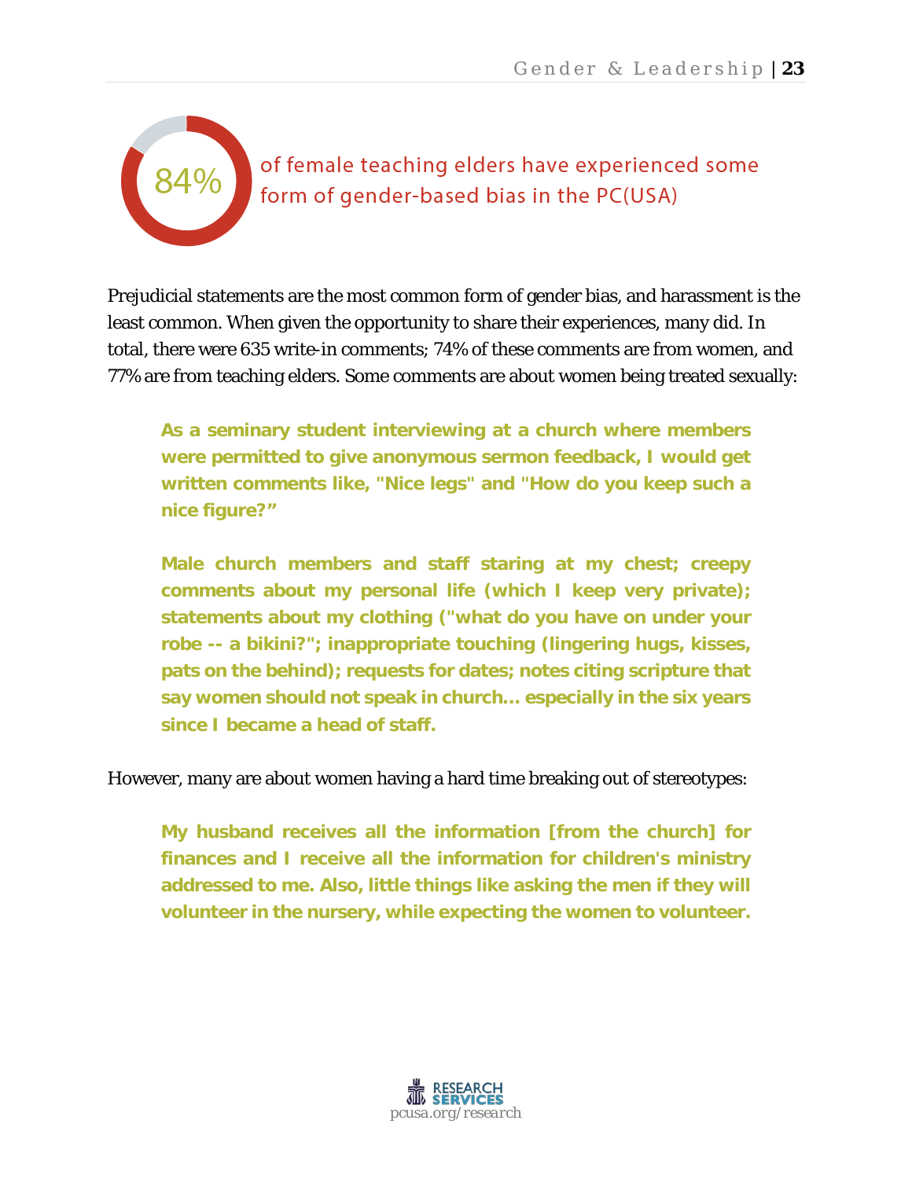**84%** of female teaching elders have experienced some form of gender-based bias in the PC(USA)

Prejudicial statements are the most common form of gender bias, and harassment is the least common. When given the opportunity to share their experiences, many did. In total, there were 635 write-in comments; 74% of these comments are from women, and 77% are from teaching elders. Some comments are about women being treated sexually:

> **As a seminary student interviewing at a church where members were permitted to give anonymous sermon feedback, I would get written comments like, "Nice legs" and "How do you keep such a nice figure?"**

> **Male church members and staff staring at my chest; creepy comments about my personal life (which I keep very private); statements about my clothing ("what do you have on under your robe -- a bikini?"; inappropriate touching (lingering hugs, kisses, pats on the behind); requests for dates; notes citing scripture that say women should not speak in church… especially in the six years since I became a head of staff.**

However, many are about women having a hard time breaking out of stereotypes:

> **My husband receives all the information [from the church] for finances and I receive all the information for children's ministry addressed to me. Also, little things like asking the men if they will volunteer in the nursery, while expecting the women to volunteer.**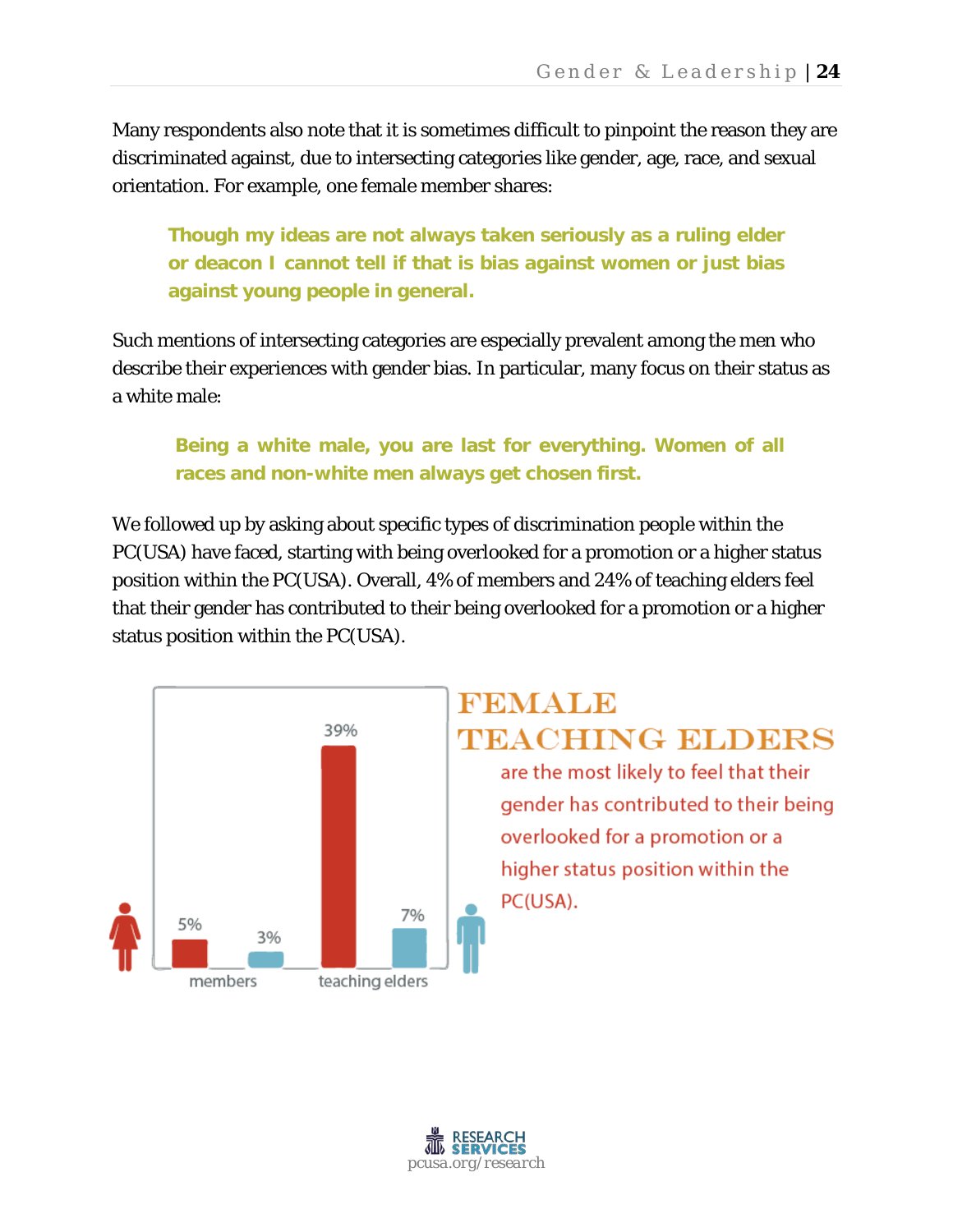Many respondents also note that it is sometimes difficult to pinpoint the reason they are discriminated against, due to intersecting categories like gender, age, race, and sexual orientation. For example, one female member shares:

> **Though my ideas are not always taken seriously as a ruling elder or deacon I cannot tell if that is bias against women or just bias against young people in general.**

Such mentions of intersecting categories are especially prevalent among the men who describe their experiences with gender bias. In particular, many focus on their status as a white male:

> **Being a white male, you are last for everything. Women of all races and non-white men always get chosen first.**

We followed up by asking about specific types of discrimination people within the PC(USA) have faced, starting with being overlooked for a promotion or a higher status position within the PC(USA). Overall, 4% of members and 24% of teaching elders feel that their gender has contributed to their being overlooked for a promotion or a higher status position within the PC(USA).

| | Female | Male |
| --- | --- | --- |
| members | 5% | 3% |
| teaching elders | 39% | 7% |

**FEMALE TEACHING ELDERS** are the most likely to feel that their gender has contributed to their being overlooked for a promotion or a higher status position within the PC(USA).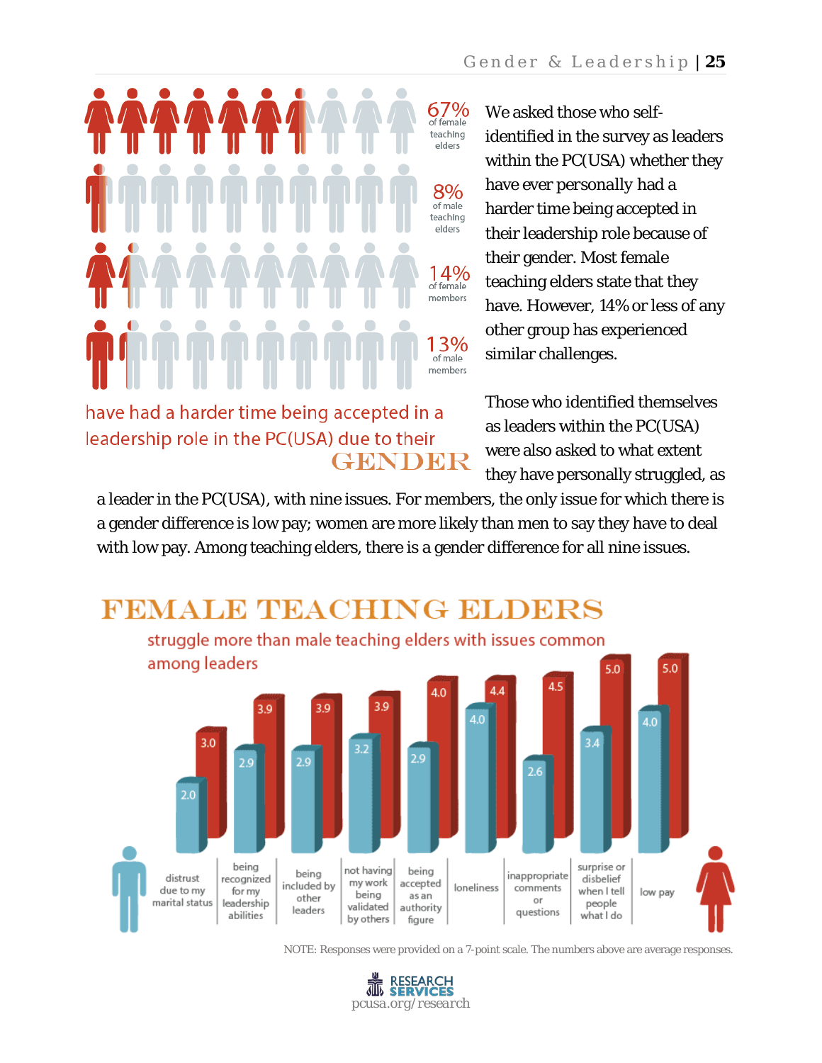| Percentage | Group |
|---|---|
| 67% | of female teaching elders |
| 8% | of male teaching elders |
| 14% | of female members |
| 13% | of male members |

have had a harder time being accepted in a leadership role in the PC(USA) due to their GENDER

We asked those who self-identified in the survey as leaders within the PC(USA) whether they have ever personally had a harder time being accepted in their leadership role because of their gender. Most female teaching elders state that they have. However, 14% or less of any other group has experienced similar challenges.

Those who identified themselves as leaders within the PC(USA) were also asked to what extent they have personally struggled, as a leader in the PC(USA), with nine issues. For members, the only issue for which there is a gender difference is low pay; women are more likely than men to say they have to deal with low pay. Among teaching elders, there is a gender difference for all nine issues.

## FEMALE TEACHING ELDERS

struggle more than male teaching elders with issues common among leaders

| Issue | Male | Female |
|---|---|---|
| distrust due to my marital status | 2.0 | 3.0 |
| being recognized for my leadership abilities | 2.9 | 3.9 |
| being included by other leaders | 2.9 | 3.9 |
| not having my work being validated by others | 3.2 | 3.9 |
| being accepted as an authority figure | 2.9 | 4.0 |
| loneliness | 4.0 | 4.4 |
| inappropriate comments or questions | 2.6 | 4.5 |
| surprise or disbelief when I tell people what I do | 3.4 | 5.0 |
| low pay | 4.0 | 5.0 |

NOTE: Responses were provided on a 7-point scale. The numbers above are average responses.

RESEARCH SERVICES
pcusa.org/research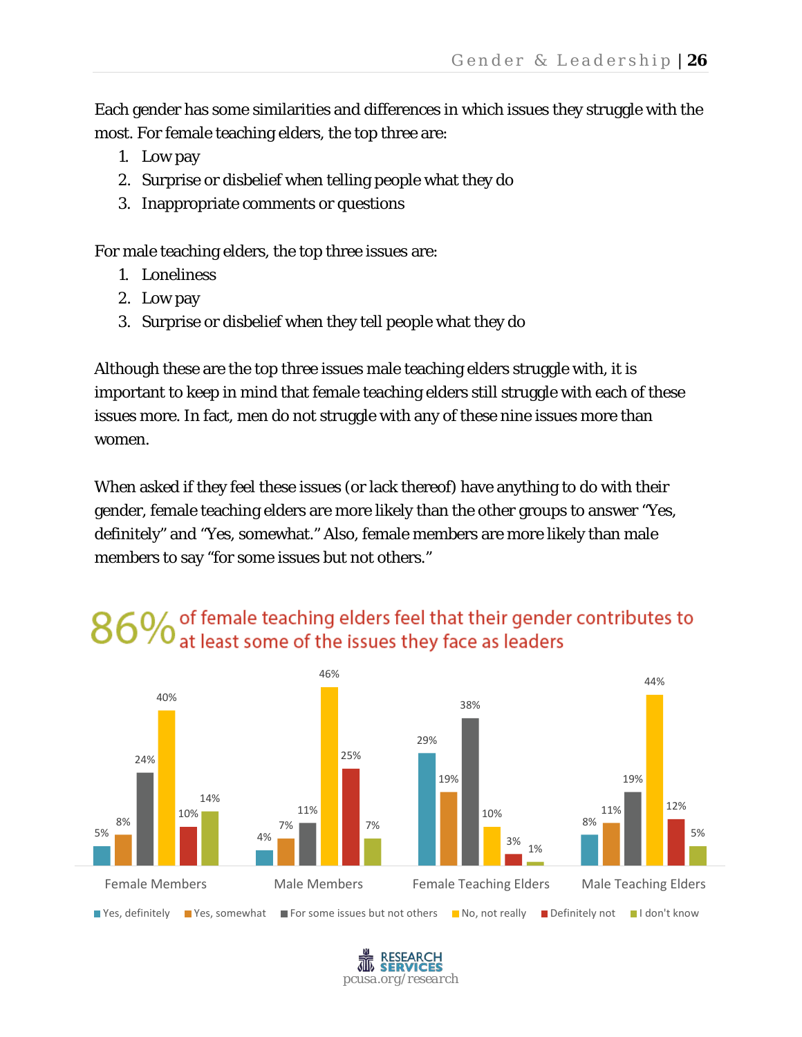Each gender has some similarities and differences in which issues they struggle with the most. For female teaching elders, the top three are:

1. Low pay
2. Surprise or disbelief when telling people what they do
3. Inappropriate comments or questions

For male teaching elders, the top three issues are:

1. Loneliness
2. Low pay
3. Surprise or disbelief when they tell people what they do

Although these are the top three issues male teaching elders struggle with, it is important to keep in mind that female teaching elders still struggle with each of these issues more. In fact, men do not struggle with any of these nine issues more than women.

When asked if they feel these issues (or lack thereof) have anything to do with their gender, female teaching elders are more likely than the other groups to answer "Yes, definitely" and "Yes, somewhat." Also, female members are more likely than male members to say "for some issues but not others."

**86%** of female teaching elders feel that their gender contributes to at least some of the issues they face as leaders

| | Yes, definitely | Yes, somewhat | For some issues but not others | No, not really | Definitely not | I don't know |
|---|---|---|---|---|---|---|
| Female Members | 5% | 8% | 24% | 40% | 10% | 14% |
| Male Members | 4% | 7% | 11% | 46% | 25% | 7% |
| Female Teaching Elders | 29% | 19% | 38% | 10% | 3% | 1% |
| Male Teaching Elders | 8% | 11% | 19% | 44% | 12% | 5% |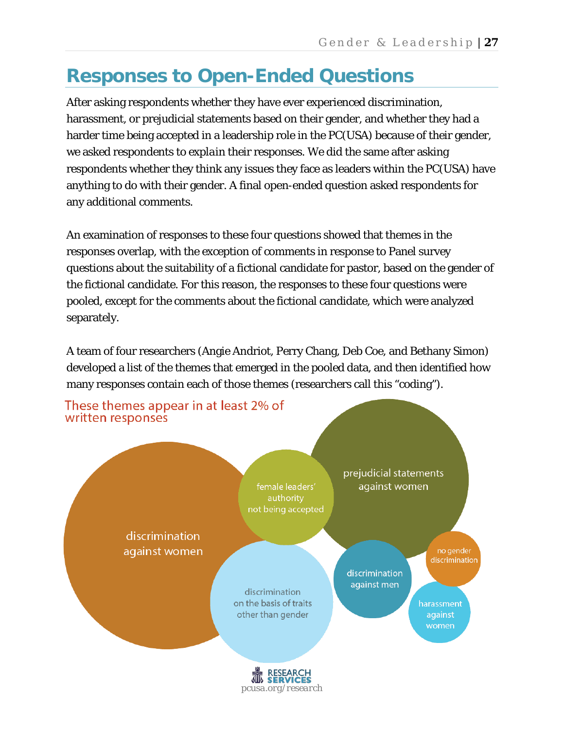# Responses to Open-Ended Questions

After asking respondents whether they have ever experienced discrimination, harassment, or prejudicial statements based on their gender, and whether they had a harder time being accepted in a leadership role in the PC(USA) because of their gender, we asked respondents to explain their responses. We did the same after asking respondents whether they think any issues they face as leaders within the PC(USA) have anything to do with their gender. A final open-ended question asked respondents for any additional comments.

An examination of responses to these four questions showed that themes in the responses overlap, with the exception of comments in response to Panel survey questions about the suitability of a fictional candidate for pastor, based on the gender of the fictional candidate. For this reason, the responses to these four questions were pooled, except for the comments about the fictional candidate, which were analyzed separately.

A team of four researchers (Angie Andriot, Perry Chang, Deb Coe, and Bethany Simon) developed a list of the themes that emerged in the pooled data, and then identified how many responses contain each of those themes (researchers call this "coding").

These themes appear in at least 2% of written responses

- discrimination against women
- female leaders' authority not being accepted
- prejudicial statements against women
- discrimination on the basis of traits other than gender
- discrimination against men
- no gender discrimination
- harassment against women

RESEARCH SERVICES
pcusa.org/research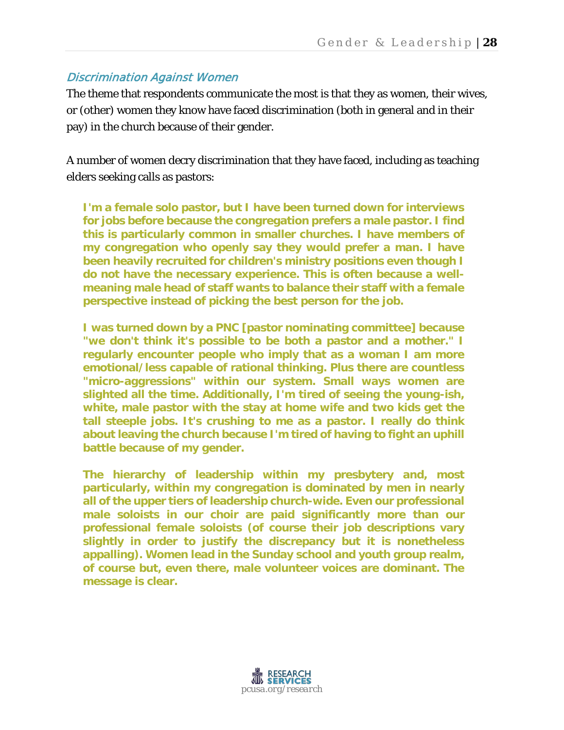### *Discrimination Against Women*

The theme that respondents communicate the most is that they as women, their wives, or (other) women they know have faced discrimination (both in general and in their pay) in the church because of their gender.

A number of women decry discrimination that they have faced, including as teaching elders seeking calls as pastors:

> **I'm a female solo pastor, but I have been turned down for interviews for jobs before because the congregation prefers a male pastor. I find this is particularly common in smaller churches. I have members of my congregation who openly say they would prefer a man. I have been heavily recruited for children's ministry positions even though I do not have the necessary experience. This is often because a well-meaning male head of staff wants to balance their staff with a female perspective instead of picking the best person for the job.**

> **I was turned down by a PNC [pastor nominating committee] because "we don't think it's possible to be both a pastor and a mother." I regularly encounter people who imply that as a woman I am more emotional/less capable of rational thinking. Plus there are countless "micro-aggressions" within our system. Small ways women are slighted all the time. Additionally, I'm tired of seeing the young-ish, white, male pastor with the stay at home wife and two kids get the tall steeple jobs. It's crushing to me as a pastor. I really do think about leaving the church because I'm tired of having to fight an uphill battle because of my gender.**

> **The hierarchy of leadership within my presbytery and, most particularly, within my congregation is dominated by men in nearly all of the upper tiers of leadership church-wide. Even our professional male soloists in our choir are paid significantly more than our professional female soloists (of course their job descriptions vary slightly in order to justify the discrepancy but it is nonetheless appalling). Women lead in the Sunday school and youth group realm, of course but, even there, male volunteer voices are dominant. The message is clear.**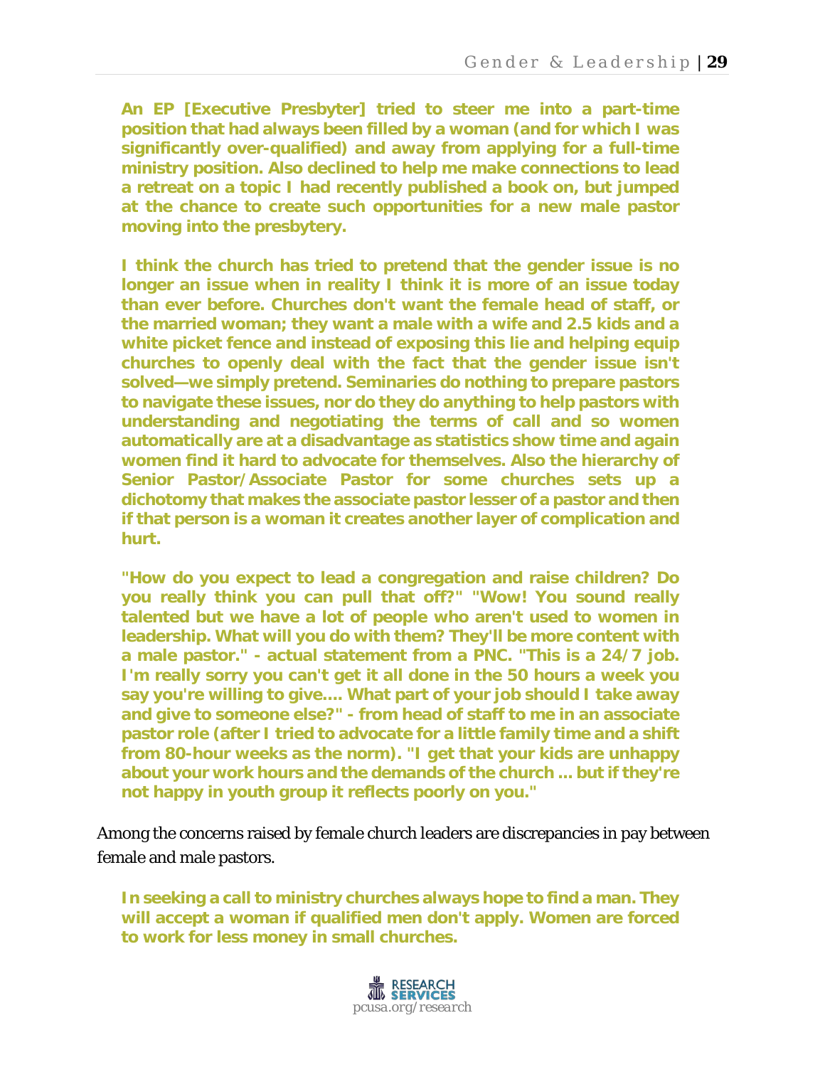**An EP [Executive Presbyter] tried to steer me into a part-time position that had always been filled by a woman (and for which I was significantly over-qualified) and away from applying for a full-time ministry position. Also declined to help me make connections to lead a retreat on a topic I had recently published a book on, but jumped at the chance to create such opportunities for a new male pastor moving into the presbytery.**

**I think the church has tried to pretend that the gender issue is no longer an issue when in reality I think it is more of an issue today than ever before. Churches don't want the female head of staff, or the married woman; they want a male with a wife and 2.5 kids and a white picket fence and instead of exposing this lie and helping equip churches to openly deal with the fact that the gender issue isn't solved—we simply pretend. Seminaries do nothing to prepare pastors to navigate these issues, nor do they do anything to help pastors with understanding and negotiating the terms of call and so women automatically are at a disadvantage as statistics show time and again women find it hard to advocate for themselves. Also the hierarchy of Senior Pastor/Associate Pastor for some churches sets up a dichotomy that makes the associate pastor lesser of a pastor and then if that person is a woman it creates another layer of complication and hurt.**

**"How do you expect to lead a congregation and raise children? Do you really think you can pull that off?" "Wow! You sound really talented but we have a lot of people who aren't used to women in leadership. What will you do with them? They'll be more content with a male pastor." - actual statement from a PNC. "This is a 24/7 job. I'm really sorry you can't get it all done in the 50 hours a week you say you're willing to give.... What part of your job should I take away and give to someone else?" - from head of staff to me in an associate pastor role (after I tried to advocate for a little family time and a shift from 80-hour weeks as the norm). "I get that your kids are unhappy about your work hours and the demands of the church ... but if they're not happy in youth group it reflects poorly on you."**

Among the concerns raised by female church leaders are discrepancies in pay between female and male pastors.

**In seeking a call to ministry churches always hope to find a man. They will accept a woman if qualified men don't apply. Women are forced to work for less money in small churches.**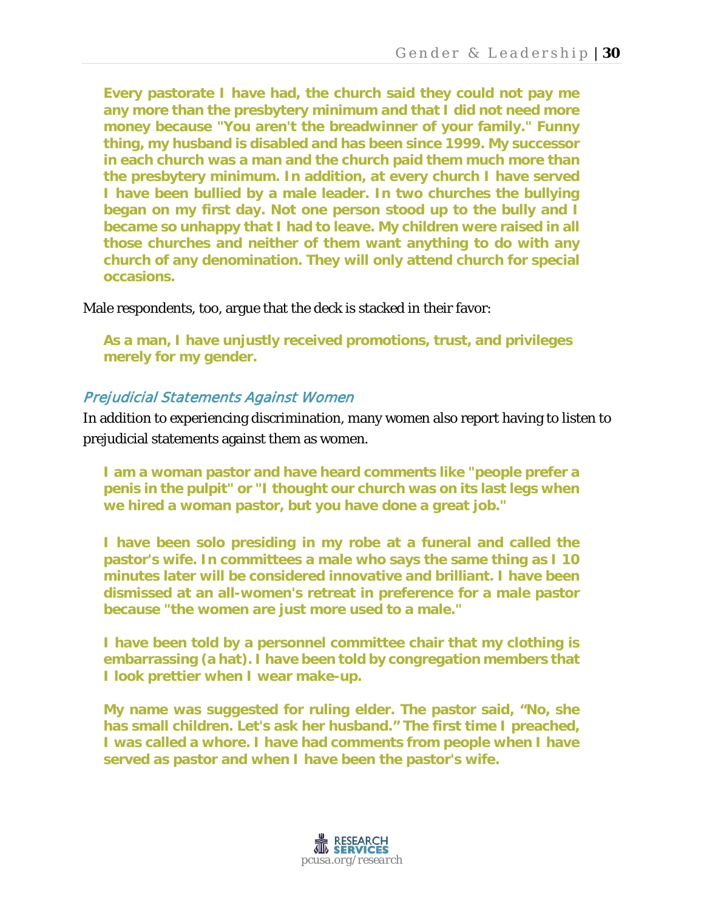> **Every pastorate I have had, the church said they could not pay me any more than the presbytery minimum and that I did not need more money because "You aren't the breadwinner of your family." Funny thing, my husband is disabled and has been since 1999. My successor in each church was a man and the church paid them much more than the presbytery minimum. In addition, at every church I have served I have been bullied by a male leader. In two churches the bullying began on my first day. Not one person stood up to the bully and I became so unhappy that I had to leave. My children were raised in all those churches and neither of them want anything to do with any church of any denomination. They will only attend church for special occasions.**

Male respondents, too, argue that the deck is stacked in their favor:

> **As a man, I have unjustly received promotions, trust, and privileges merely for my gender.**

### *Prejudicial Statements Against Women*

In addition to experiencing discrimination, many women also report having to listen to prejudicial statements against them as women.

> **I am a woman pastor and have heard comments like "people prefer a penis in the pulpit" or "I thought our church was on its last legs when we hired a woman pastor, but you have done a great job."**

> **I have been solo presiding in my robe at a funeral and called the pastor's wife. In committees a male who says the same thing as I 10 minutes later will be considered innovative and brilliant. I have been dismissed at an all-women's retreat in preference for a male pastor because "the women are just more used to a male."**

> **I have been told by a personnel committee chair that my clothing is embarrassing (a hat). I have been told by congregation members that I look prettier when I wear make-up.**

> **My name was suggested for ruling elder. The pastor said, "No, she has small children. Let's ask her husband." The first time I preached, I was called a whore. I have had comments from people when I have served as pastor and when I have been the pastor's wife.**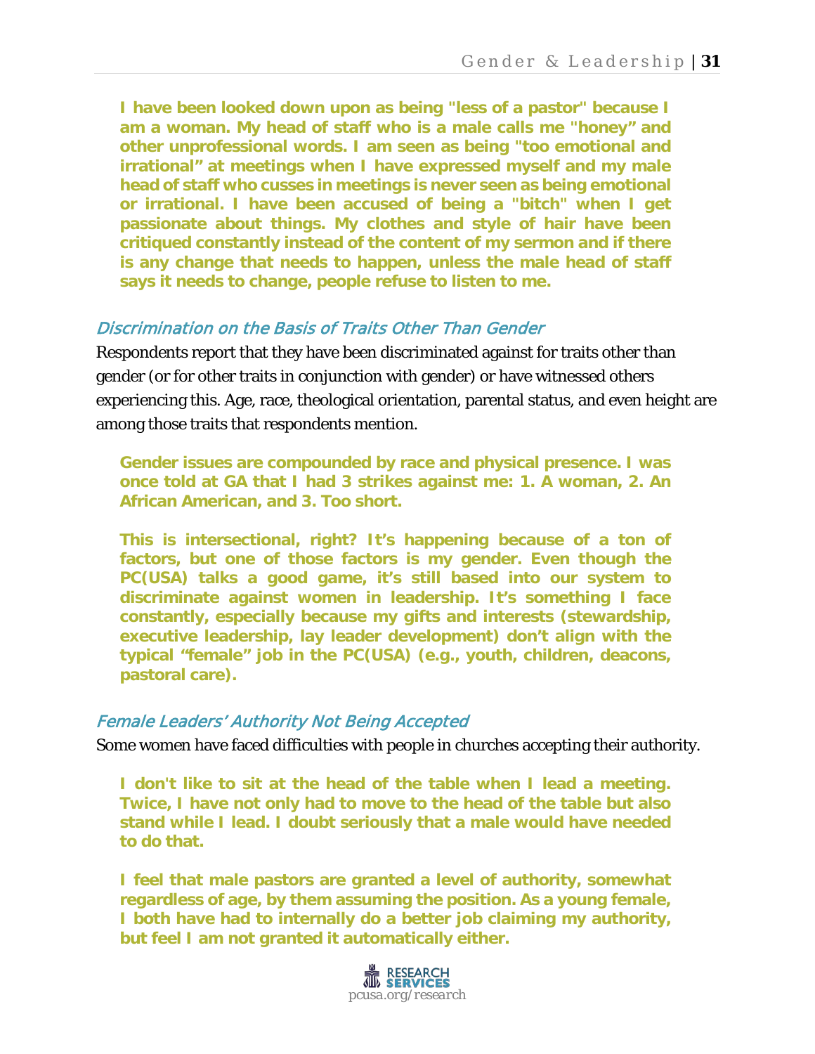**I have been looked down upon as being "less of a pastor" because I am a woman. My head of staff who is a male calls me "honey" and other unprofessional words. I am seen as being "too emotional and irrational" at meetings when I have expressed myself and my male head of staff who cusses in meetings is never seen as being emotional or irrational. I have been accused of being a "bitch" when I get passionate about things. My clothes and style of hair have been critiqued constantly instead of the content of my sermon and if there is any change that needs to happen, unless the male head of staff says it needs to change, people refuse to listen to me.**

### *Discrimination on the Basis of Traits Other Than Gender*

Respondents report that they have been discriminated against for traits other than gender (or for other traits in conjunction with gender) or have witnessed others experiencing this. Age, race, theological orientation, parental status, and even height are among those traits that respondents mention.

**Gender issues are compounded by race and physical presence. I was once told at GA that I had 3 strikes against me: 1. A woman, 2. An African American, and 3. Too short.**

**This is intersectional, right? It's happening because of a ton of factors, but one of those factors is my gender. Even though the PC(USA) talks a good game, it's still based into our system to discriminate against women in leadership. It's something I face constantly, especially because my gifts and interests (stewardship, executive leadership, lay leader development) don't align with the typical "female" job in the PC(USA) (e.g., youth, children, deacons, pastoral care).**

### *Female Leaders' Authority Not Being Accepted*

Some women have faced difficulties with people in churches accepting their authority.

**I don't like to sit at the head of the table when I lead a meeting. Twice, I have not only had to move to the head of the table but also stand while I lead. I doubt seriously that a male would have needed to do that.**

**I feel that male pastors are granted a level of authority, somewhat regardless of age, by them assuming the position. As a young female, I both have had to internally do a better job claiming my authority, but feel I am not granted it automatically either.**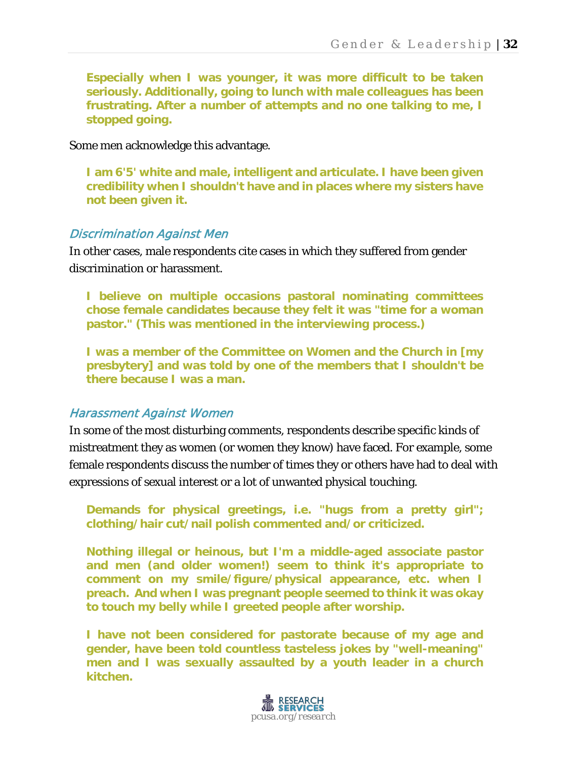> **Especially when I was younger, it was more difficult to be taken seriously. Additionally, going to lunch with male colleagues has been frustrating. After a number of attempts and no one talking to me, I stopped going.**

Some men acknowledge this advantage.

> **I am 6'5' white and male, intelligent and articulate. I have been given credibility when I shouldn't have and in places where my sisters have not been given it.**

### *Discrimination Against Men*

In other cases, male respondents cite cases in which they suffered from gender discrimination or harassment.

> **I believe on multiple occasions pastoral nominating committees chose female candidates because they felt it was "time for a woman pastor." (This was mentioned in the interviewing process.)**

> **I was a member of the Committee on Women and the Church in [my presbytery] and was told by one of the members that I shouldn't be there because I was a man.**

### *Harassment Against Women*

In some of the most disturbing comments, respondents describe specific kinds of mistreatment they as women (or women they know) have faced. For example, some female respondents discuss the number of times they or others have had to deal with expressions of sexual interest or a lot of unwanted physical touching.

> **Demands for physical greetings, i.e. "hugs from a pretty girl"; clothing/hair cut/nail polish commented and/or criticized.**

> **Nothing illegal or heinous, but I'm a middle-aged associate pastor and men (and older women!) seem to think it's appropriate to comment on my smile/figure/physical appearance, etc. when I preach. And when I was pregnant people seemed to think it was okay to touch my belly while I greeted people after worship.**

> **I have not been considered for pastorate because of my age and gender, have been told countless tasteless jokes by "well-meaning" men and I was sexually assaulted by a youth leader in a church kitchen.**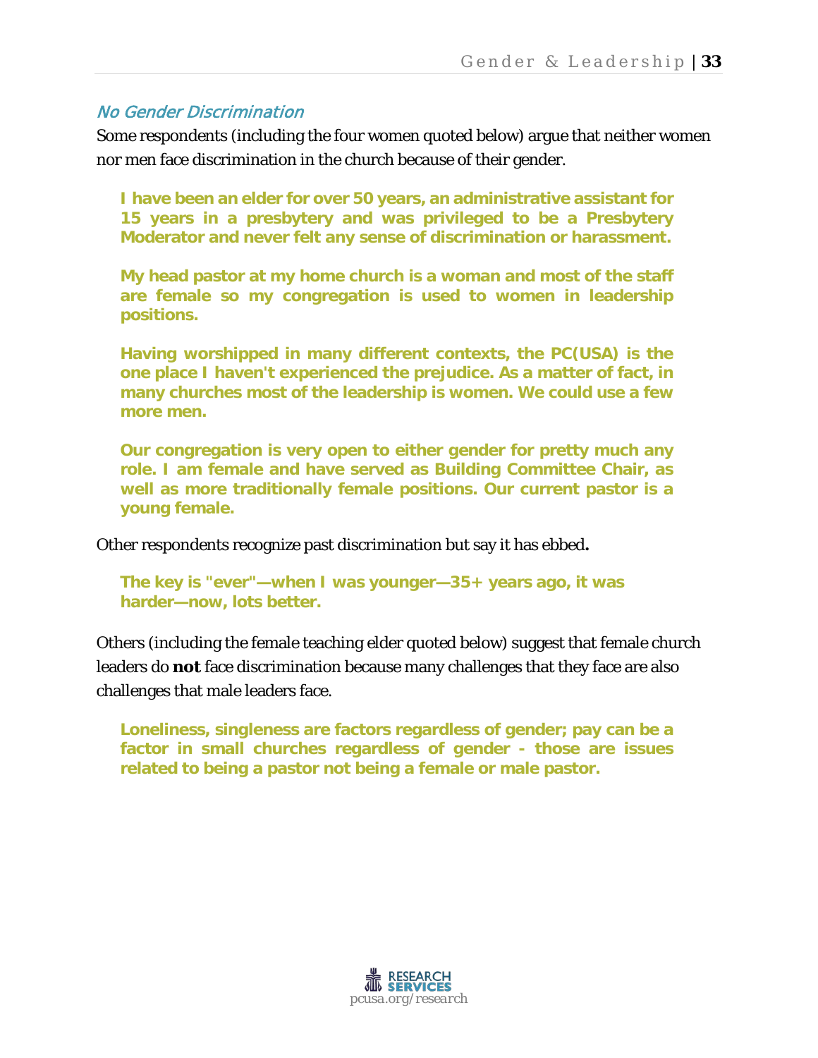### *No Gender Discrimination*

Some respondents (including the four women quoted below) argue that neither women nor men face discrimination in the church because of their gender.

> **I have been an elder for over 50 years, an administrative assistant for 15 years in a presbytery and was privileged to be a Presbytery Moderator and never felt any sense of discrimination or harassment.**
>
> **My head pastor at my home church is a woman and most of the staff are female so my congregation is used to women in leadership positions.**
>
> **Having worshipped in many different contexts, the PC(USA) is the one place I haven't experienced the prejudice. As a matter of fact, in many churches most of the leadership is women. We could use a few more men.**
>
> **Our congregation is very open to either gender for pretty much any role. I am female and have served as Building Committee Chair, as well as more traditionally female positions. Our current pastor is a young female.**

Other respondents recognize past discrimination but say it has ebbed**.**

> **The key is "ever"—when I was younger—35+ years ago, it was harder—now, lots better.**

Others (including the female teaching elder quoted below) suggest that female church leaders do **not** face discrimination because many challenges that they face are also challenges that male leaders face.

> **Loneliness, singleness are factors regardless of gender; pay can be a factor in small churches regardless of gender - those are issues related to being a pastor not being a female or male pastor.**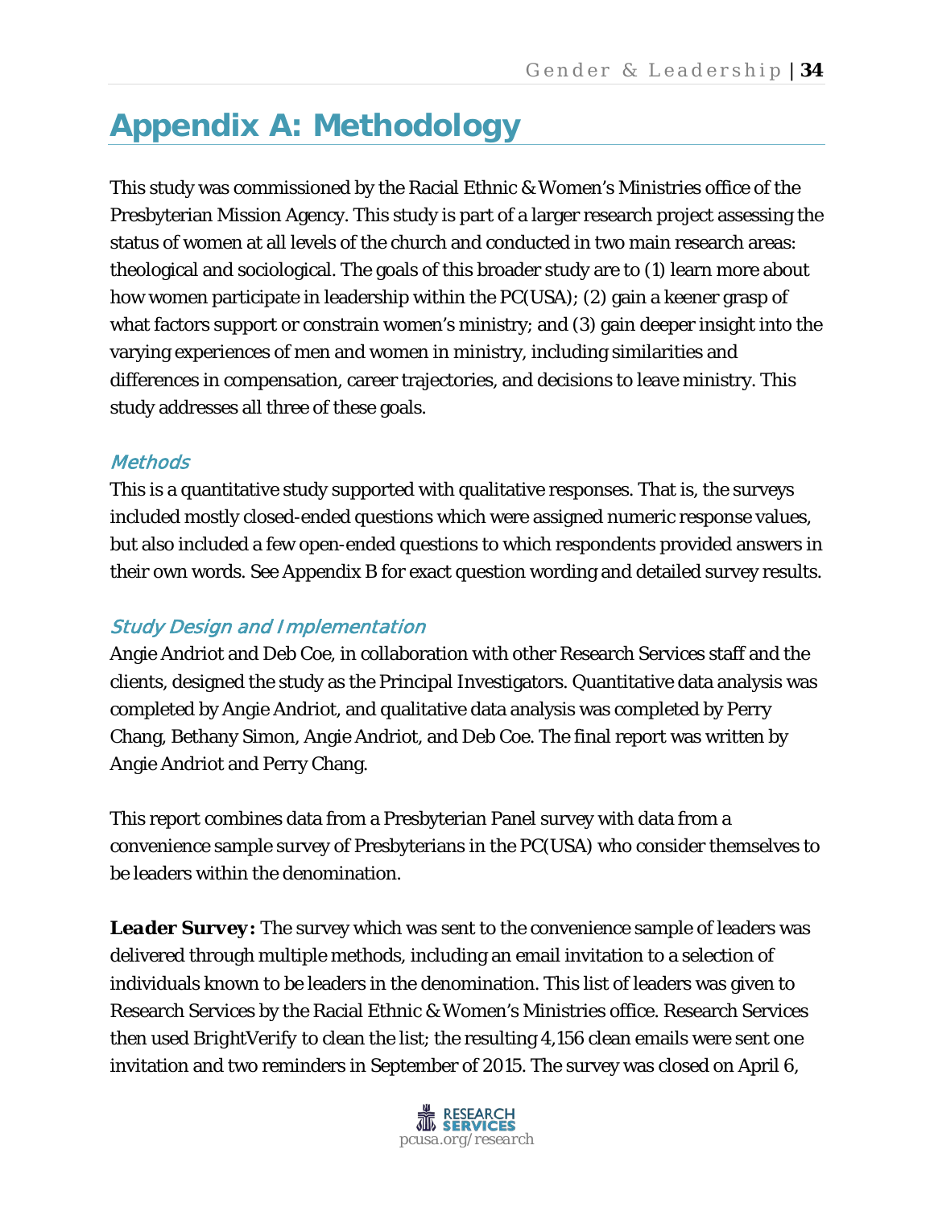# Appendix A: Methodology

This study was commissioned by the Racial Ethnic & Women's Ministries office of the Presbyterian Mission Agency. This study is part of a larger research project assessing the status of women at all levels of the church and conducted in two main research areas: theological and sociological. The goals of this broader study are to (1) learn more about how women participate in leadership within the PC(USA); (2) gain a keener grasp of what factors support or constrain women's ministry; and (3) gain deeper insight into the varying experiences of men and women in ministry, including similarities and differences in compensation, career trajectories, and decisions to leave ministry. This study addresses all three of these goals.

### *Methods*

This is a quantitative study supported with qualitative responses. That is, the surveys included mostly closed-ended questions which were assigned numeric response values, but also included a few open-ended questions to which respondents provided answers in their own words. See Appendix B for exact question wording and detailed survey results.

### *Study Design and Implementation*

Angie Andriot and Deb Coe, in collaboration with other Research Services staff and the clients, designed the study as the Principal Investigators. Quantitative data analysis was completed by Angie Andriot, and qualitative data analysis was completed by Perry Chang, Bethany Simon, Angie Andriot, and Deb Coe. The final report was written by Angie Andriot and Perry Chang.

This report combines data from a Presbyterian Panel survey with data from a convenience sample survey of Presbyterians in the PC(USA) who consider themselves to be leaders within the denomination.

***Leader Survey:*** The survey which was sent to the convenience sample of leaders was delivered through multiple methods, including an email invitation to a selection of individuals known to be leaders in the denomination. This list of leaders was given to Research Services by the Racial Ethnic & Women's Ministries office. Research Services then used BrightVerify to clean the list; the resulting 4,156 clean emails were sent one invitation and two reminders in September of 2015. The survey was closed on April 6,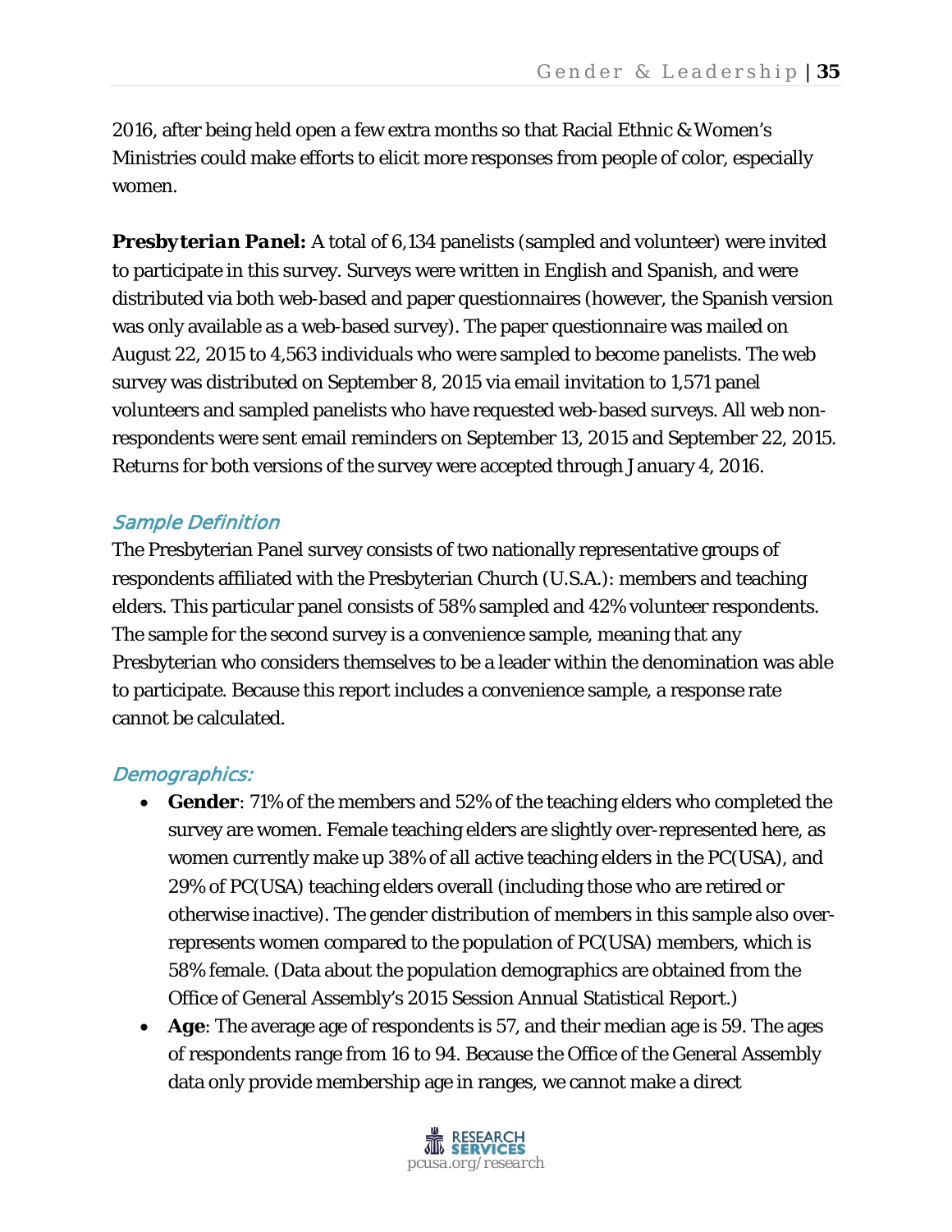2016, after being held open a few extra months so that Racial Ethnic & Women's Ministries could make efforts to elicit more responses from people of color, especially women.

***Presbyterian Panel:*** A total of 6,134 panelists (sampled and volunteer) were invited to participate in this survey. Surveys were written in English and Spanish, and were distributed via both web-based and paper questionnaires (however, the Spanish version was only available as a web-based survey). The paper questionnaire was mailed on August 22, 2015 to 4,563 individuals who were sampled to become panelists. The web survey was distributed on September 8, 2015 via email invitation to 1,571 panel volunteers and sampled panelists who have requested web-based surveys. All web non-respondents were sent email reminders on September 13, 2015 and September 22, 2015. Returns for both versions of the survey were accepted through January 4, 2016.

### *Sample Definition*

The Presbyterian Panel survey consists of two nationally representative groups of respondents affiliated with the Presbyterian Church (U.S.A.): members and teaching elders. This particular panel consists of 58% sampled and 42% volunteer respondents. The sample for the second survey is a convenience sample, meaning that any Presbyterian who considers themselves to be a leader within the denomination was able to participate. Because this report includes a convenience sample, a response rate cannot be calculated.

### *Demographics:*

- **Gender**: 71% of the members and 52% of the teaching elders who completed the survey are women. Female teaching elders are slightly over-represented here, as women currently make up 38% of all active teaching elders in the PC(USA), and 29% of PC(USA) teaching elders overall (including those who are retired or otherwise inactive). The gender distribution of members in this sample also over-represents women compared to the population of PC(USA) members, which is 58% female. (Data about the population demographics are obtained from the Office of General Assembly's 2015 Session Annual Statistical Report.)
- **Age**: The average age of respondents is 57, and their median age is 59. The ages of respondents range from 16 to 94. Because the Office of the General Assembly data only provide membership age in ranges, we cannot make a direct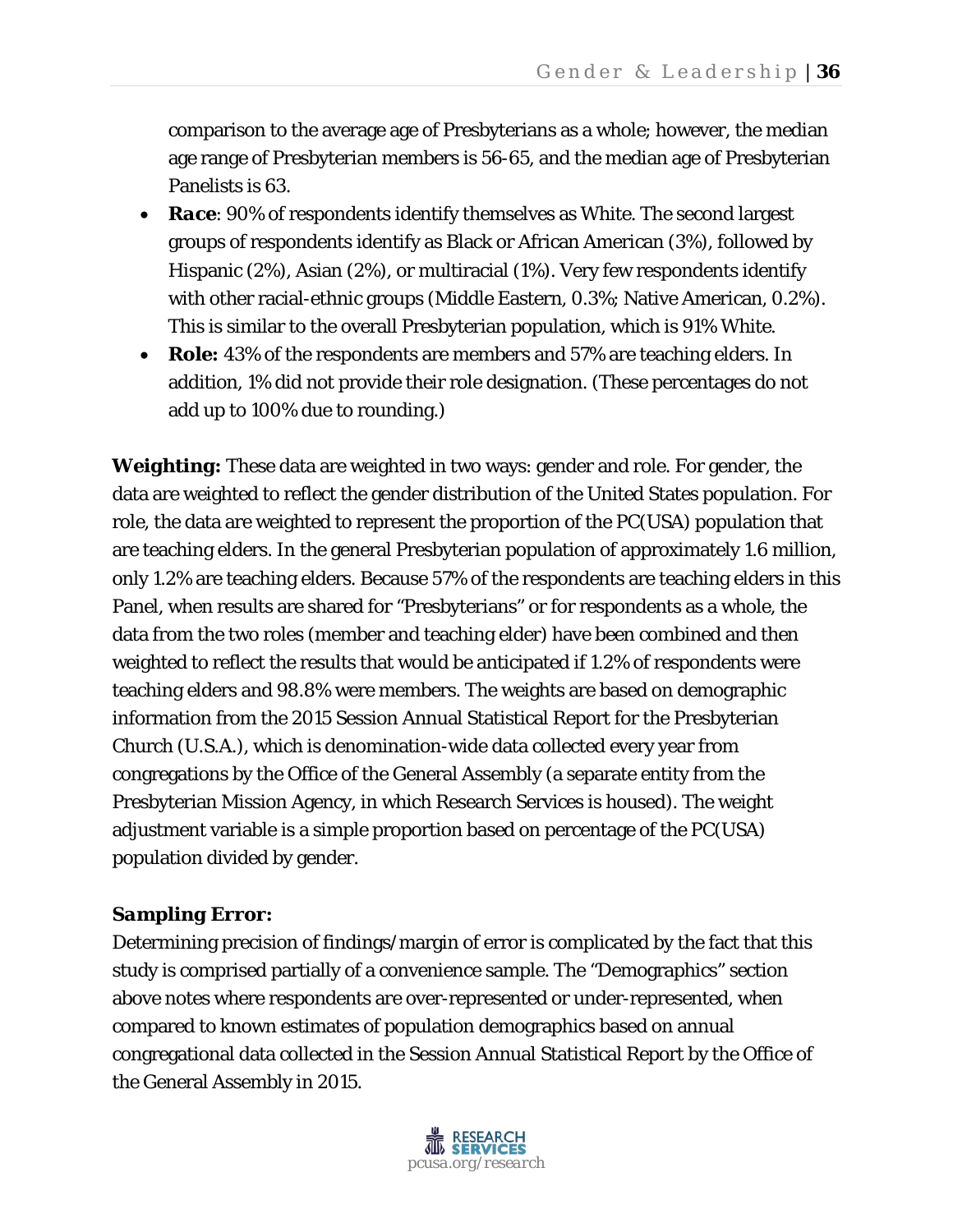comparison to the average age of Presbyterians as a whole; however, the median age range of Presbyterian members is 56-65, and the median age of Presbyterian Panelists is 63.

- ***Race***: 90% of respondents identify themselves as White. The second largest groups of respondents identify as Black or African American (3%), followed by Hispanic (2%), Asian (2%), or multiracial (1%). Very few respondents identify with other racial-ethnic groups (Middle Eastern, 0.3%; Native American, 0.2%). This is similar to the overall Presbyterian population, which is 91% White.
- **Role:** 43% of the respondents are members and 57% are teaching elders. In addition, 1% did not provide their role designation. (These percentages do not add up to 100% due to rounding.)

**Weighting:** These data are weighted in two ways: gender and role. For gender, the data are weighted to reflect the gender distribution of the United States population. For role, the data are weighted to represent the proportion of the PC(USA) population that are teaching elders. In the general Presbyterian population of approximately 1.6 million, only 1.2% are teaching elders. Because 57% of the respondents are teaching elders in this Panel, when results are shared for "Presbyterians" or for respondents as a whole, the data from the two roles (member and teaching elder) have been combined and then weighted to reflect the results that would be anticipated if 1.2% of respondents were teaching elders and 98.8% were members. The weights are based on demographic information from the 2015 Session Annual Statistical Report for the Presbyterian Church (U.S.A.), which is denomination-wide data collected every year from congregations by the Office of the General Assembly (a separate entity from the Presbyterian Mission Agency, in which Research Services is housed). The weight adjustment variable is a simple proportion based on percentage of the PC(USA) population divided by gender.

***Sampling Error:***

Determining precision of findings/margin of error is complicated by the fact that this study is comprised partially of a convenience sample. The "Demographics" section above notes where respondents are over-represented or under-represented, when compared to known estimates of population demographics based on annual congregational data collected in the Session Annual Statistical Report by the Office of the General Assembly in 2015.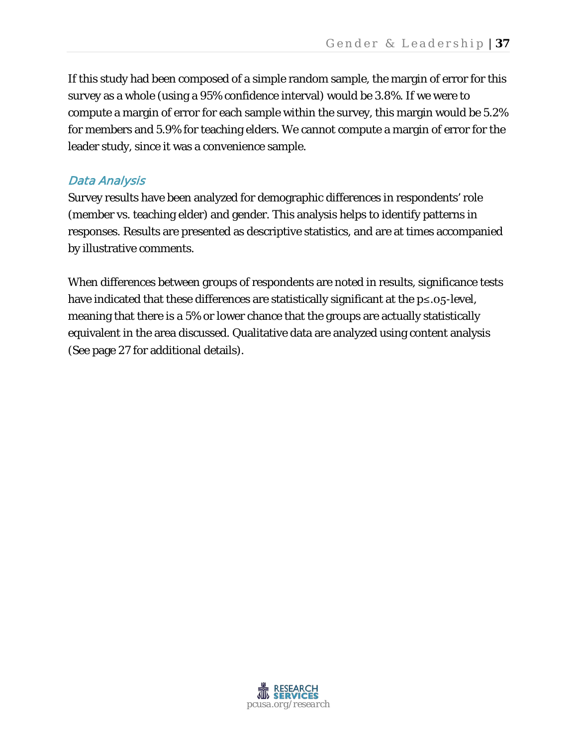If this study had been composed of a simple random sample, the margin of error for this survey as a whole (using a 95% confidence interval) would be 3.8%. If we were to compute a margin of error for each sample within the survey, this margin would be 5.2% for members and 5.9% for teaching elders. We cannot compute a margin of error for the leader study, since it was a convenience sample.

### *Data Analysis*

Survey results have been analyzed for demographic differences in respondents' role (member vs. teaching elder) and gender. This analysis helps to identify patterns in responses. Results are presented as descriptive statistics, and are at times accompanied by illustrative comments.

When differences between groups of respondents are noted in results, significance tests have indicated that these differences are statistically significant at the $p \leq .05$-level, meaning that there is a 5% or lower chance that the groups are actually statistically equivalent in the area discussed. Qualitative data are analyzed using content analysis (See page 27 for additional details).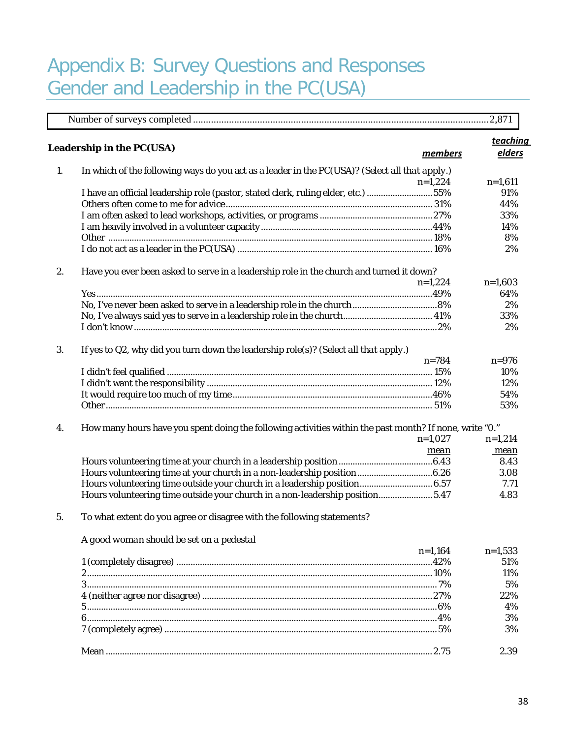# Appendix B: Survey Questions and Responses
# Gender and Leadership in the PC(USA)

| Number of surveys completed | 2,871 |
|---|---|

## Leadership in the PC(USA)

| | members | teaching elders |
|---|---|---|
| **1. In which of the following ways do you act as a leader in the PC(USA)? (Select all that apply.)** | n=1,224 | n=1,611 |
| I have an official leadership role (pastor, stated clerk, ruling elder, etc.) | 55% | 91% |
| Others often come to me for advice | 31% | 44% |
| I am often asked to lead workshops, activities, or programs | 27% | 33% |
| I am heavily involved in a volunteer capacity | 44% | 14% |
| Other | 18% | 8% |
| I do not act as a leader in the PC(USA) | 16% | 2% |
| **2. Have you ever been asked to serve in a leadership role in the church and turned it down?** | n=1,224 | n=1,603 |
| Yes | 49% | 64% |
| No, I've never been asked to serve in a leadership role in the church | 8% | 2% |
| No, I've always said yes to serve in a leadership role in the church | 41% | 33% |
| I don't know | 2% | 2% |
| **3. If yes to Q2, why did you turn down the leadership role(s)? (Select all that apply.)** | n=784 | n=976 |
| I didn't feel qualified | 15% | 10% |
| I didn't want the responsibility | 12% | 12% |
| It would require too much of my time | 46% | 54% |
| Other | 51% | 53% |
| **4. How many hours have you spent doing the following activities within the past month? If none, write "0."** | n=1,027 | n=1,214 |
| | *mean* | *mean* |
| Hours volunteering time at your church in a leadership position | 6.43 | 8.43 |
| Hours volunteering time at your church in a non-leadership position | 6.26 | 3.08 |
| Hours volunteering time outside your church in a leadership position | 6.57 | 7.71 |
| Hours volunteering time outside your church in a non-leadership position | 5.47 | 4.83 |
| **5. To what extent do you agree or disagree with the following statements?** | | |
| *A good woman should be set on a pedestal* | n=1,164 | n=1,533 |
| 1 (completely disagree) | 42% | 51% |
| 2 | 10% | 11% |
| 3 | 7% | 5% |
| 4 (neither agree nor disagree) | 27% | 22% |
| 5 | 6% | 4% |
| 6 | 4% | 3% |
| 7 (completely agree) | 5% | 3% |
| Mean | 2.75 | 2.39 |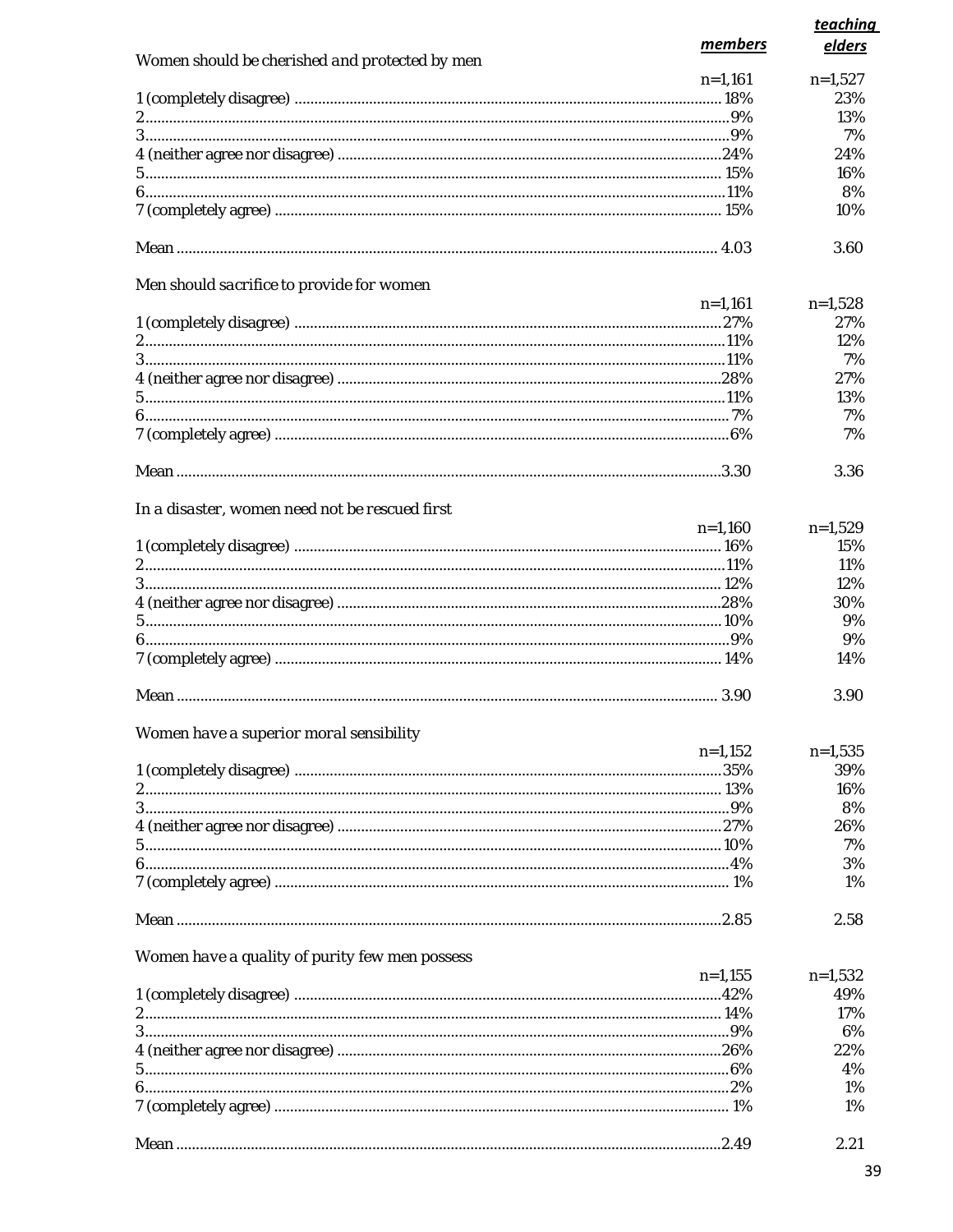| Women should be cherished and protected by men | members | teaching elders |
|---|---|---|
| | n=1,161 | n=1,527 |
| 1 (completely disagree) | 18% | 23% |
| 2 | 9% | 13% |
| 3 | 9% | 7% |
| 4 (neither agree nor disagree) | 24% | 24% |
| 5 | 15% | 16% |
| 6 | 11% | 8% |
| 7 (completely agree) | 15% | 10% |
| Mean | 4.03 | 3.60 |

| Men should sacrifice to provide for women | members | teaching elders |
|---|---|---|
| | n=1,161 | n=1,528 |
| 1 (completely disagree) | 27% | 27% |
| 2 | 11% | 12% |
| 3 | 11% | 7% |
| 4 (neither agree nor disagree) | 28% | 27% |
| 5 | 11% | 13% |
| 6 | 7% | 7% |
| 7 (completely agree) | 6% | 7% |
| Mean | 3.30 | 3.36 |

| In a disaster, women need not be rescued first | members | teaching elders |
|---|---|---|
| | n=1,160 | n=1,529 |
| 1 (completely disagree) | 16% | 15% |
| 2 | 11% | 11% |
| 3 | 12% | 12% |
| 4 (neither agree nor disagree) | 28% | 30% |
| 5 | 10% | 9% |
| 6 | 9% | 9% |
| 7 (completely agree) | 14% | 14% |
| Mean | 3.90 | 3.90 |

| Women have a superior moral sensibility | members | teaching elders |
|---|---|---|
| | n=1,152 | n=1,535 |
| 1 (completely disagree) | 35% | 39% |
| 2 | 13% | 16% |
| 3 | 9% | 8% |
| 4 (neither agree nor disagree) | 27% | 26% |
| 5 | 10% | 7% |
| 6 | 4% | 3% |
| 7 (completely agree) | 1% | 1% |
| Mean | 2.85 | 2.58 |

| Women have a quality of purity few men possess | members | teaching elders |
|---|---|---|
| | n=1,155 | n=1,532 |
| 1 (completely disagree) | 42% | 49% |
| 2 | 14% | 17% |
| 3 | 9% | 6% |
| 4 (neither agree nor disagree) | 26% | 22% |
| 5 | 6% | 4% |
| 6 | 2% | 1% |
| 7 (completely agree) | 1% | 1% |
| Mean | 2.49 | 2.21 |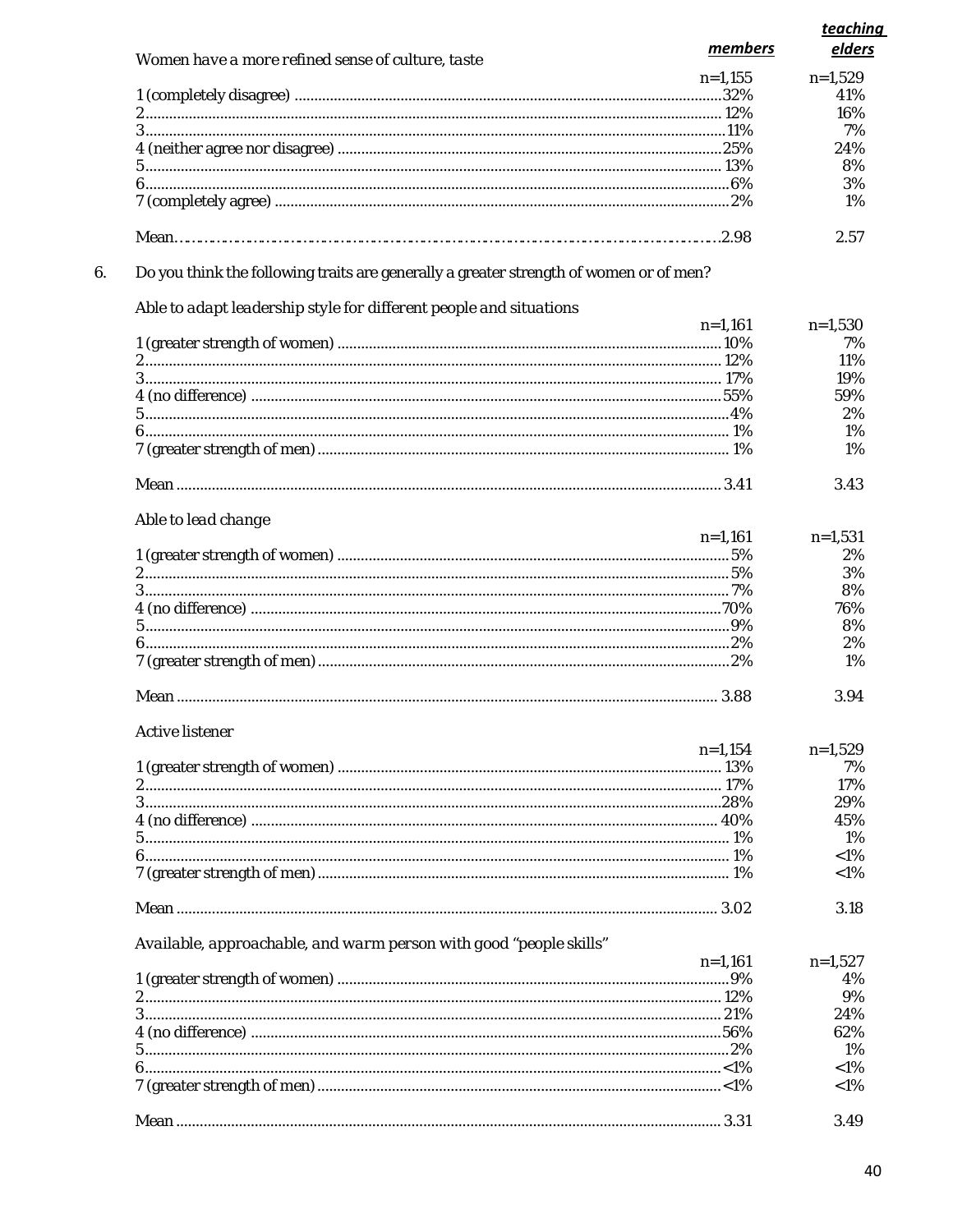*Women have a more refined sense of culture, taste*

| | members | teaching elders |
|---|---|---|
| | n=1,155 | n=1,529 |
| 1 (completely disagree) | 32% | 41% |
| 2 | 12% | 16% |
| 3 | 11% | 7% |
| 4 (neither agree nor disagree) | 25% | 24% |
| 5 | 13% | 8% |
| 6 | 6% | 3% |
| 7 (completely agree) | 2% | 1% |
| Mean | 2.98 | 2.57 |

6. Do you think the following traits are generally a greater strength of women or of men?

*Able to adapt leadership style for different people and situations*

| | members | teaching elders |
|---|---|---|
| | n=1,161 | n=1,530 |
| 1 (greater strength of women) | 10% | 7% |
| 2 | 12% | 11% |
| 3 | 17% | 19% |
| 4 (no difference) | 55% | 59% |
| 5 | 4% | 2% |
| 6 | 1% | 1% |
| 7 (greater strength of men) | 1% | 1% |
| Mean | 3.41 | 3.43 |

*Able to lead change*

| | members | teaching elders |
|---|---|---|
| | n=1,161 | n=1,531 |
| 1 (greater strength of women) | 5% | 2% |
| 2 | 5% | 3% |
| 3 | 7% | 8% |
| 4 (no difference) | 70% | 76% |
| 5 | 9% | 8% |
| 6 | 2% | 2% |
| 7 (greater strength of men) | 2% | 1% |
| Mean | 3.88 | 3.94 |

*Active listener*

| | members | teaching elders |
|---|---|---|
| | n=1,154 | n=1,529 |
| 1 (greater strength of women) | 13% | 7% |
| 2 | 17% | 17% |
| 3 | 28% | 29% |
| 4 (no difference) | 40% | 45% |
| 5 | 1% | 1% |
| 6 | 1% | <1% |
| 7 (greater strength of men) | 1% | <1% |
| Mean | 3.02 | 3.18 |

*Available, approachable, and warm person with good "people skills"*

| | members | teaching elders |
|---|---|---|
| | n=1,161 | n=1,527 |
| 1 (greater strength of women) | 9% | 4% |
| 2 | 12% | 9% |
| 3 | 21% | 24% |
| 4 (no difference) | 56% | 62% |
| 5 | 2% | 1% |
| 6 | <1% | <1% |
| 7 (greater strength of men) | <1% | <1% |
| Mean | 3.31 | 3.49 |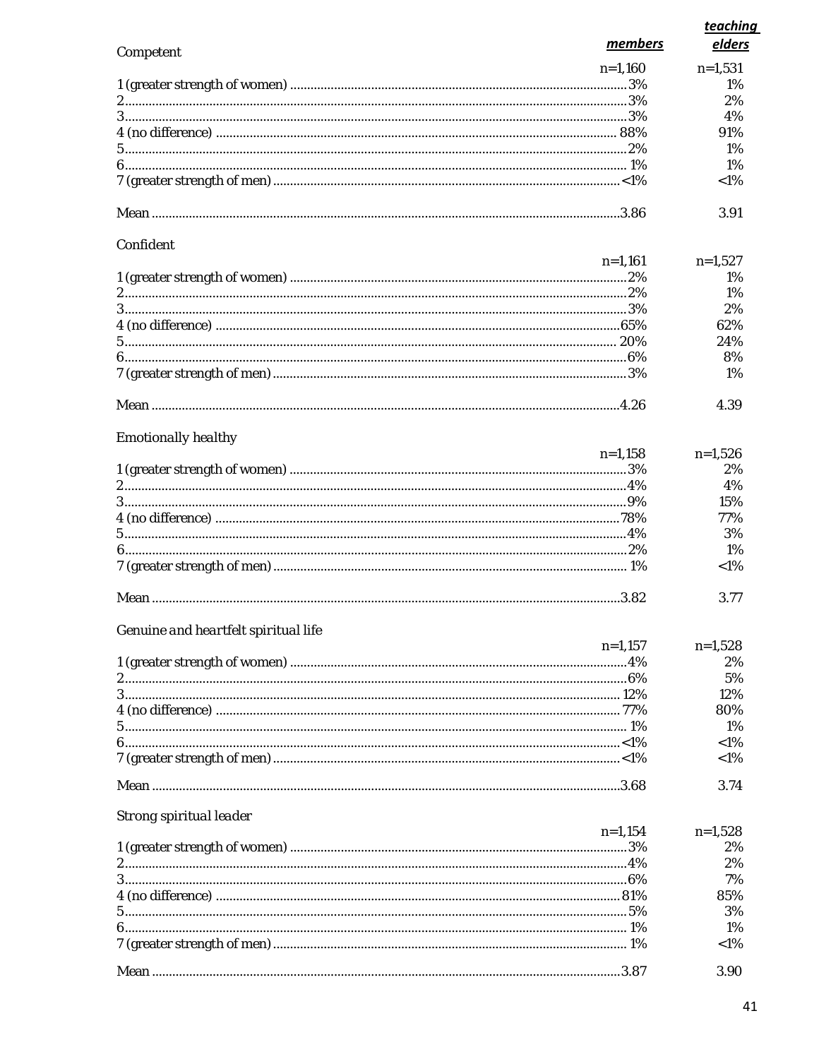| Competent | members | teaching elders |
|---|---|---|
| | n=1,160 | n=1,531 |
| 1 (greater strength of women) | 3% | 1% |
| 2 | 3% | 2% |
| 3 | 3% | 4% |
| 4 (no difference) | 88% | 91% |
| 5 | 2% | 1% |
| 6 | 1% | 1% |
| 7 (greater strength of men) | <1% | <1% |
| Mean | 3.86 | 3.91 |

| Confident | members | teaching elders |
|---|---|---|
| | n=1,161 | n=1,527 |
| 1 (greater strength of women) | 2% | 1% |
| 2 | 2% | 1% |
| 3 | 3% | 2% |
| 4 (no difference) | 65% | 62% |
| 5 | 20% | 24% |
| 6 | 6% | 8% |
| 7 (greater strength of men) | 3% | 1% |
| Mean | 4.26 | 4.39 |

| Emotionally healthy | members | teaching elders |
|---|---|---|
| | n=1,158 | n=1,526 |
| 1 (greater strength of women) | 3% | 2% |
| 2 | 4% | 4% |
| 3 | 9% | 15% |
| 4 (no difference) | 78% | 77% |
| 5 | 4% | 3% |
| 6 | 2% | 1% |
| 7 (greater strength of men) | 1% | <1% |
| Mean | 3.82 | 3.77 |

| Genuine and heartfelt spiritual life | members | teaching elders |
|---|---|---|
| | n=1,157 | n=1,528 |
| 1 (greater strength of women) | 4% | 2% |
| 2 | 6% | 5% |
| 3 | 12% | 12% |
| 4 (no difference) | 77% | 80% |
| 5 | 1% | 1% |
| 6 | <1% | <1% |
| 7 (greater strength of men) | <1% | <1% |
| Mean | 3.68 | 3.74 |

| Strong spiritual leader | members | teaching elders |
|---|---|---|
| | n=1,154 | n=1,528 |
| 1 (greater strength of women) | 3% | 2% |
| 2 | 4% | 2% |
| 3 | 6% | 7% |
| 4 (no difference) | 81% | 85% |
| 5 | 5% | 3% |
| 6 | 1% | 1% |
| 7 (greater strength of men) | 1% | <1% |
| Mean | 3.87 | 3.90 |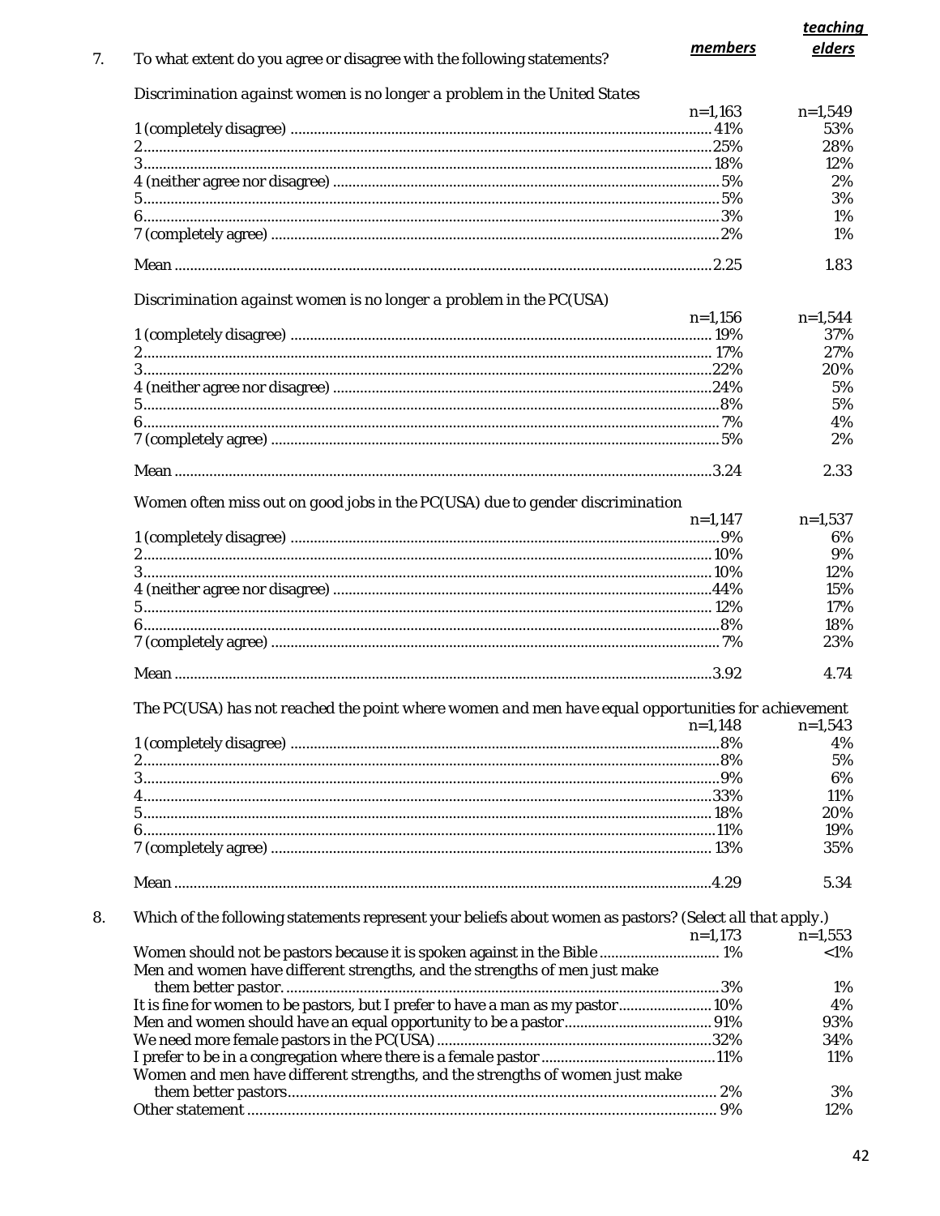7. To what extent do you agree or disagree with the following statements?

*Discrimination against women is no longer a problem in the United States*

| | members | teaching elders |
|---|---|---|
| | n=1,163 | n=1,549 |
| 1 (completely disagree) | 41% | 53% |
| 2 | 25% | 28% |
| 3 | 18% | 12% |
| 4 (neither agree nor disagree) | 5% | 2% |
| 5 | 5% | 3% |
| 6 | 3% | 1% |
| 7 (completely agree) | 2% | 1% |
| Mean | 2.25 | 1.83 |

*Discrimination against women is no longer a problem in the PC(USA)*

| | members | teaching elders |
|---|---|---|
| | n=1,156 | n=1,544 |
| 1 (completely disagree) | 19% | 37% |
| 2 | 17% | 27% |
| 3 | 22% | 20% |
| 4 (neither agree nor disagree) | 24% | 5% |
| 5 | 8% | 5% |
| 6 | 7% | 4% |
| 7 (completely agree) | 5% | 2% |
| Mean | 3.24 | 2.33 |

*Women often miss out on good jobs in the PC(USA) due to gender discrimination*

| | members | teaching elders |
|---|---|---|
| | n=1,147 | n=1,537 |
| 1 (completely disagree) | 9% | 6% |
| 2 | 10% | 9% |
| 3 | 10% | 12% |
| 4 (neither agree nor disagree) | 44% | 15% |
| 5 | 12% | 17% |
| 6 | 8% | 18% |
| 7 (completely agree) | 7% | 23% |
| Mean | 3.92 | 4.74 |

*The PC(USA) has not reached the point where women and men have equal opportunities for achievement*

| | members | teaching elders |
|---|---|---|
| | n=1,148 | n=1,543 |
| 1 (completely disagree) | 8% | 4% |
| 2 | 8% | 5% |
| 3 | 9% | 6% |
| 4 | 33% | 11% |
| 5 | 18% | 20% |
| 6 | 11% | 19% |
| 7 (completely agree) | 13% | 35% |
| Mean | 4.29 | 5.34 |

8. Which of the following statements represent your beliefs about women as pastors? (*Select all that apply.*)

| | members | teaching elders |
|---|---|---|
| | n=1,173 | n=1,553 |
| Women should not be pastors because it is spoken against in the Bible | 1% | <1% |
| Men and women have different strengths, and the strengths of men just make them better pastor. | 3% | 1% |
| It is fine for women to be pastors, but I prefer to have a man as my pastor | 10% | 4% |
| Men and women should have an equal opportunity to be a pastor | 91% | 93% |
| We need more female pastors in the PC(USA) | 32% | 34% |
| I prefer to be in a congregation where there is a female pastor | 11% | 11% |
| Women and men have different strengths, and the strengths of women just make them better pastors | 2% | 3% |
| Other statement | 9% | 12% |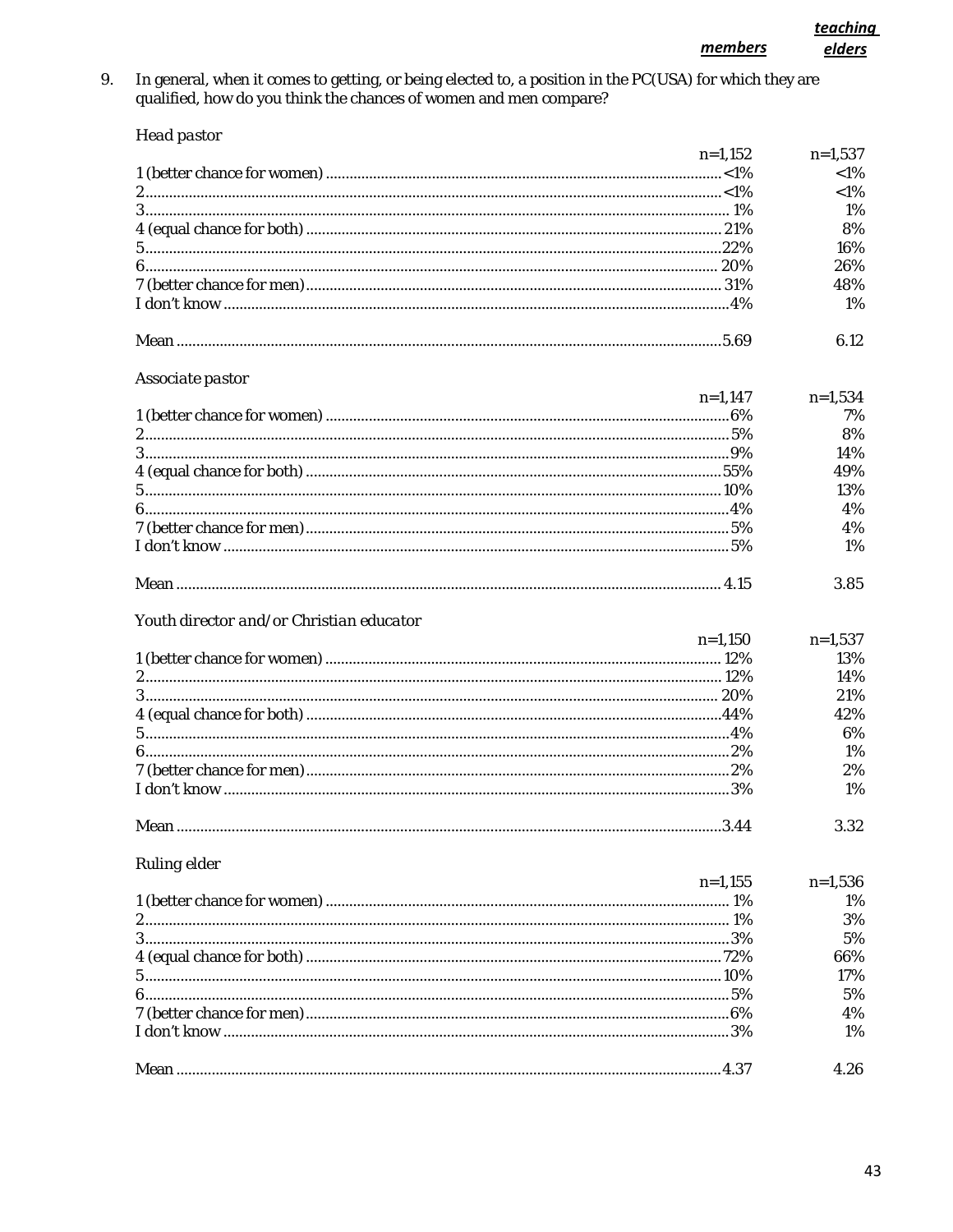9. In general, when it comes to getting, or being elected to, a position in the PC(USA) for which they are qualified, how do you think the chances of women and men compare?

*Head pastor*

| | members | teaching elders |
|---|---|---|
| | n=1,152 | n=1,537 |
| 1 (better chance for women) | <1% | <1% |
| 2 | <1% | <1% |
| 3 | 1% | 1% |
| 4 (equal chance for both) | 21% | 8% |
| 5 | 22% | 16% |
| 6 | 20% | 26% |
| 7 (better chance for men) | 31% | 48% |
| I don't know | 4% | 1% |
| Mean | 5.69 | 6.12 |

*Associate pastor*

| | members | teaching elders |
|---|---|---|
| | n=1,147 | n=1,534 |
| 1 (better chance for women) | 6% | 7% |
| 2 | 5% | 8% |
| 3 | 9% | 14% |
| 4 (equal chance for both) | 55% | 49% |
| 5 | 10% | 13% |
| 6 | 4% | 4% |
| 7 (better chance for men) | 5% | 4% |
| I don't know | 5% | 1% |
| Mean | 4.15 | 3.85 |

*Youth director and/or Christian educator*

| | members | teaching elders |
|---|---|---|
| | n=1,150 | n=1,537 |
| 1 (better chance for women) | 12% | 13% |
| 2 | 12% | 14% |
| 3 | 20% | 21% |
| 4 (equal chance for both) | 44% | 42% |
| 5 | 4% | 6% |
| 6 | 2% | 1% |
| 7 (better chance for men) | 2% | 2% |
| I don't know | 3% | 1% |
| Mean | 3.44 | 3.32 |

*Ruling elder*

| | members | teaching elders |
|---|---|---|
| | n=1,155 | n=1,536 |
| 1 (better chance for women) | 1% | 1% |
| 2 | 1% | 3% |
| 3 | 3% | 5% |
| 4 (equal chance for both) | 72% | 66% |
| 5 | 10% | 17% |
| 6 | 5% | 5% |
| 7 (better chance for men) | 6% | 4% |
| I don't know | 3% | 1% |
| Mean | 4.37 | 4.26 |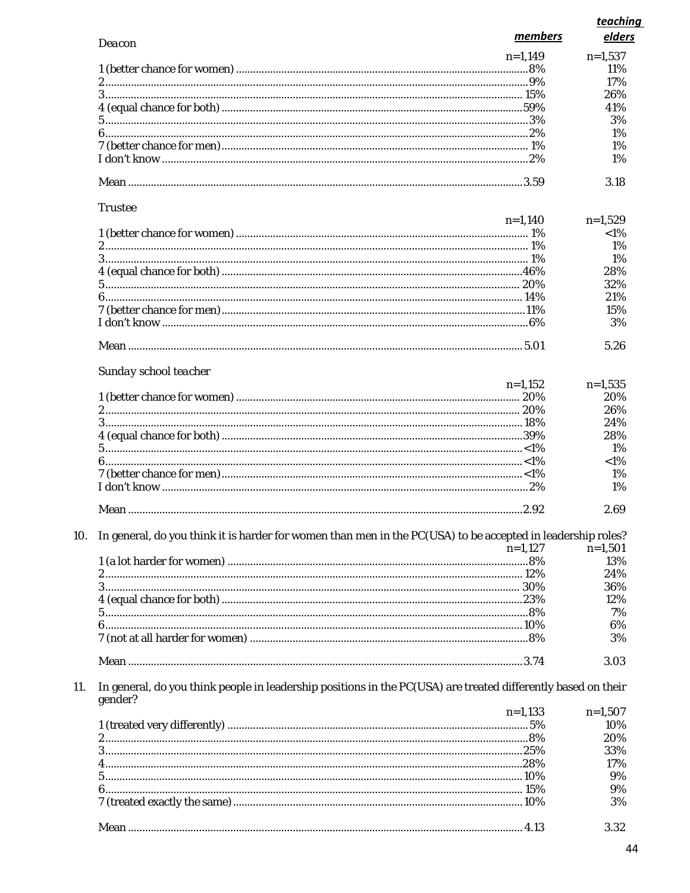**Deacon**

| | members | teaching elders |
|---|---|---|
| | n=1,149 | n=1,537 |
| 1 (better chance for women) | 8% | 11% |
| 2 | 9% | 17% |
| 3 | 15% | 26% |
| 4 (equal chance for both) | 59% | 41% |
| 5 | 3% | 3% |
| 6 | 2% | 1% |
| 7 (better chance for men) | 1% | 1% |
| I don't know | 2% | 1% |
| Mean | 3.59 | 3.18 |

**Trustee**

| | members | teaching elders |
|---|---|---|
| | n=1,140 | n=1,529 |
| 1 (better chance for women) | 1% | <1% |
| 2 | 1% | 1% |
| 3 | 1% | 1% |
| 4 (equal chance for both) | 46% | 28% |
| 5 | 20% | 32% |
| 6 | 14% | 21% |
| 7 (better chance for men) | 11% | 15% |
| I don't know | 6% | 3% |
| Mean | 5.01 | 5.26 |

**Sunday school teacher**

| | members | teaching elders |
|---|---|---|
| | n=1,152 | n=1,535 |
| 1 (better chance for women) | 20% | 20% |
| 2 | 20% | 26% |
| 3 | 18% | 24% |
| 4 (equal chance for both) | 39% | 28% |
| 5 | <1% | 1% |
| 6 | <1% | <1% |
| 7 (better chance for men) | <1% | 1% |
| I don't know | 2% | 1% |
| Mean | 2.92 | 2.69 |

10. In general, do you think it is harder for women than men in the PC(USA) to be accepted in leadership roles?

| | members | teaching elders |
|---|---|---|
| | n=1,127 | n=1,501 |
| 1 (a lot harder for women) | 8% | 13% |
| 2 | 12% | 24% |
| 3 | 30% | 36% |
| 4 (equal chance for both) | 23% | 12% |
| 5 | 8% | 7% |
| 6 | 10% | 6% |
| 7 (not at all harder for women) | 8% | 3% |
| Mean | 3.74 | 3.03 |

11. In general, do you think people in leadership positions in the PC(USA) are treated differently based on their gender?

| | members | teaching elders |
|---|---|---|
| | n=1,133 | n=1,507 |
| 1 (treated very differently) | 5% | 10% |
| 2 | 8% | 20% |
| 3 | 25% | 33% |
| 4 | 28% | 17% |
| 5 | 10% | 9% |
| 6 | 15% | 9% |
| 7 (treated exactly the same) | 10% | 3% |
| Mean | 4.13 | 3.32 |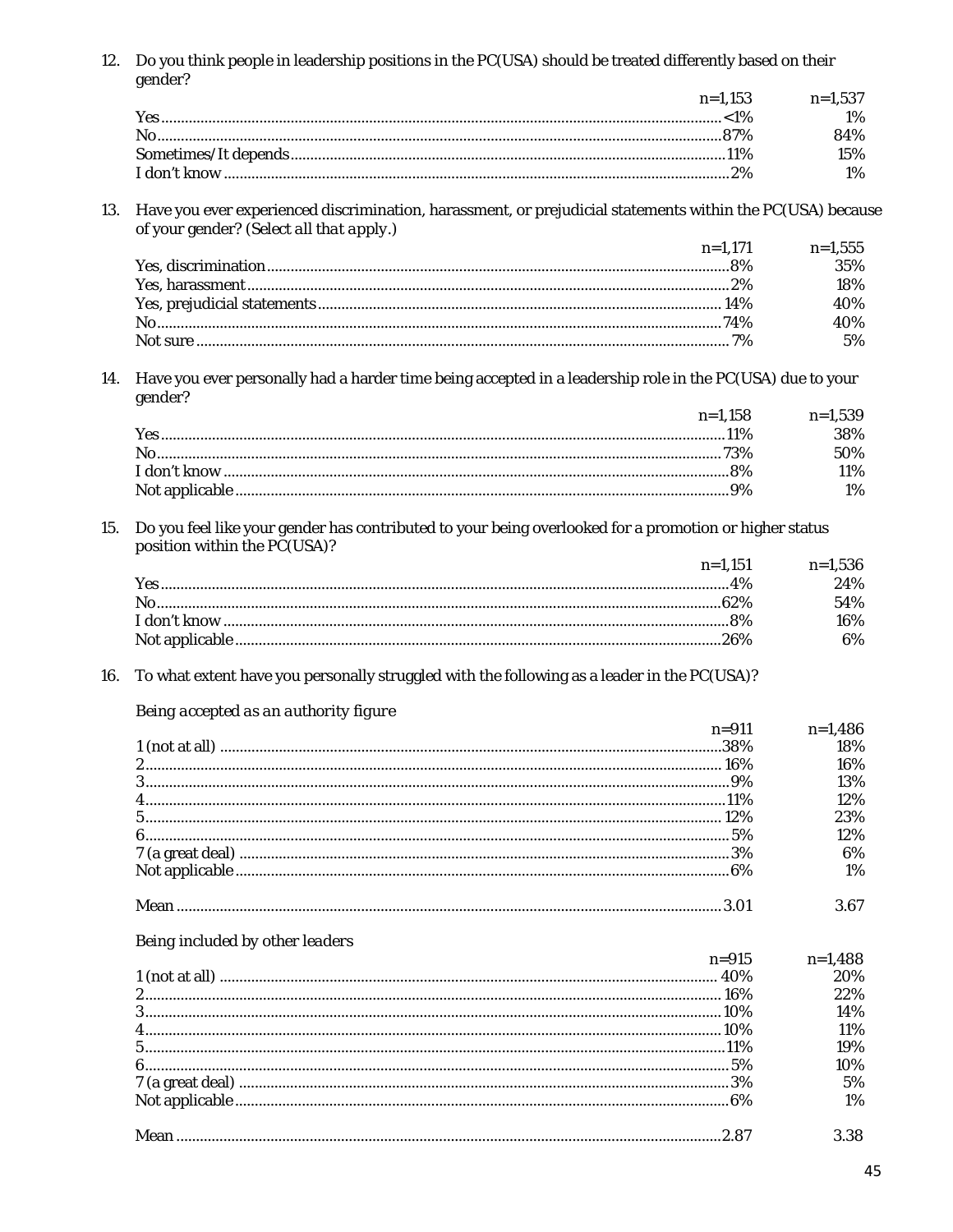12. Do you think people in leadership positions in the PC(USA) should be treated differently based on their gender?

| | n=1,153 | n=1,537 |
|---|---|---|
| Yes | <1% | 1% |
| No | 87% | 84% |
| Sometimes/It depends | 11% | 15% |
| I don't know | 2% | 1% |

13. Have you ever experienced discrimination, harassment, or prejudicial statements within the PC(USA) because of your gender? *(Select all that apply.)*

| | n=1,171 | n=1,555 |
|---|---|---|
| Yes, discrimination | 8% | 35% |
| Yes, harassment | 2% | 18% |
| Yes, prejudicial statements | 14% | 40% |
| No | 74% | 40% |
| Not sure | 7% | 5% |

14. Have you ever personally had a harder time being accepted in a leadership role in the PC(USA) due to your gender?

| | n=1,158 | n=1,539 |
|---|---|---|
| Yes | 11% | 38% |
| No | 73% | 50% |
| I don't know | 8% | 11% |
| Not applicable | 9% | 1% |

15. Do you feel like your gender has contributed to your being overlooked for a promotion or higher status position within the PC(USA)?

| | n=1,151 | n=1,536 |
|---|---|---|
| Yes | 4% | 24% |
| No | 62% | 54% |
| I don't know | 8% | 16% |
| Not applicable | 26% | 6% |

16. To what extent have you personally struggled with the following as a leader in the PC(USA)?

*Being accepted as an authority figure*

| | n=911 | n=1,486 |
|---|---|---|
| 1 (not at all) | 38% | 18% |
| 2 | 16% | 16% |
| 3 | 9% | 13% |
| 4 | 11% | 12% |
| 5 | 12% | 23% |
| 6 | 5% | 12% |
| 7 (a great deal) | 3% | 6% |
| Not applicable | 6% | 1% |
| Mean | 3.01 | 3.67 |

*Being included by other leaders*

| | n=915 | n=1,488 |
|---|---|---|
| 1 (not at all) | 40% | 20% |
| 2 | 16% | 22% |
| 3 | 10% | 14% |
| 4 | 10% | 11% |
| 5 | 11% | 19% |
| 6 | 5% | 10% |
| 7 (a great deal) | 3% | 5% |
| Not applicable | 6% | 1% |
| Mean | 2.87 | 3.38 |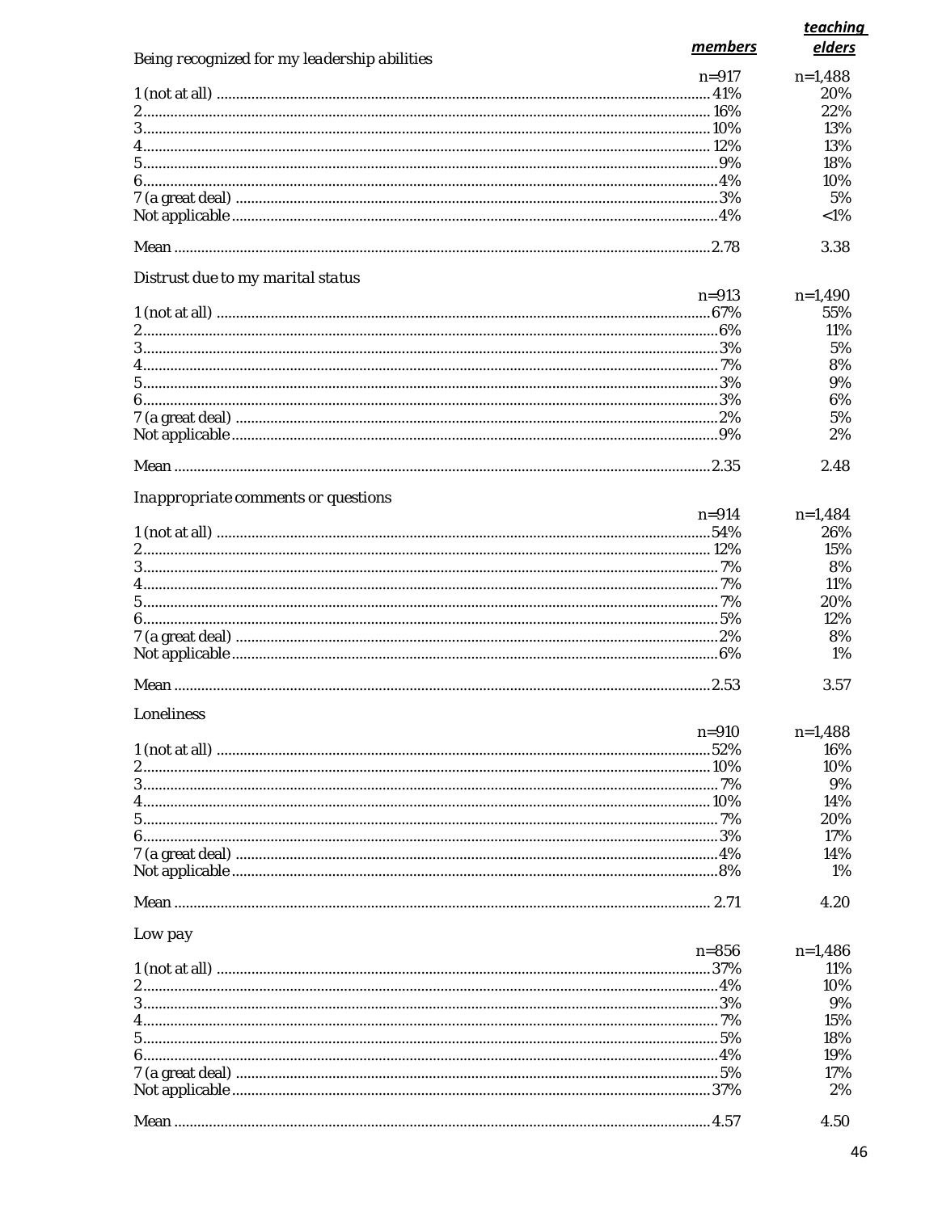**Being recognized for my leadership abilities**

| | members | teaching elders |
|---|---|---|
| | n=917 | n=1,488 |
| 1 (not at all) | 41% | 20% |
| 2 | 16% | 22% |
| 3 | 10% | 13% |
| 4 | 12% | 13% |
| 5 | 9% | 18% |
| 6 | 4% | 10% |
| 7 (a great deal) | 3% | 5% |
| Not applicable | 4% | <1% |
| Mean | 2.78 | 3.38 |

**Distrust due to my marital status**

| | members | teaching elders |
|---|---|---|
| | n=913 | n=1,490 |
| 1 (not at all) | 67% | 55% |
| 2 | 6% | 11% |
| 3 | 3% | 5% |
| 4 | 7% | 8% |
| 5 | 3% | 9% |
| 6 | 3% | 6% |
| 7 (a great deal) | 2% | 5% |
| Not applicable | 9% | 2% |
| Mean | 2.35 | 2.48 |

**Inappropriate comments or questions**

| | members | teaching elders |
|---|---|---|
| | n=914 | n=1,484 |
| 1 (not at all) | 54% | 26% |
| 2 | 12% | 15% |
| 3 | 7% | 8% |
| 4 | 7% | 11% |
| 5 | 7% | 20% |
| 6 | 5% | 12% |
| 7 (a great deal) | 2% | 8% |
| Not applicable | 6% | 1% |
| Mean | 2.53 | 3.57 |

**Loneliness**

| | members | teaching elders |
|---|---|---|
| | n=910 | n=1,488 |
| 1 (not at all) | 52% | 16% |
| 2 | 10% | 10% |
| 3 | 7% | 9% |
| 4 | 10% | 14% |
| 5 | 7% | 20% |
| 6 | 3% | 17% |
| 7 (a great deal) | 4% | 14% |
| Not applicable | 8% | 1% |
| Mean | 2.71 | 4.20 |

**Low pay**

| | members | teaching elders |
|---|---|---|
| | n=856 | n=1,486 |
| 1 (not at all) | 37% | 11% |
| 2 | 4% | 10% |
| 3 | 3% | 9% |
| 4 | 7% | 15% |
| 5 | 5% | 18% |
| 6 | 4% | 19% |
| 7 (a great deal) | 5% | 17% |
| Not applicable | 37% | 2% |
| Mean | 4.57 | 4.50 |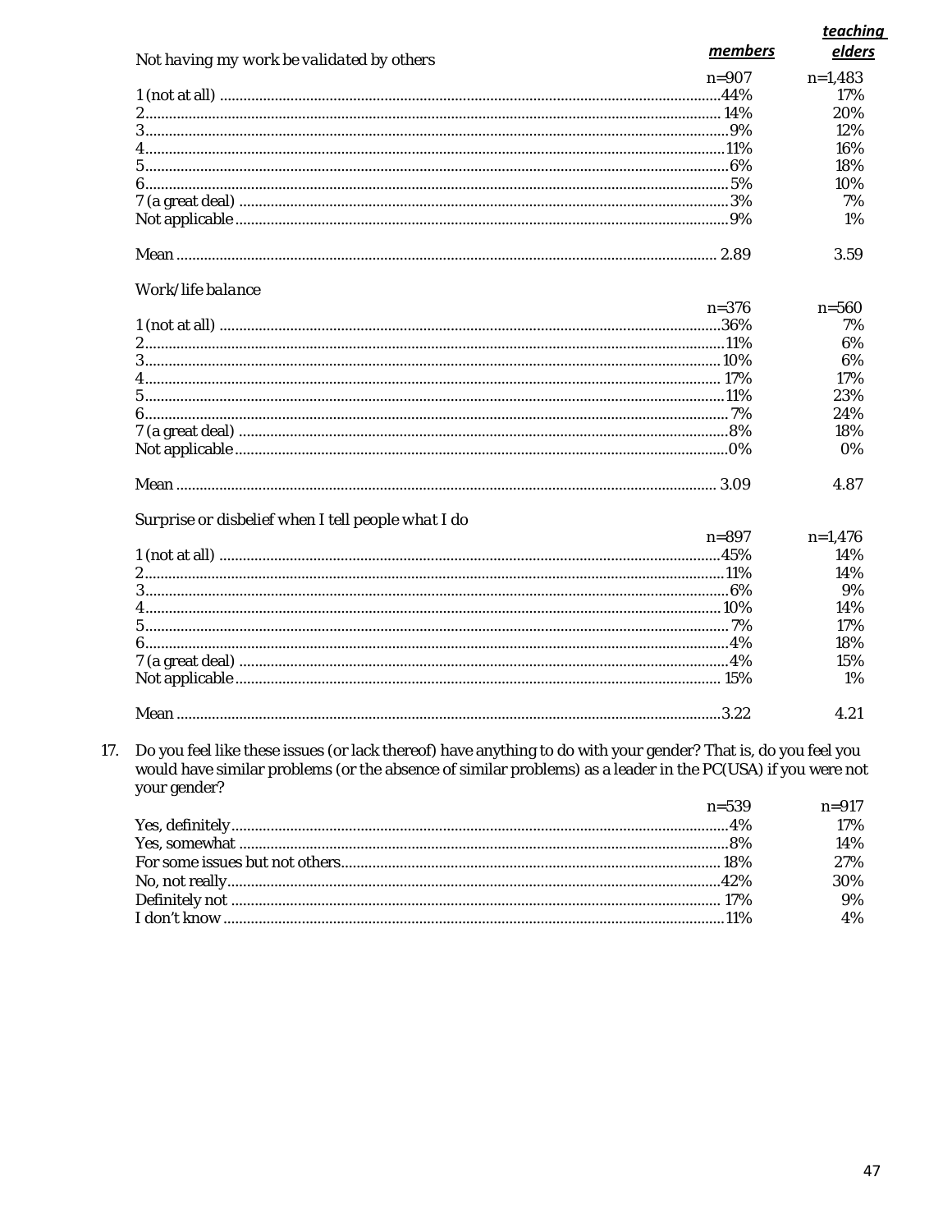*Not having my work be validated by others*

| | ***members*** | ***teaching elders*** |
|---|---|---|
| | n=907 | n=1,483 |
| 1 (not at all) | 44% | 17% |
| 2 | 14% | 20% |
| 3 | 9% | 12% |
| 4 | 11% | 16% |
| 5 | 6% | 18% |
| 6 | 5% | 10% |
| 7 (a great deal) | 3% | 7% |
| Not applicable | 9% | 1% |
| Mean | 2.89 | 3.59 |

*Work/life balance*

| | ***members*** | ***teaching elders*** |
|---|---|---|
| | n=376 | n=560 |
| 1 (not at all) | 36% | 7% |
| 2 | 11% | 6% |
| 3 | 10% | 6% |
| 4 | 17% | 17% |
| 5 | 11% | 23% |
| 6 | 7% | 24% |
| 7 (a great deal) | 8% | 18% |
| Not applicable | 0% | 0% |
| Mean | 3.09 | 4.87 |

*Surprise or disbelief when I tell people what I do*

| | ***members*** | ***teaching elders*** |
|---|---|---|
| | n=897 | n=1,476 |
| 1 (not at all) | 45% | 14% |
| 2 | 11% | 14% |
| 3 | 6% | 9% |
| 4 | 10% | 14% |
| 5 | 7% | 17% |
| 6 | 4% | 18% |
| 7 (a great deal) | 4% | 15% |
| Not applicable | 15% | 1% |
| Mean | 3.22 | 4.21 |

17. Do you feel like these issues (or lack thereof) have anything to do with your gender? That is, do you feel you would have similar problems (or the absence of similar problems) as a leader in the PC(USA) if you were not your gender?

| | ***members*** | ***teaching elders*** |
|---|---|---|
| | n=539 | n=917 |
| Yes, definitely | 4% | 17% |
| Yes, somewhat | 8% | 14% |
| For some issues but not others | 18% | 27% |
| No, not really | 42% | 30% |
| Definitely not | 17% | 9% |
| I don't know | 11% | 4% |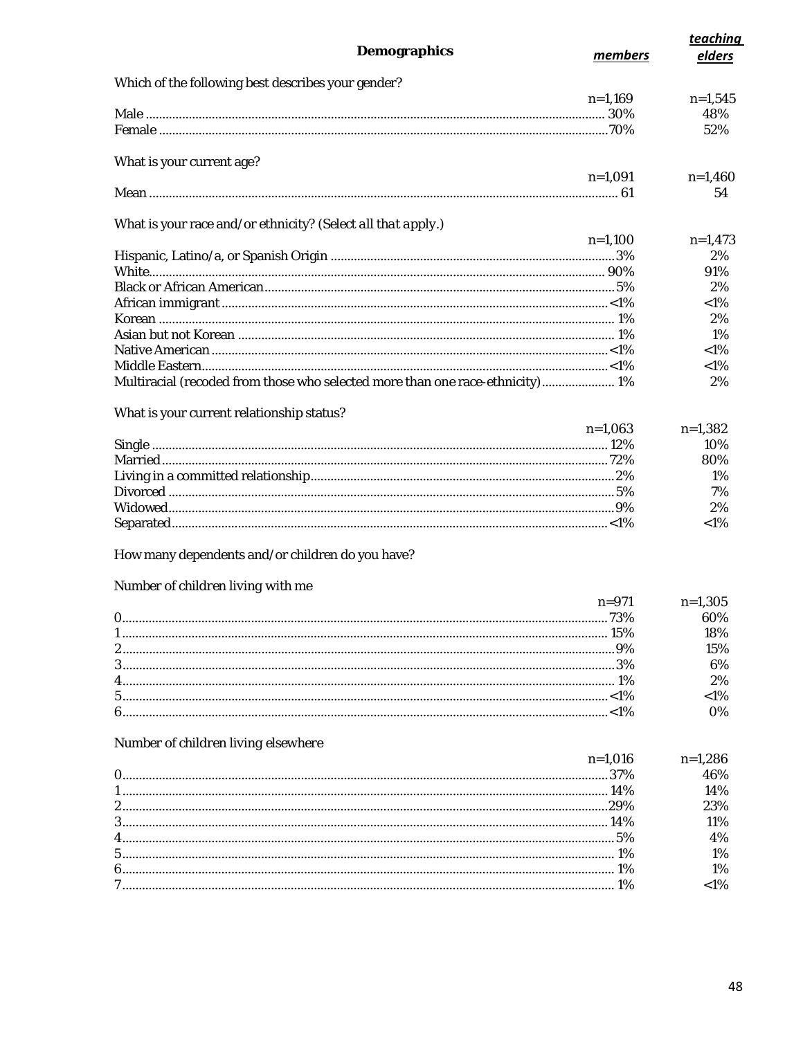## Demographics

| | members | teaching elders |
|---|---|---|
| **Which of the following best describes your gender?** | | |
| | n=1,169 | n=1,545 |
| Male | 30% | 48% |
| Female | 70% | 52% |
| **What is your current age?** | | |
| | n=1,091 | n=1,460 |
| Mean | 61 | 54 |
| **What is your race and/or ethnicity? (*Select all that apply.*)** | | |
| | n=1,100 | n=1,473 |
| Hispanic, Latino/a, or Spanish Origin | 3% | 2% |
| White | 90% | 91% |
| Black or African American | 5% | 2% |
| African immigrant | <1% | <1% |
| Korean | 1% | 2% |
| Asian but not Korean | 1% | 1% |
| Native American | <1% | <1% |
| Middle Eastern | <1% | <1% |
| Multiracial (recoded from those who selected more than one race-ethnicity) | 1% | 2% |
| **What is your current relationship status?** | | |
| | n=1,063 | n=1,382 |
| Single | 12% | 10% |
| Married | 72% | 80% |
| Living in a committed relationship | 2% | 1% |
| Divorced | 5% | 7% |
| Widowed | 9% | 2% |
| Separated | <1% | <1% |
| **How many dependents and/or children do you have?** | | |
| *Number of children living with me* | | |
| | n=971 | n=1,305 |
| 0 | 73% | 60% |
| 1 | 15% | 18% |
| 2 | 9% | 15% |
| 3 | 3% | 6% |
| 4 | 1% | 2% |
| 5 | <1% | <1% |
| 6 | <1% | 0% |
| *Number of children living elsewhere* | | |
| | n=1,016 | n=1,286 |
| 0 | 37% | 46% |
| 1 | 14% | 14% |
| 2 | 29% | 23% |
| 3 | 14% | 11% |
| 4 | 5% | 4% |
| 5 | 1% | 1% |
| 6 | 1% | 1% |
| 7 | 1% | <1% |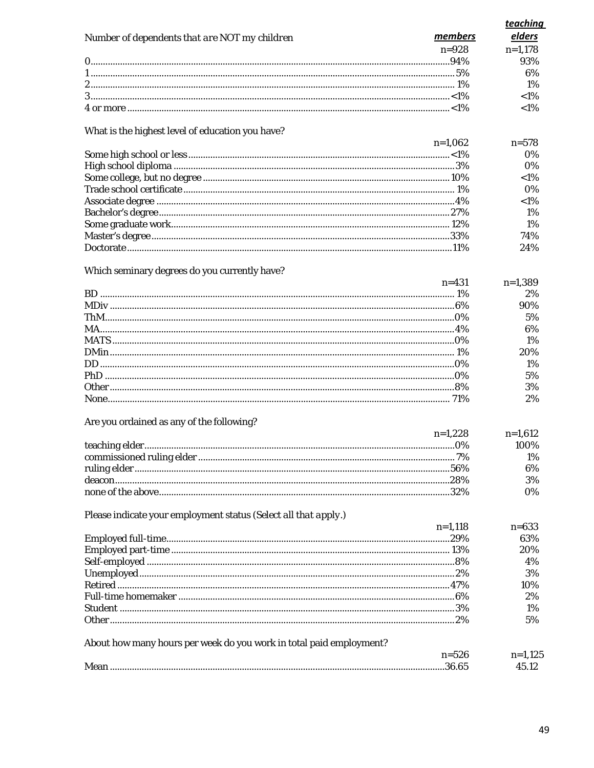| Number of dependents that are NOT my children | members | teaching elders |
|---|---|---|
| | n=928 | n=1,178 |
| 0 | 94% | 93% |
| 1 | 5% | 6% |
| 2 | 1% | 1% |
| 3 | <1% | <1% |
| 4 or more | <1% | <1% |

| What is the highest level of education you have? | members | teaching elders |
|---|---|---|
| | n=1,062 | n=578 |
| Some high school or less | <1% | 0% |
| High school diploma | 3% | 0% |
| Some college, but no degree | 10% | <1% |
| Trade school certificate | 1% | 0% |
| Associate degree | 4% | <1% |
| Bachelor's degree | 27% | 1% |
| Some graduate work | 12% | 1% |
| Master's degree | 33% | 74% |
| Doctorate | 11% | 24% |

| Which seminary degrees do you currently have? | members | teaching elders |
|---|---|---|
| | n=431 | n=1,389 |
| BD | 1% | 2% |
| MDiv | 6% | 90% |
| ThM | 0% | 5% |
| MA | 4% | 6% |
| MATS | 0% | 1% |
| DMin | 1% | 20% |
| DD | 0% | 1% |
| PhD | 0% | 5% |
| Other | 8% | 3% |
| None | 71% | 2% |

| Are you ordained as any of the following? | members | teaching elders |
|---|---|---|
| | n=1,228 | n=1,612 |
| teaching elder | 0% | 100% |
| commissioned ruling elder | 7% | 1% |
| ruling elder | 56% | 6% |
| deacon | 28% | 3% |
| none of the above | 32% | 0% |

| Please indicate your employment status (Select all that apply.) | members | teaching elders |
|---|---|---|
| | n=1,118 | n=633 |
| Employed full-time | 29% | 63% |
| Employed part-time | 13% | 20% |
| Self-employed | 8% | 4% |
| Unemployed | 2% | 3% |
| Retired | 47% | 10% |
| Full-time homemaker | 6% | 2% |
| Student | 3% | 1% |
| Other | 2% | 5% |

| About how many hours per week do you work in total paid employment? | members | teaching elders |
|---|---|---|
| | n=526 | n=1,125 |
| Mean | 36.65 | 45.12 |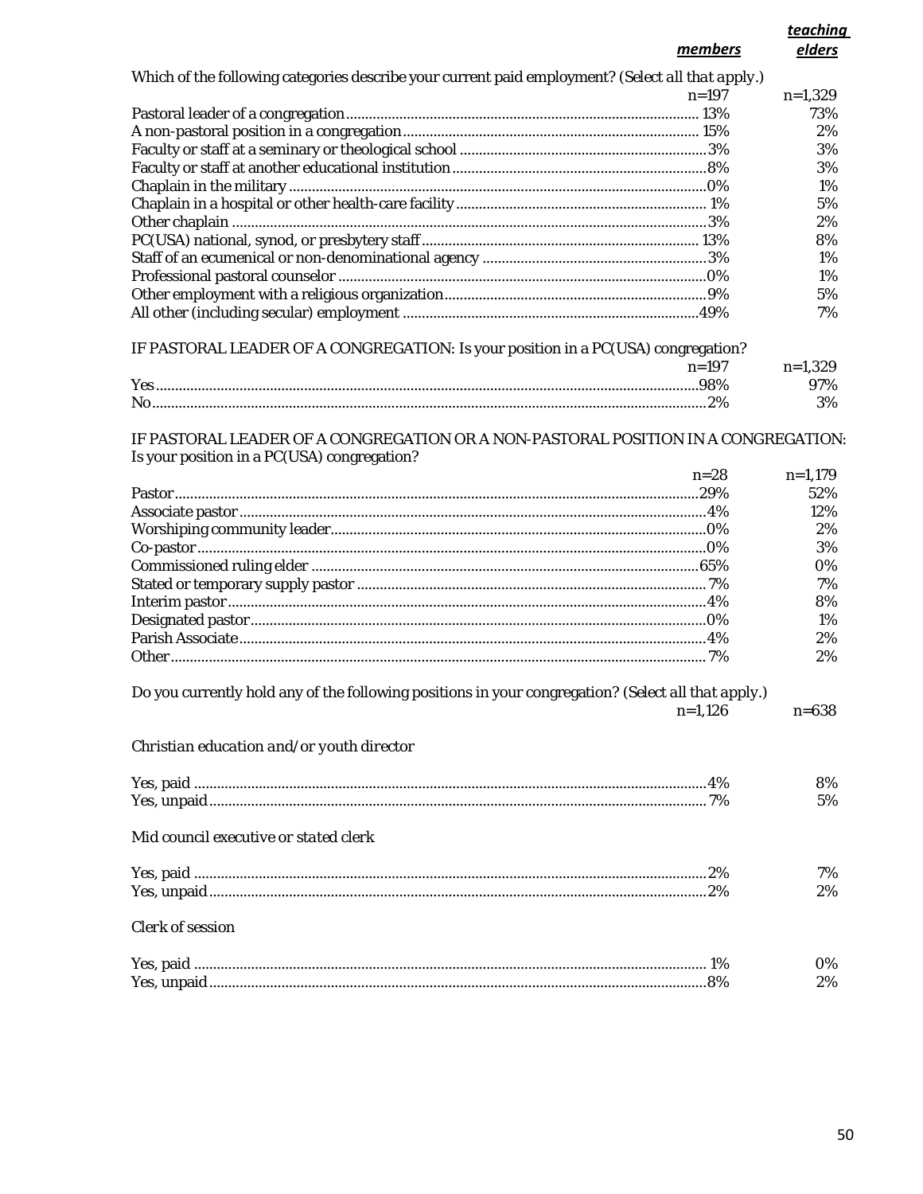| | members | teaching elders |
|---|---|---|
| Which of the following categories describe your current paid employment? *(Select all that apply.)* | | |
| | n=197 | n=1,329 |
| Pastoral leader of a congregation | 13% | 73% |
| A non-pastoral position in a congregation | 15% | 2% |
| Faculty or staff at a seminary or theological school | 3% | 3% |
| Faculty or staff at another educational institution | 8% | 3% |
| Chaplain in the military | 0% | 1% |
| Chaplain in a hospital or other health-care facility | 1% | 5% |
| Other chaplain | 3% | 2% |
| PC(USA) national, synod, or presbytery staff | 13% | 8% |
| Staff of an ecumenical or non-denominational agency | 3% | 1% |
| Professional pastoral counselor | 0% | 1% |
| Other employment with a religious organization | 9% | 5% |
| All other (including secular) employment | 49% | 7% |

| IF PASTORAL LEADER OF A CONGREGATION: Is your position in a PC(USA) congregation? | members | teaching elders |
|---|---|---|
| | n=197 | n=1,329 |
| Yes | 98% | 97% |
| No | 2% | 3% |

| IF PASTORAL LEADER OF A CONGREGATION OR A NON-PASTORAL POSITION IN A CONGREGATION: Is your position in a PC(USA) congregation? | members | teaching elders |
|---|---|---|
| | n=28 | n=1,179 |
| Pastor | 29% | 52% |
| Associate pastor | 4% | 12% |
| Worshiping community leader | 0% | 2% |
| Co-pastor | 0% | 3% |
| Commissioned ruling elder | 65% | 0% |
| Stated or temporary supply pastor | 7% | 7% |
| Interim pastor | 4% | 8% |
| Designated pastor | 0% | 1% |
| Parish Associate | 4% | 2% |
| Other | 7% | 2% |

| Do you currently hold any of the following positions in your congregation? *(Select all that apply.)* | members | teaching elders |
|---|---|---|
| | n=1,126 | n=638 |
| *Christian education and/or youth director* | | |
| Yes, paid | 4% | 8% |
| Yes, unpaid | 7% | 5% |
| *Mid council executive or stated clerk* | | |
| Yes, paid | 2% | 7% |
| Yes, unpaid | 2% | 2% |
| *Clerk of session* | | |
| Yes, paid | 1% | 0% |
| Yes, unpaid | 8% | 2% |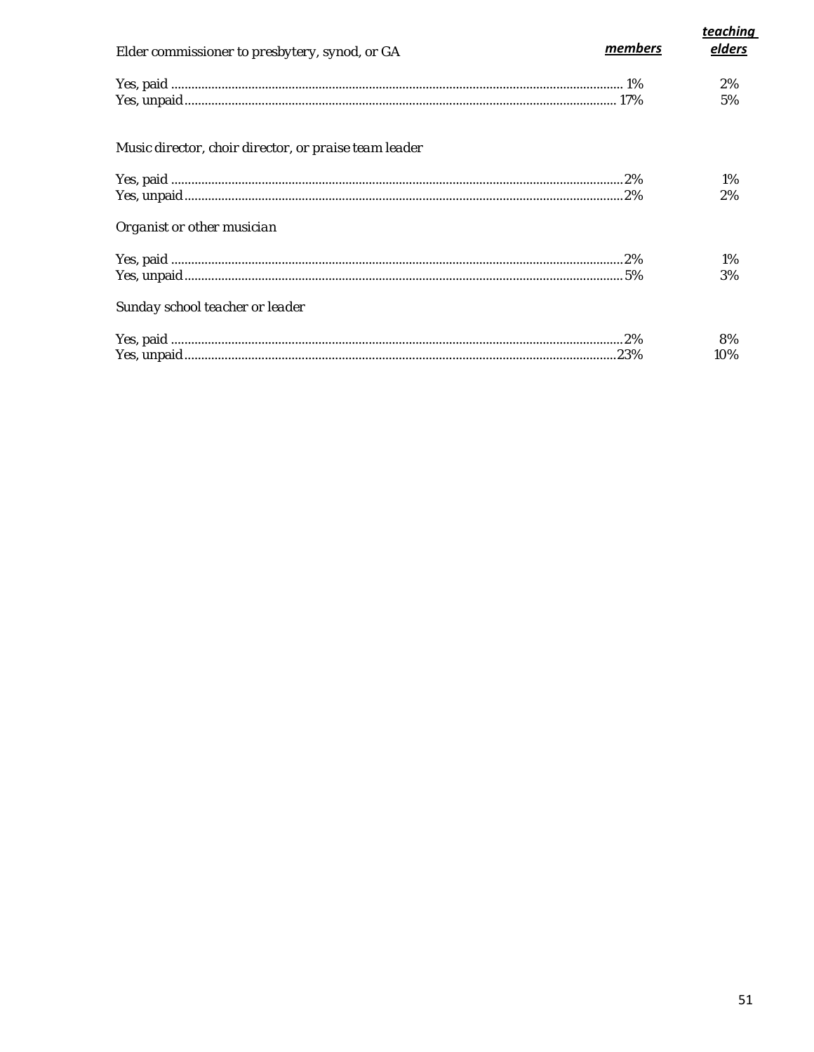| Elder commissioner to presbytery, synod, or GA | ***members*** | ***teaching elders*** |
|---|---|---|
| Yes, paid | 1% | 2% |
| Yes, unpaid | 17% | 5% |
| *Music director, choir director, or praise team leader* | | |
| Yes, paid | 2% | 1% |
| Yes, unpaid | 2% | 2% |
| *Organist or other musician* | | |
| Yes, paid | 2% | 1% |
| Yes, unpaid | 5% | 3% |
| *Sunday school teacher or leader* | | |
| Yes, paid | 2% | 8% |
| Yes, unpaid | 23% | 10% |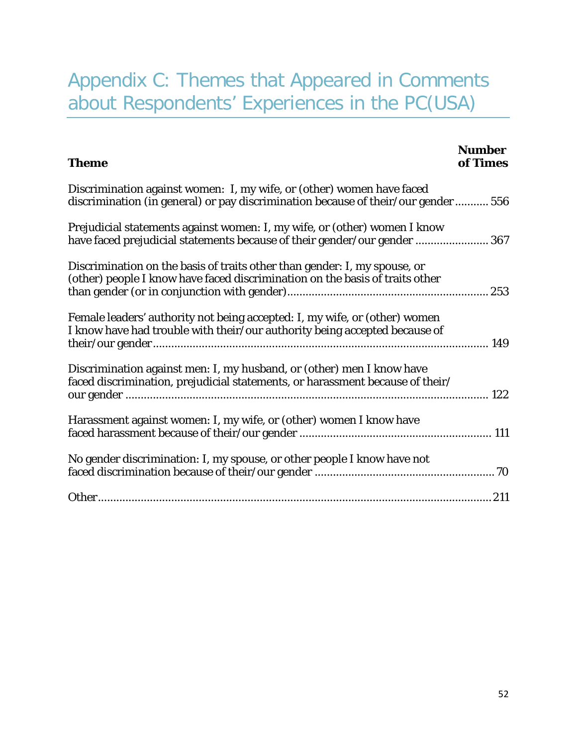# Appendix C: Themes that Appeared in Comments about Respondents' Experiences in the PC(USA)

| Theme | Number of Times |
|---|---|
| Discrimination against women: I, my wife, or (other) women have faced discrimination (in general) or pay discrimination because of their/our gender | 556 |
| Prejudicial statements against women: I, my wife, or (other) women I know have faced prejudicial statements because of their gender/our gender | 367 |
| Discrimination on the basis of traits other than gender: I, my spouse, or (other) people I know have faced discrimination on the basis of traits other than gender (or in conjunction with gender) | 253 |
| Female leaders' authority not being accepted: I, my wife, or (other) women I know have had trouble with their/our authority being accepted because of their/our gender | 149 |
| Discrimination against men: I, my husband, or (other) men I know have faced discrimination, prejudicial statements, or harassment because of their/our gender | 122 |
| Harassment against women: I, my wife, or (other) women I know have faced harassment because of their/our gender | 111 |
| No gender discrimination: I, my spouse, or other people I know have not faced discrimination because of their/our gender | 70 |
| Other | 211 |